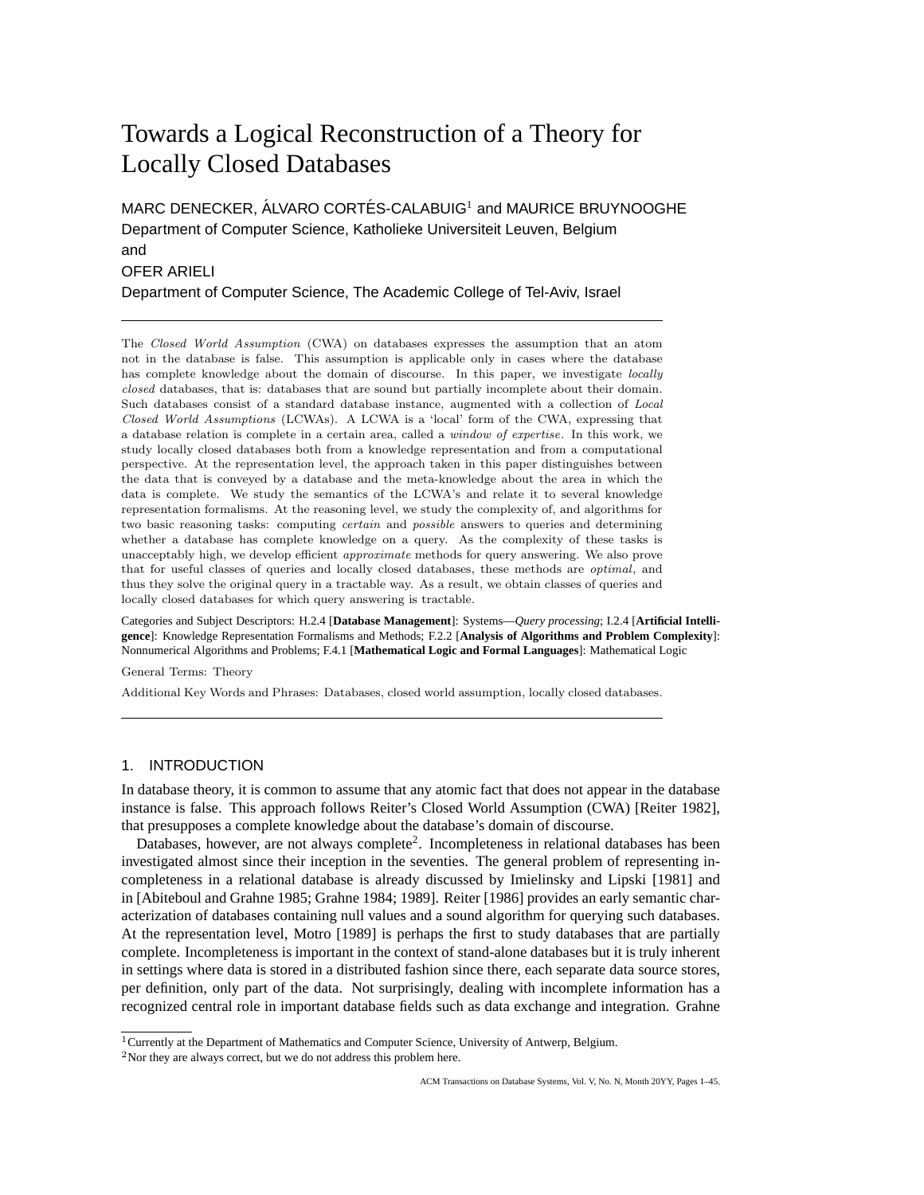# Towards a Logical Reconstruction of a Theory for Locally Closed Databases

MARC DENECKER, ÁLVARO CORTÉS-CALABUIG[1] and MAURICE BRUYNOOGHE
Department of Computer Science, Katholieke Universiteit Leuven, Belgium
and
OFER ARIELI
Department of Computer Science, The Academic College of Tel-Aviv, Israel

---

The *Closed World Assumption* (CWA) on databases expresses the assumption that an atom not in the database is false. This assumption is applicable only in cases where the database has complete knowledge about the domain of discourse. In this paper, we investigate *locally closed* databases, that is: databases that are sound but partially incomplete about their domain. Such databases consist of a standard database instance, augmented with a collection of *Local Closed World Assumptions* (LCWAs). A LCWA is a 'local' form of the CWA, expressing that a database relation is complete in a certain area, called a *window of expertise*. In this work, we study locally closed databases both from a knowledge representation and from a computational perspective. At the representation level, the approach taken in this paper distinguishes between the data that is conveyed by a database and the meta-knowledge about the area in which the data is complete. We study the semantics of the LCWA's and relate it to several knowledge representation formalisms. At the reasoning level, we study the complexity of, and algorithms for two basic reasoning tasks: computing *certain* and *possible* answers to queries and determining whether a database has complete knowledge on a query. As the complexity of these tasks is unacceptably high, we develop efficient *approximate* methods for query answering. We also prove that for useful classes of queries and locally closed databases, these methods are *optimal*, and thus they solve the original query in a tractable way. As a result, we obtain classes of queries and locally closed databases for which query answering is tractable.

Categories and Subject Descriptors: H.2.4 [**Database Management**]: Systems—*Query processing*; I.2.4 [**Artificial Intelligence**]: Knowledge Representation Formalisms and Methods; F.2.2 [**Analysis of Algorithms and Problem Complexity**]: Nonnumerical Algorithms and Problems; F.4.1 [**Mathematical Logic and Formal Languages**]: Mathematical Logic

General Terms: Theory

Additional Key Words and Phrases: Databases, closed world assumption, locally closed databases.

---

## 1. INTRODUCTION

In database theory, it is common to assume that any atomic fact that does not appear in the database instance is false. This approach follows Reiter's Closed World Assumption (CWA) [Reiter 1982], that presupposes a complete knowledge about the database's domain of discourse.

Databases, however, are not always complete[2]. Incompleteness in relational databases has been investigated almost since their inception in the seventies. The general problem of representing incompleteness in a relational database is already discussed by Imielinsky and Lipski [1981] and in [Abiteboul and Grahne 1985; Grahne 1984; 1989]. Reiter [1986] provides an early semantic characterization of databases containing null values and a sound algorithm for querying such databases. At the representation level, Motro [1989] is perhaps the first to study databases that are partially complete. Incompleteness is important in the context of stand-alone databases but it is truly inherent in settings where data is stored in a distributed fashion since there, each separate data source stores, per definition, only part of the data. Not surprisingly, dealing with incomplete information has a recognized central role in important database fields such as data exchange and integration. Grahne

[1] Currently at the Department of Mathematics and Computer Science, University of Antwerp, Belgium.

[2] Nor they are always correct, but we do not address this problem here.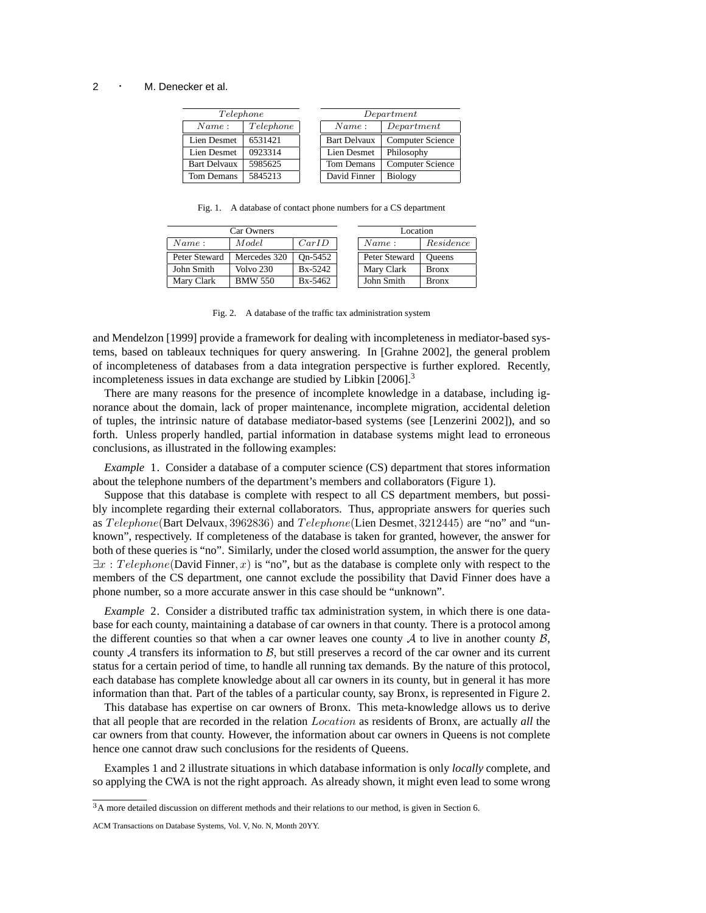| *Telephone* | |
|---|---|
| *Name* : | *Telephone* |
| Lien Desmet | 6531421 |
| Lien Desmet | 0923314 |
| Bart Delvaux | 5985625 |
| Tom Demans | 5845213 |

| *Department* | |
|---|---|
| *Name* : | *Department* |
| Bart Delvaux | Computer Science |
| Lien Desmet | Philosophy |
| Tom Demans | Computer Science |
| David Finner | Biology |

Fig. 1. A database of contact phone numbers for a CS department

| Car Owners | | |
|---|---|---|
| *Name* : | *Model* | *CarID* |
| Peter Steward | Mercedes 320 | Qn-5452 |
| John Smith | Volvo 230 | Bx-5242 |
| Mary Clark | BMW 550 | Bx-5462 |

| Location | |
|---|---|
| *Name* : | *Residence* |
| Peter Steward | Queens |
| Mary Clark | Bronx |
| John Smith | Bronx |

Fig. 2. A database of the traffic tax administration system

and Mendelzon [1999] provide a framework for dealing with incompleteness in mediator-based systems, based on tableaux techniques for query answering. In [Grahne 2002], the general problem of incompleteness of databases from a data integration perspective is further explored. Recently, incompleteness issues in data exchange are studied by Libkin [2006].[3]

There are many reasons for the presence of incomplete knowledge in a database, including ignorance about the domain, lack of proper maintenance, incomplete migration, accidental deletion of tuples, the intrinsic nature of database mediator-based systems (see [Lenzerini 2002]), and so forth. Unless properly handled, partial information in database systems might lead to erroneous conclusions, as illustrated in the following examples:

*Example* 1. Consider a database of a computer science (CS) department that stores information about the telephone numbers of the department's members and collaborators (Figure 1).

Suppose that this database is complete with respect to all CS department members, but possibly incomplete regarding their external collaborators. Thus, appropriate answers for queries such as $Telephone(\text{Bart Delvaux}, 3962836)$ and $Telephone(\text{Lien Desmet}, 3212445)$ are "no" and "unknown", respectively. If completeness of the database is taken for granted, however, the answer for both of these queries is "no". Similarly, under the closed world assumption, the answer for the query $\exists x : Telephone(\text{David Finner}, x)$ is "no", but as the database is complete only with respect to the members of the CS department, one cannot exclude the possibility that David Finner does have a phone number, so a more accurate answer in this case should be "unknown".

*Example* 2. Consider a distributed traffic tax administration system, in which there is one database for each county, maintaining a database of car owners in that county. There is a protocol among the different counties so that when a car owner leaves one county $\mathcal{A}$ to live in another county $\mathcal{B}$, county $\mathcal{A}$ transfers its information to $\mathcal{B}$, but still preserves a record of the car owner and its current status for a certain period of time, to handle all running tax demands. By the nature of this protocol, each database has complete knowledge about all car owners in its county, but in general it has more information than that. Part of the tables of a particular county, say Bronx, is represented in Figure 2.

This database has expertise on car owners of Bronx. This meta-knowledge allows us to derive that all people that are recorded in the relation $Location$ as residents of Bronx, are actually *all* the car owners from that county. However, the information about car owners in Queens is not complete hence one cannot draw such conclusions for the residents of Queens.

Examples 1 and 2 illustrate situations in which database information is only *locally* complete, and so applying the CWA is not the right approach. As already shown, it might even lead to some wrong

[3] A more detailed discussion on different methods and their relations to our method, is given in Section 6.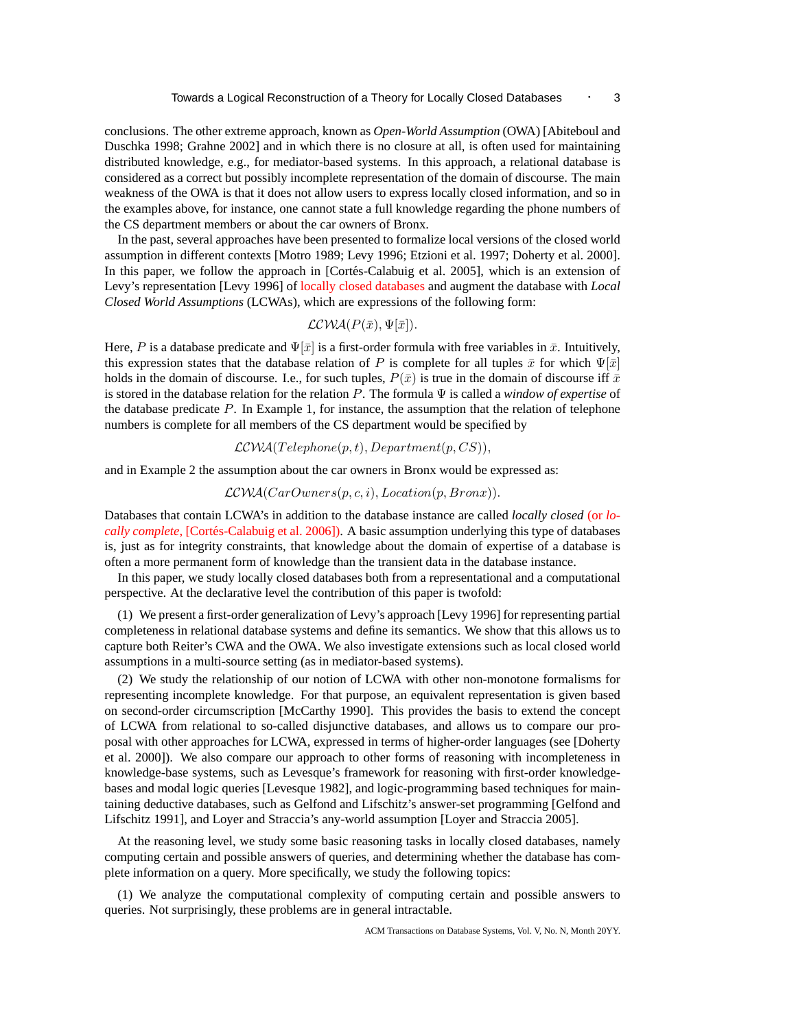conclusions. The other extreme approach, known as *Open-World Assumption* (OWA) [Abiteboul and Duschka 1998; Grahne 2002] and in which there is no closure at all, is often used for maintaining distributed knowledge, e.g., for mediator-based systems. In this approach, a relational database is considered as a correct but possibly incomplete representation of the domain of discourse. The main weakness of the OWA is that it does not allow users to express locally closed information, and so in the examples above, for instance, one cannot state a full knowledge regarding the phone numbers of the CS department members or about the car owners of Bronx.

In the past, several approaches have been presented to formalize local versions of the closed world assumption in different contexts [Motro 1989; Levy 1996; Etzioni et al. 1997; Doherty et al. 2000]. In this paper, we follow the approach in [Cortés-Calabuig et al. 2005], which is an extension of Levy's representation [Levy 1996] of locally closed databases and augment the database with *Local Closed World Assumptions* (LCWAs), which are expressions of the following form:

$$\mathcal{LCWA}(P(\bar{x}), \Psi[\bar{x}]).$$

Here, $P$ is a database predicate and $\Psi[\bar{x}]$ is a first-order formula with free variables in $\bar{x}$. Intuitively, this expression states that the database relation of $P$ is complete for all tuples $\bar{x}$ for which $\Psi[\bar{x}]$ holds in the domain of discourse. I.e., for such tuples, $P(\bar{x})$ is true in the domain of discourse iff $\bar{x}$ is stored in the database relation for the relation $P$. The formula $\Psi$ is called a *window of expertise* of the database predicate $P$. In Example 1, for instance, the assumption that the relation of telephone numbers is complete for all members of the CS department would be specified by

$$\mathcal{LCWA}(Telephone(p,t), Department(p, CS)),$$

and in Example 2 the assumption about the car owners in Bronx would be expressed as:

$$\mathcal{LCWA}(CarOwners(p,c,i), Location(p, Bronx)).$$

Databases that contain LCWA's in addition to the database instance are called *locally closed* (or *locally complete*, [Cortés-Calabuig et al. 2006]). A basic assumption underlying this type of databases is, just as for integrity constraints, that knowledge about the domain of expertise of a database is often a more permanent form of knowledge than the transient data in the database instance.

In this paper, we study locally closed databases both from a representational and a computational perspective. At the declarative level the contribution of this paper is twofold:

(1) We present a first-order generalization of Levy's approach [Levy 1996] for representing partial completeness in relational database systems and define its semantics. We show that this allows us to capture both Reiter's CWA and the OWA. We also investigate extensions such as local closed world assumptions in a multi-source setting (as in mediator-based systems).

(2) We study the relationship of our notion of LCWA with other non-monotone formalisms for representing incomplete knowledge. For that purpose, an equivalent representation is given based on second-order circumscription [McCarthy 1990]. This provides the basis to extend the concept of LCWA from relational to so-called disjunctive databases, and allows us to compare our proposal with other approaches for LCWA, expressed in terms of higher-order languages (see [Doherty et al. 2000]). We also compare our approach to other forms of reasoning with incompleteness in knowledge-base systems, such as Levesque's framework for reasoning with first-order knowledge-bases and modal logic queries [Levesque 1982], and logic-programming based techniques for maintaining deductive databases, such as Gelfond and Lifschitz's answer-set programming [Gelfond and Lifschitz 1991], and Loyer and Straccia's any-world assumption [Loyer and Straccia 2005].

At the reasoning level, we study some basic reasoning tasks in locally closed databases, namely computing certain and possible answers of queries, and determining whether the database has complete information on a query. More specifically, we study the following topics:

(1) We analyze the computational complexity of computing certain and possible answers to queries. Not surprisingly, these problems are in general intractable.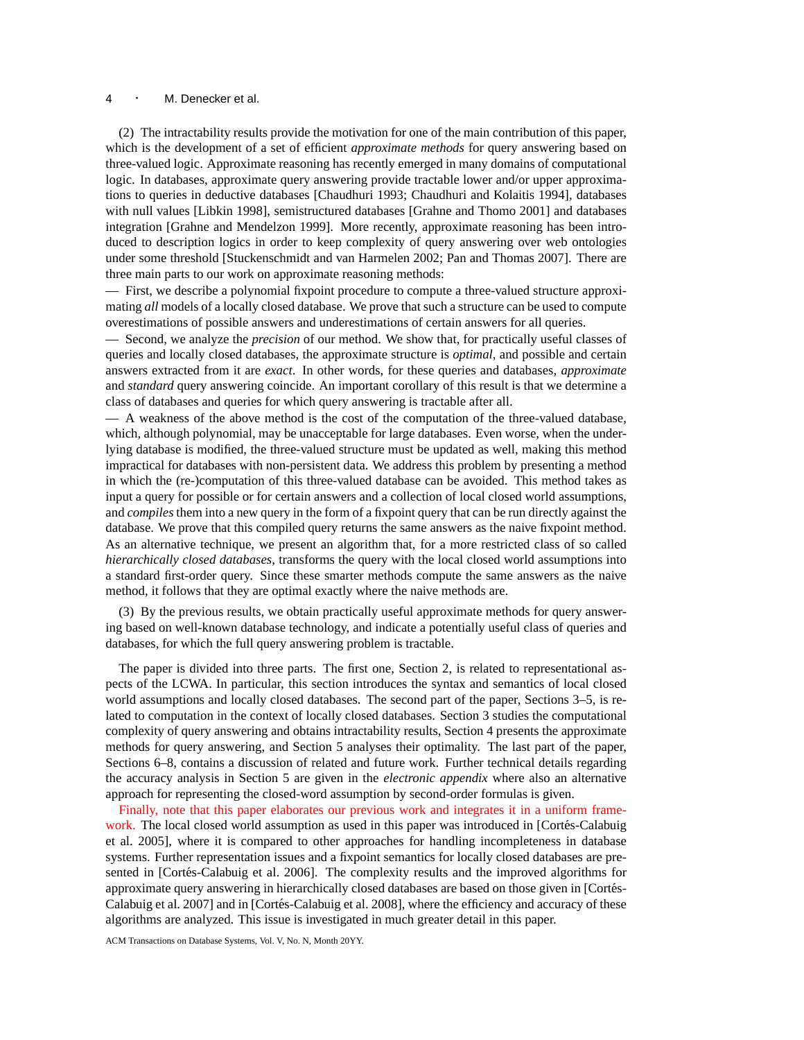(2) The intractability results provide the motivation for one of the main contribution of this paper, which is the development of a set of efficient *approximate methods* for query answering based on three-valued logic. Approximate reasoning has recently emerged in many domains of computational logic. In databases, approximate query answering provide tractable lower and/or upper approximations to queries in deductive databases [Chaudhuri 1993; Chaudhuri and Kolaitis 1994], databases with null values [Libkin 1998], semistructured databases [Grahne and Thomo 2001] and databases integration [Grahne and Mendelzon 1999]. More recently, approximate reasoning has been introduced to description logics in order to keep complexity of query answering over web ontologies under some threshold [Stuckenschmidt and van Harmelen 2002; Pan and Thomas 2007]. There are three main parts to our work on approximate reasoning methods:

— First, we describe a polynomial fixpoint procedure to compute a three-valued structure approximating *all* models of a locally closed database. We prove that such a structure can be used to compute overestimations of possible answers and underestimations of certain answers for all queries.

— Second, we analyze the *precision* of our method. We show that, for practically useful classes of queries and locally closed databases, the approximate structure is *optimal*, and possible and certain answers extracted from it are *exact*. In other words, for these queries and databases, *approximate* and *standard* query answering coincide. An important corollary of this result is that we determine a class of databases and queries for which query answering is tractable after all.

— A weakness of the above method is the cost of the computation of the three-valued database, which, although polynomial, may be unacceptable for large databases. Even worse, when the underlying database is modified, the three-valued structure must be updated as well, making this method impractical for databases with non-persistent data. We address this problem by presenting a method in which the (re-)computation of this three-valued database can be avoided. This method takes as input a query for possible or for certain answers and a collection of local closed world assumptions, and *compiles* them into a new query in the form of a fixpoint query that can be run directly against the database. We prove that this compiled query returns the same answers as the naive fixpoint method. As an alternative technique, we present an algorithm that, for a more restricted class of so called *hierarchically closed databases*, transforms the query with the local closed world assumptions into a standard first-order query. Since these smarter methods compute the same answers as the naive method, it follows that they are optimal exactly where the naive methods are.

(3) By the previous results, we obtain practically useful approximate methods for query answering based on well-known database technology, and indicate a potentially useful class of queries and databases, for which the full query answering problem is tractable.

The paper is divided into three parts. The first one, Section 2, is related to representational aspects of the LCWA. In particular, this section introduces the syntax and semantics of local closed world assumptions and locally closed databases. The second part of the paper, Sections 3–5, is related to computation in the context of locally closed databases. Section 3 studies the computational complexity of query answering and obtains intractability results, Section 4 presents the approximate methods for query answering, and Section 5 analyses their optimality. The last part of the paper, Sections 6–8, contains a discussion of related and future work. Further technical details regarding the accuracy analysis in Section 5 are given in the *electronic appendix* where also an alternative approach for representing the closed-word assumption by second-order formulas is given.

Finally, note that this paper elaborates our previous work and integrates it in a uniform framework. The local closed world assumption as used in this paper was introduced in [Cortés-Calabuig et al. 2005], where it is compared to other approaches for handling incompleteness in database systems. Further representation issues and a fixpoint semantics for locally closed databases are presented in [Cortés-Calabuig et al. 2006]. The complexity results and the improved algorithms for approximate query answering in hierarchically closed databases are based on those given in [Cortés-Calabuig et al. 2007] and in [Cortés-Calabuig et al. 2008], where the efficiency and accuracy of these algorithms are analyzed. This issue is investigated in much greater detail in this paper.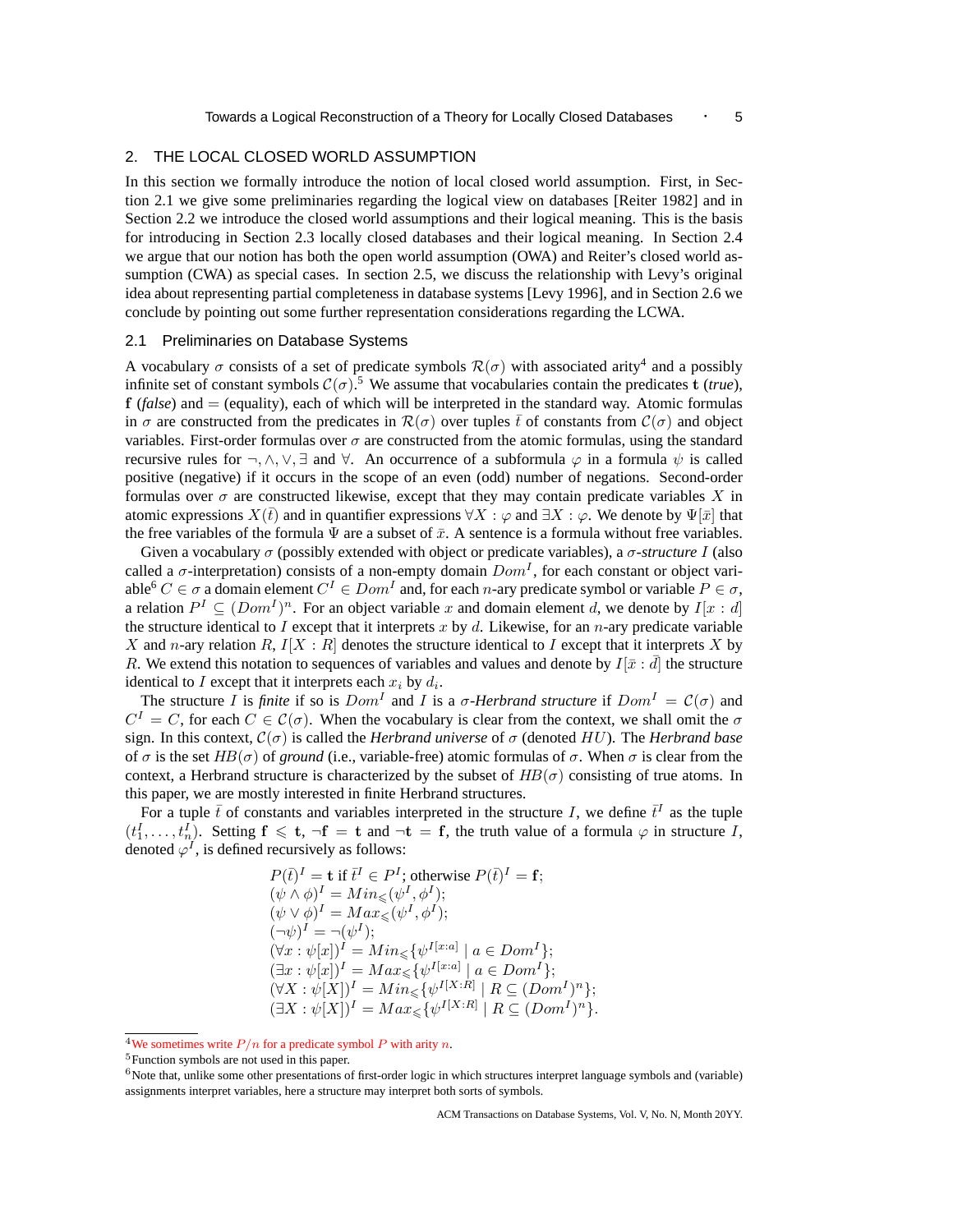## 2. THE LOCAL CLOSED WORLD ASSUMPTION

In this section we formally introduce the notion of local closed world assumption. First, in Section 2.1 we give some preliminaries regarding the logical view on databases [Reiter 1982] and in Section 2.2 we introduce the closed world assumptions and their logical meaning. This is the basis for introducing in Section 2.3 locally closed databases and their logical meaning. In Section 2.4 we argue that our notion has both the open world assumption (OWA) and Reiter's closed world assumption (CWA) as special cases. In section 2.5, we discuss the relationship with Levy's original idea about representing partial completeness in database systems [Levy 1996], and in Section 2.6 we conclude by pointing out some further representation considerations regarding the LCWA.

### 2.1 Preliminaries on Database Systems

A vocabulary $\sigma$ consists of a set of predicate symbols $\mathcal{R}(\sigma)$ with associated arity[4] and a possibly infinite set of constant symbols $\mathcal{C}(\sigma)$.[5] We assume that vocabularies contain the predicates $\mathbf{t}$ (*true*), $\mathbf{f}$ (*false*) and $=$ (equality), each of which will be interpreted in the standard way. Atomic formulas in $\sigma$ are constructed from the predicates in $\mathcal{R}(\sigma)$ over tuples $\bar{t}$ of constants from $\mathcal{C}(\sigma)$ and object variables. First-order formulas over $\sigma$ are constructed from the atomic formulas, using the standard recursive rules for $\neg, \wedge, \vee, \exists$ and $\forall$. An occurrence of a subformula $\varphi$ in a formula $\psi$ is called positive (negative) if it occurs in the scope of an even (odd) number of negations. Second-order formulas over $\sigma$ are constructed likewise, except that they may contain predicate variables $X$ in atomic expressions $X(\bar{t})$ and in quantifier expressions $\forall X : \varphi$ and $\exists X : \varphi$. We denote by $\Psi[\bar{x}]$ that the free variables of the formula $\Psi$ are a subset of $\bar{x}$. A sentence is a formula without free variables.

Given a vocabulary $\sigma$ (possibly extended with object or predicate variables), a *$\sigma$-structure* $I$ (also called a $\sigma$-interpretation) consists of a non-empty domain $Dom^I$, for each constant or object variable[6] $C \in \sigma$ a domain element $C^I \in Dom^I$ and, for each $n$-ary predicate symbol or variable $P \in \sigma$, a relation $P^I \subseteq (Dom^I)^n$. For an object variable $x$ and domain element $d$, we denote by $I[x : d]$ the structure identical to $I$ except that it interprets $x$ by $d$. Likewise, for an $n$-ary predicate variable $X$ and $n$-ary relation $R$, $I[X : R]$ denotes the structure identical to $I$ except that it interprets $X$ by $R$. We extend this notation to sequences of variables and values and denote by $I[\bar{x} : \bar{d}]$ the structure identical to $I$ except that it interprets each $x_i$ by $d_i$.

The structure $I$ is *finite* if so is $Dom^I$ and $I$ is a *$\sigma$-Herbrand structure* if $Dom^I = \mathcal{C}(\sigma)$ and $C^I = C$, for each $C \in \mathcal{C}(\sigma)$. When the vocabulary is clear from the context, we shall omit the $\sigma$ sign. In this context, $\mathcal{C}(\sigma)$ is called the *Herbrand universe* of $\sigma$ (denoted $HU$). The *Herbrand base* of $\sigma$ is the set $HB(\sigma)$ of *ground* (i.e., variable-free) atomic formulas of $\sigma$. When $\sigma$ is clear from the context, a Herbrand structure is characterized by the subset of $HB(\sigma)$ consisting of true atoms. In this paper, we are mostly interested in finite Herbrand structures.

For a tuple $\bar{t}$ of constants and variables interpreted in the structure $I$, we define $\bar{t}^I$ as the tuple $(t_1^I, \ldots, t_n^I)$. Setting $\mathbf{f} \leqslant \mathbf{t}$, $\neg\mathbf{f} = \mathbf{t}$ and $\neg\mathbf{t} = \mathbf{f}$, the truth value of a formula $\varphi$ in structure $I$, denoted $\varphi^I$, is defined recursively as follows:

$$
\begin{aligned}
&P(\bar{t})^I = \mathbf{t} \text{ if } \bar{t}^I \in P^I\text{; otherwise } P(\bar{t})^I = \mathbf{f};\\
&(\psi \wedge \phi)^I = Min_{\leqslant}(\psi^I, \phi^I);\\
&(\psi \vee \phi)^I = Max_{\leqslant}(\psi^I, \phi^I);\\
&(\neg\psi)^I = \neg(\psi^I);\\
&(\forall x : \psi[x])^I = Min_{\leqslant}\{\psi^{I[x:a]} \mid a \in Dom^I\};\\
&(\exists x : \psi[x])^I = Max_{\leqslant}\{\psi^{I[x:a]} \mid a \in Dom^I\};\\
&(\forall X : \psi[X])^I = Min_{\leqslant}\{\psi^{I[X:R]} \mid R \subseteq (Dom^I)^n\};\\
&(\exists X : \psi[X])^I = Max_{\leqslant}\{\psi^{I[X:R]} \mid R \subseteq (Dom^I)^n\}.
\end{aligned}
$$

---

[4] We sometimes write $P/n$ for a predicate symbol $P$ with arity $n$.

[5] Function symbols are not used in this paper.

[6] Note that, unlike some other presentations of first-order logic in which structures interpret language symbols and (variable) assignments interpret variables, here a structure may interpret both sorts of symbols.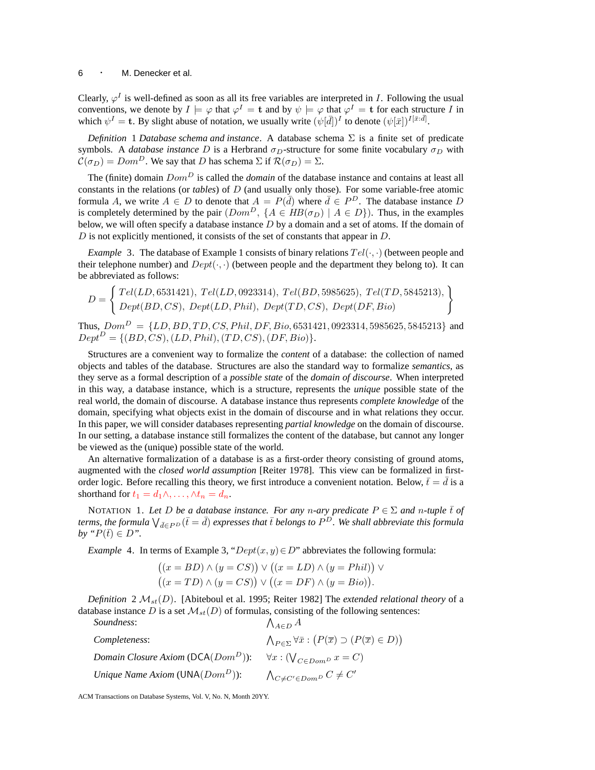Clearly, $\varphi^I$ is well-defined as soon as all its free variables are interpreted in $I$. Following the usual conventions, we denote by $I \models \varphi$ that $\varphi^I = \mathbf{t}$ and by $\psi \models \varphi$ that $\varphi^I = \mathbf{t}$ for each structure $I$ in which $\psi^I = \mathbf{t}$. By slight abuse of notation, we usually write $(\psi[\bar{d}])^I$ to denote $(\psi[\bar{x}])^{I[\bar{x}:\bar{d}]}$.

*Definition* 1 *Database schema and instance*. A database schema $\Sigma$ is a finite set of predicate symbols. A *database instance* $D$ is a Herbrand $\sigma_D$-structure for some finite vocabulary $\sigma_D$ with $\mathcal{C}(\sigma_D) = Dom^D$. We say that $D$ has schema $\Sigma$ if $\mathcal{R}(\sigma_D) = \Sigma$.

The (finite) domain $Dom^D$ is called the *domain* of the database instance and contains at least all constants in the relations (or *tables*) of $D$ (and usually only those). For some variable-free atomic formula $A$, we write $A \in D$ to denote that $A = P(\bar{d})$ where $\bar{d} \in P^D$. The database instance $D$ is completely determined by the pair $(Dom^D, \{A \in HB(\sigma_D) \mid A \in D\})$. Thus, in the examples below, we will often specify a database instance $D$ by a domain and a set of atoms. If the domain of $D$ is not explicitly mentioned, it consists of the set of constants that appear in $D$.

*Example* 3. The database of Example 1 consists of binary relations $Tel(\cdot,\cdot)$ (between people and their telephone number) and $Dept(\cdot,\cdot)$ (between people and the department they belong to). It can be abbreviated as follows:

$$D = \left\{ \begin{array}{l} Tel(LD, 6531421),\ Tel(LD, 0923314),\ Tel(BD, 5985625),\ Tel(TD, 5845213), \\ Dept(BD, CS),\ Dept(LD, Phil),\ Dept(TD, CS),\ Dept(DF, Bio) \end{array} \right\}$$

Thus, $Dom^D = \{LD, BD, TD, CS, Phil, DF, Bio, 6531421, 0923314, 5985625, 5845213\}$ and $Dept^D = \{(BD, CS), (LD, Phil), (TD, CS), (DF, Bio)\}$.

Structures are a convenient way to formalize the *content* of a database: the collection of named objects and tables of the database. Structures are also the standard way to formalize *semantics*, as they serve as a formal description of a *possible state* of the *domain of discourse*. When interpreted in this way, a database instance, which is a structure, represents the *unique* possible state of the real world, the domain of discourse. A database instance thus represents *complete knowledge* of the domain, specifying what objects exist in the domain of discourse and in what relations they occur. In this paper, we will consider databases representing *partial knowledge* on the domain of discourse. In our setting, a database instance still formalizes the content of the database, but cannot any longer be viewed as the (unique) possible state of the world.

An alternative formalization of a database is as a first-order theory consisting of ground atoms, augmented with the *closed world assumption* [Reiter 1978]. This view can be formalized in first-order logic. Before recalling this theory, we first introduce a convenient notation. Below, $\bar{t} = \bar{d}$ is a shorthand for $t_1 = d_1 \wedge, \ldots, \wedge t_n = d_n$.

NOTATION 1. *Let $D$ be a database instance. For any $n$-ary predicate $P \in \Sigma$ and $n$-tuple $\bar{t}$ of terms, the formula $\bigvee_{\bar{d} \in P^D} (\bar{t} = \bar{d})$ expresses that $\bar{t}$ belongs to $P^D$. We shall abbreviate this formula by "$P(\bar{t}) \in D$".*

*Example* 4. In terms of Example 3, "$Dept(x, y) \in D$" abbreviates the following formula:

$$\big((x = BD) \wedge (y = CS)\big) \vee \big((x = LD) \wedge (y = Phil)\big) \vee$$
$$\big((x = TD) \wedge (y = CS)\big) \vee \big((x = DF) \wedge (y = Bio)\big).$$

*Definition* 2 $\mathcal{M}_{st}(D)$. [Abiteboul et al. 1995; Reiter 1982] The *extended relational theory* of a database instance $D$ is a set $\mathcal{M}_{st}(D)$ of formulas, consisting of the following sentences:

| | |
|---|---|
| *Soundness*: | $\bigwedge_{A \in D} A$ |
| *Completeness*: | $\bigwedge_{P \in \Sigma} \forall \bar{x} : \big(P(\overline{x}) \supset (P(\overline{x}) \in D)\big)$ |
| *Domain Closure Axiom* ($\mathsf{DCA}(Dom^D)$): | $\forall x : (\bigvee_{C \in Dom^D} x = C)$ |
| *Unique Name Axiom* ($\mathsf{UNA}(Dom^D)$): | $\bigwedge_{C \neq C' \in Dom^D} C \neq C'$ |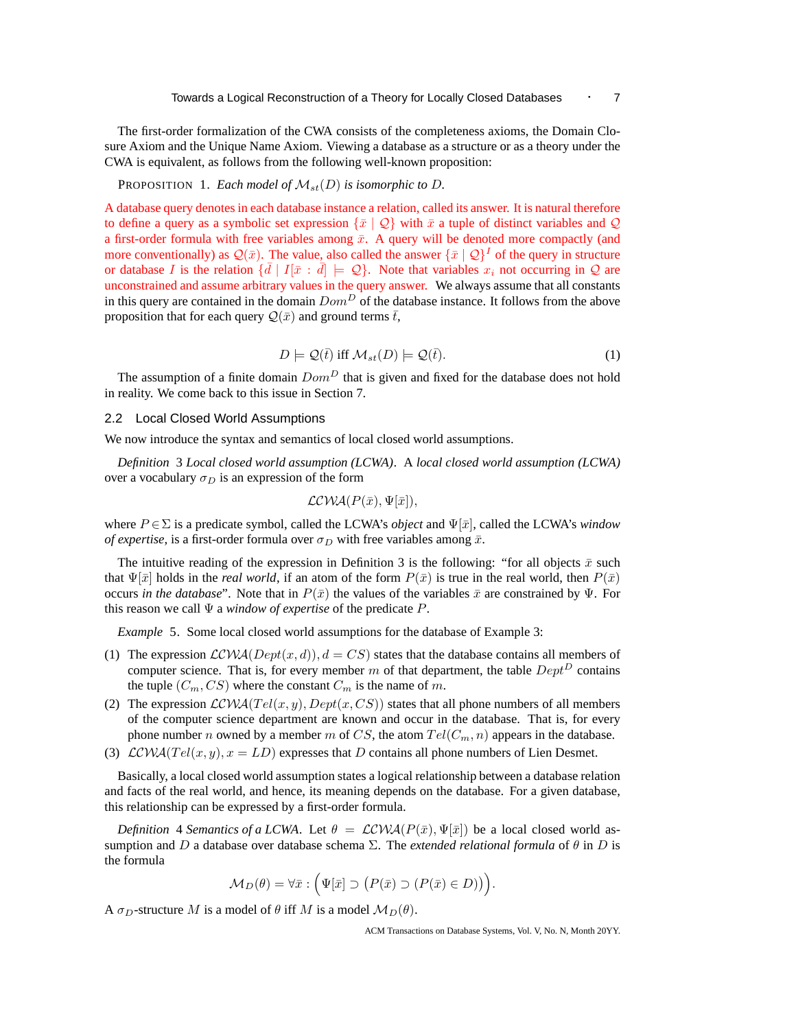The first-order formalization of the CWA consists of the completeness axioms, the Domain Closure Axiom and the Unique Name Axiom. Viewing a database as a structure or as a theory under the CWA is equivalent, as follows from the following well-known proposition:

PROPOSITION 1. *Each model of $\mathcal{M}_{st}(D)$ is isomorphic to $D$.*

A database query denotes in each database instance a relation, called its answer. It is natural therefore to define a query as a symbolic set expression $\{\bar{x} \mid \mathcal{Q}\}$ with $\bar{x}$ a tuple of distinct variables and $\mathcal{Q}$ a first-order formula with free variables among $\bar{x}$. A query will be denoted more compactly (and more conventionally) as $\mathcal{Q}(\bar{x})$. The value, also called the answer $\{\bar{x} \mid \mathcal{Q}\}^I$ of the query in structure or database $I$ is the relation $\{\bar{d} \mid I[\bar{x} : \bar{d}] \models \mathcal{Q}\}$. Note that variables $x_i$ not occurring in $\mathcal{Q}$ are unconstrained and assume arbitrary values in the query answer. We always assume that all constants in this query are contained in the domain $Dom^D$ of the database instance. It follows from the above proposition that for each query $\mathcal{Q}(\bar{x})$ and ground terms $\bar{t}$,

$$D \models \mathcal{Q}(\bar{t}) \text{ iff } \mathcal{M}_{st}(D) \models \mathcal{Q}(\bar{t}). \tag{1}$$

The assumption of a finite domain $Dom^D$ that is given and fixed for the database does not hold in reality. We come back to this issue in Section 7.

## 2.2 Local Closed World Assumptions

We now introduce the syntax and semantics of local closed world assumptions.

*Definition* 3 *Local closed world assumption (LCWA)*. A *local closed world assumption (LCWA)* over a vocabulary $\sigma_D$ is an expression of the form

$$\mathcal{LCWA}(P(\bar{x}), \Psi[\bar{x}]),$$

where $P \in \Sigma$ is a predicate symbol, called the LCWA's *object* and $\Psi[\bar{x}]$, called the LCWA's *window of expertise*, is a first-order formula over $\sigma_D$ with free variables among $\bar{x}$.

The intuitive reading of the expression in Definition 3 is the following: "for all objects $\bar{x}$ such that $\Psi[\bar{x}]$ holds in the *real world*, if an atom of the form $P(\bar{x})$ is true in the real world, then $P(\bar{x})$ occurs *in the database*". Note that in $P(\bar{x})$ the values of the variables $\bar{x}$ are constrained by $\Psi$. For this reason we call $\Psi$ a *window of expertise* of the predicate $P$.

*Example* 5. Some local closed world assumptions for the database of Example 3:

(1) The expression $\mathcal{LCWA}(Dept(x, d)), d = CS)$ states that the database contains all members of computer science. That is, for every member $m$ of that department, the table $Dept^D$ contains the tuple $(C_m, CS)$ where the constant $C_m$ is the name of $m$.
(2) The expression $\mathcal{LCWA}(Tel(x, y), Dept(x, CS))$ states that all phone numbers of all members of the computer science department are known and occur in the database. That is, for every phone number $n$ owned by a member $m$ of $CS$, the atom $Tel(C_m, n)$ appears in the database.
(3) $\mathcal{LCWA}(Tel(x, y), x = LD)$ expresses that $D$ contains all phone numbers of Lien Desmet.

Basically, a local closed world assumption states a logical relationship between a database relation and facts of the real world, and hence, its meaning depends on the database. For a given database, this relationship can be expressed by a first-order formula.

*Definition* 4 *Semantics of a LCWA*. Let $\theta = \mathcal{LCWA}(P(\bar{x}), \Psi[\bar{x}])$ be a local closed world assumption and $D$ a database over database schema $\Sigma$. The *extended relational formula* of $\theta$ in $D$ is the formula

$$\mathcal{M}_D(\theta) = \forall \bar{x} : \Big(\Psi[\bar{x}] \supset \big(P(\bar{x}) \supset (P(\bar{x}) \in D)\big)\Big).$$

A $\sigma_D$-structure $M$ is a model of $\theta$ iff $M$ is a model $\mathcal{M}_D(\theta)$.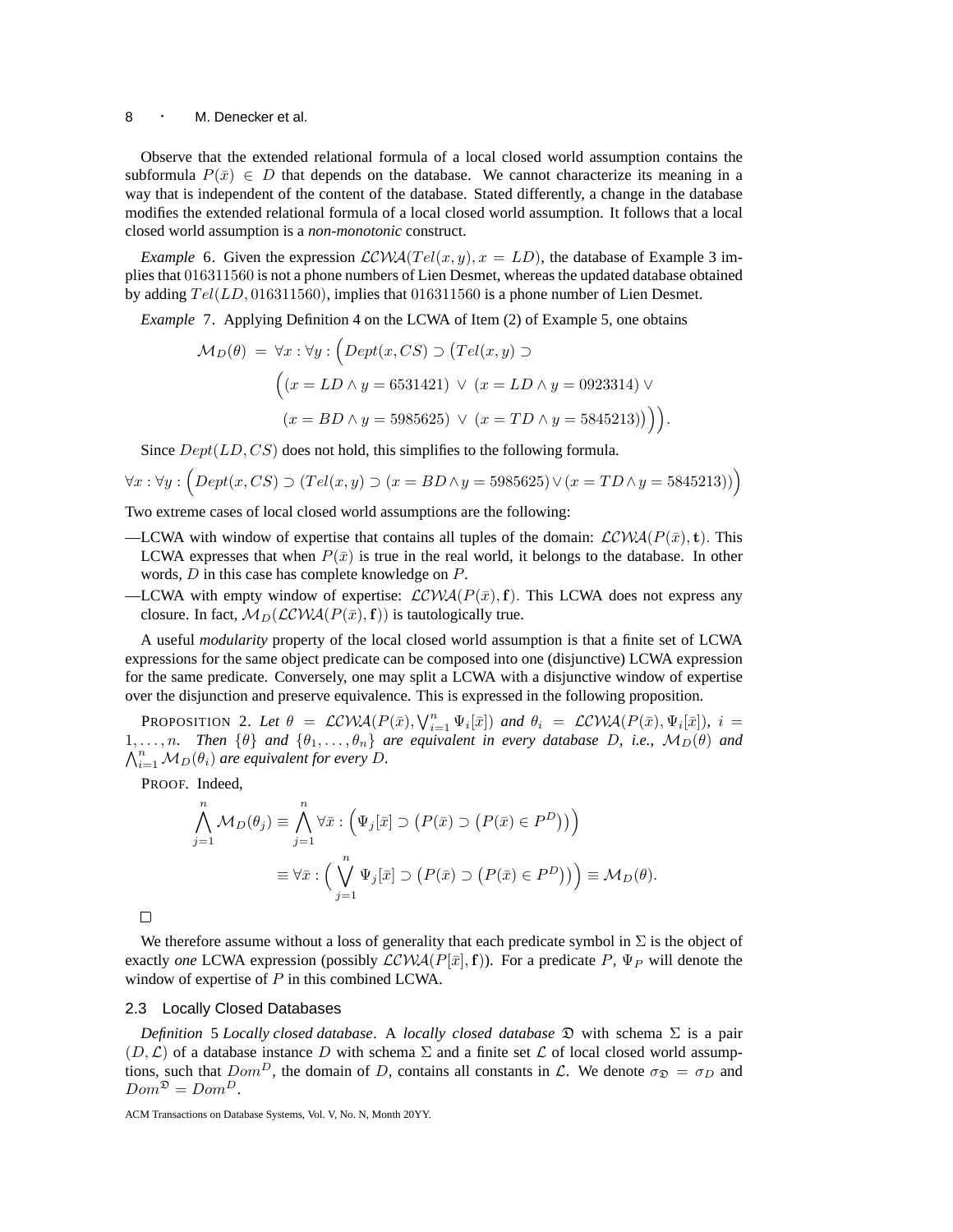Observe that the extended relational formula of a local closed world assumption contains the subformula $P(\bar{x}) \in D$ that depends on the database. We cannot characterize its meaning in a way that is independent of the content of the database. Stated differently, a change in the database modifies the extended relational formula of a local closed world assumption. It follows that a local closed world assumption is a *non-monotonic* construct.

*Example* 6. Given the expression $\mathcal{LCWA}(Tel(x, y), x = LD)$, the database of Example 3 implies that $016311560$ is not a phone numbers of Lien Desmet, whereas the updated database obtained by adding $Tel(LD, 016311560)$, implies that $016311560$ is a phone number of Lien Desmet.

*Example* 7. Applying Definition 4 on the LCWA of Item (2) of Example 5, one obtains

$$\begin{aligned}\mathcal{M}_D(\theta) \;=\; \forall x : \forall y : \Big(&Dept(x, CS) \supset \big(Tel(x, y) \supset \\ &\Big((x = LD \land y = 6531421) \;\lor\; (x = LD \land y = 0923314) \lor \\ &\;(x = BD \land y = 5985625) \;\lor\; (x = TD \land y = 5845213)\big)\Big)\Big).\end{aligned}$$

Since $Dept(LD, CS)$ does not hold, this simplifies to the following formula.

$$\forall x : \forall y : \Big(Dept(x, CS) \supset (Tel(x, y) \supset (x = BD \land y = 5985625) \lor (x = TD \land y = 5845213))\Big)$$

Two extreme cases of local closed world assumptions are the following:

—LCWA with window of expertise that contains all tuples of the domain: $\mathcal{LCWA}(P(\bar{x}), \mathbf{t})$. This LCWA expresses that when $P(\bar{x})$ is true in the real world, it belongs to the database. In other words, $D$ in this case has complete knowledge on $P$.

—LCWA with empty window of expertise: $\mathcal{LCWA}(P(\bar{x}), \mathbf{f})$. This LCWA does not express any closure. In fact, $\mathcal{M}_D(\mathcal{LCWA}(P(\bar{x}), \mathbf{f}))$ is tautologically true.

A useful *modularity* property of the local closed world assumption is that a finite set of LCWA expressions for the same object predicate can be composed into one (disjunctive) LCWA expression for the same predicate. Conversely, one may split a LCWA with a disjunctive window of expertise over the disjunction and preserve equivalence. This is expressed in the following proposition.

PROPOSITION 2. *Let* $\theta = \mathcal{LCWA}(P(\bar{x}), \bigvee_{i=1}^{n} \Psi_i[\bar{x}])$ *and* $\theta_i = \mathcal{LCWA}(P(\bar{x}), \Psi_i[\bar{x}])$, $i = 1, \ldots, n$. *Then* $\{\theta\}$ *and* $\{\theta_1, \ldots, \theta_n\}$ *are equivalent in every database* $D$, *i.e.,* $\mathcal{M}_D(\theta)$ *and* $\bigwedge_{i=1}^{n} \mathcal{M}_D(\theta_i)$ *are equivalent for every* $D$.

PROOF. Indeed,

$$\begin{aligned}\bigwedge_{j=1}^{n} \mathcal{M}_D(\theta_j) &\equiv \bigwedge_{j=1}^{n} \forall \bar{x} : \Big(\Psi_j[\bar{x}] \supset \big(P(\bar{x}) \supset \big(P(\bar{x}) \in P^D\big)\big)\Big) \\ &\equiv \forall \bar{x} : \Big(\bigvee_{j=1}^{n} \Psi_j[\bar{x}] \supset \big(P(\bar{x}) \supset \big(P(\bar{x}) \in P^D\big)\big)\Big) \equiv \mathcal{M}_D(\theta).\end{aligned}$$

□

We therefore assume without a loss of generality that each predicate symbol in $\Sigma$ is the object of exactly *one* LCWA expression (possibly $\mathcal{LCWA}(P[\bar{x}], \mathbf{f})$). For a predicate $P$, $\Psi_P$ will denote the window of expertise of $P$ in this combined LCWA.

## 2.3 Locally Closed Databases

*Definition* 5 *Locally closed database*. A *locally closed database* $\mathfrak{D}$ with schema $\Sigma$ is a pair $(D, \mathcal{L})$ of a database instance $D$ with schema $\Sigma$ and a finite set $\mathcal{L}$ of local closed world assumptions, such that $Dom^D$, the domain of $D$, contains all constants in $\mathcal{L}$. We denote $\sigma_{\mathfrak{D}} = \sigma_D$ and $Dom^{\mathfrak{D}} = Dom^D$.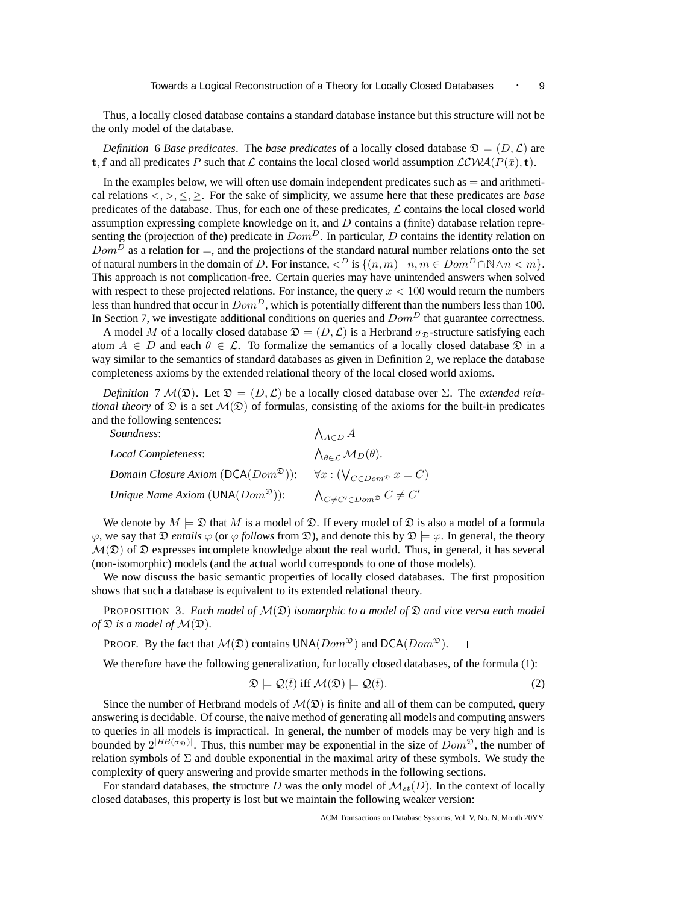Thus, a locally closed database contains a standard database instance but this structure will not be the only model of the database.

*Definition* 6 *Base predicates*. The *base predicates* of a locally closed database $\mathfrak{D} = (D, \mathcal{L})$ are $\mathbf{t}, \mathbf{f}$ and all predicates $P$ such that $\mathcal{L}$ contains the local closed world assumption $\mathcal{LCWA}(P(\bar{x}), \mathbf{t})$.

In the examples below, we will often use domain independent predicates such as $=$ and arithmetical relations $<, >, \leq, \geq$. For the sake of simplicity, we assume here that these predicates are *base* predicates of the database. Thus, for each one of these predicates, $\mathcal{L}$ contains the local closed world assumption expressing complete knowledge on it, and $D$ contains a (finite) database relation representing the (projection of the) predicate in $Dom^D$. In particular, $D$ contains the identity relation on $Dom^D$ as a relation for $=$, and the projections of the standard natural number relations onto the set of natural numbers in the domain of $D$. For instance, $<^D$ is $\{(n, m) \mid n, m \in Dom^D \cap \mathbb{N} \wedge n < m\}$. This approach is not complication-free. Certain queries may have unintended answers when solved with respect to these projected relations. For instance, the query $x < 100$ would return the numbers less than hundred that occur in $Dom^D$, which is potentially different than the numbers less than 100. In Section 7, we investigate additional conditions on queries and $Dom^D$ that guarantee correctness.

A model $M$ of a locally closed database $\mathfrak{D} = (D, \mathcal{L})$ is a Herbrand $\sigma_{\mathfrak{D}}$-structure satisfying each atom $A \in D$ and each $\theta \in \mathcal{L}$. To formalize the semantics of a locally closed database $\mathfrak{D}$ in a way similar to the semantics of standard databases as given in Definition 2, we replace the database completeness axioms by the extended relational theory of the local closed world axioms.

*Definition* 7 $\mathcal{M}(\mathfrak{D})$. Let $\mathfrak{D} = (D, \mathcal{L})$ be a locally closed database over $\Sigma$. The *extended relational theory* of $\mathfrak{D}$ is a set $\mathcal{M}(\mathfrak{D})$ of formulas, consisting of the axioms for the built-in predicates and the following sentences:

| | |
|---|---|
| *Soundness*: | $\bigwedge_{A \in D} A$ |
| *Local Completeness*: | $\bigwedge_{\theta \in \mathcal{L}} \mathcal{M}_D(\theta)$. |
| *Domain Closure Axiom* ($\mathsf{DCA}(Dom^{\mathfrak{D}})$): | $\forall x : (\bigvee_{C \in Dom^{\mathfrak{D}}} x = C)$ |
| *Unique Name Axiom* ($\mathsf{UNA}(Dom^{\mathfrak{D}})$): | $\bigwedge_{C \neq C' \in Dom^{\mathfrak{D}}} C \neq C'$ |

We denote by $M \models \mathfrak{D}$ that $M$ is a model of $\mathfrak{D}$. If every model of $\mathfrak{D}$ is also a model of a formula $\varphi$, we say that $\mathfrak{D}$ *entails* $\varphi$ (or $\varphi$ *follows* from $\mathfrak{D}$), and denote this by $\mathfrak{D} \models \varphi$. In general, the theory $\mathcal{M}(\mathfrak{D})$ of $\mathfrak{D}$ expresses incomplete knowledge about the real world. Thus, in general, it has several (non-isomorphic) models (and the actual world corresponds to one of those models).

We now discuss the basic semantic properties of locally closed databases. The first proposition shows that such a database is equivalent to its extended relational theory.

PROPOSITION 3. *Each model of $\mathcal{M}(\mathfrak{D})$ isomorphic to a model of $\mathfrak{D}$ and vice versa each model of $\mathfrak{D}$ is a model of $\mathcal{M}(\mathfrak{D})$.*

PROOF. By the fact that $\mathcal{M}(\mathfrak{D})$ contains $\mathsf{UNA}(Dom^{\mathfrak{D}})$ and $\mathsf{DCA}(Dom^{\mathfrak{D}})$. $\square$

We therefore have the following generalization, for locally closed databases, of the formula (1):

$$\mathfrak{D} \models \mathcal{Q}(\bar{t}) \text{ iff } \mathcal{M}(\mathfrak{D}) \models \mathcal{Q}(\bar{t}). \tag{2}$$

Since the number of Herbrand models of $\mathcal{M}(\mathfrak{D})$ is finite and all of them can be computed, query answering is decidable. Of course, the naive method of generating all models and computing answers to queries in all models is impractical. In general, the number of models may be very high and is bounded by $2^{|HB(\sigma_{\mathfrak{D}})|}$. Thus, this number may be exponential in the size of $Dom^{\mathfrak{D}}$, the number of relation symbols of $\Sigma$ and double exponential in the maximal arity of these symbols. We study the complexity of query answering and provide smarter methods in the following sections.

For standard databases, the structure $D$ was the only model of $\mathcal{M}_{st}(D)$. In the context of locally closed databases, this property is lost but we maintain the following weaker version: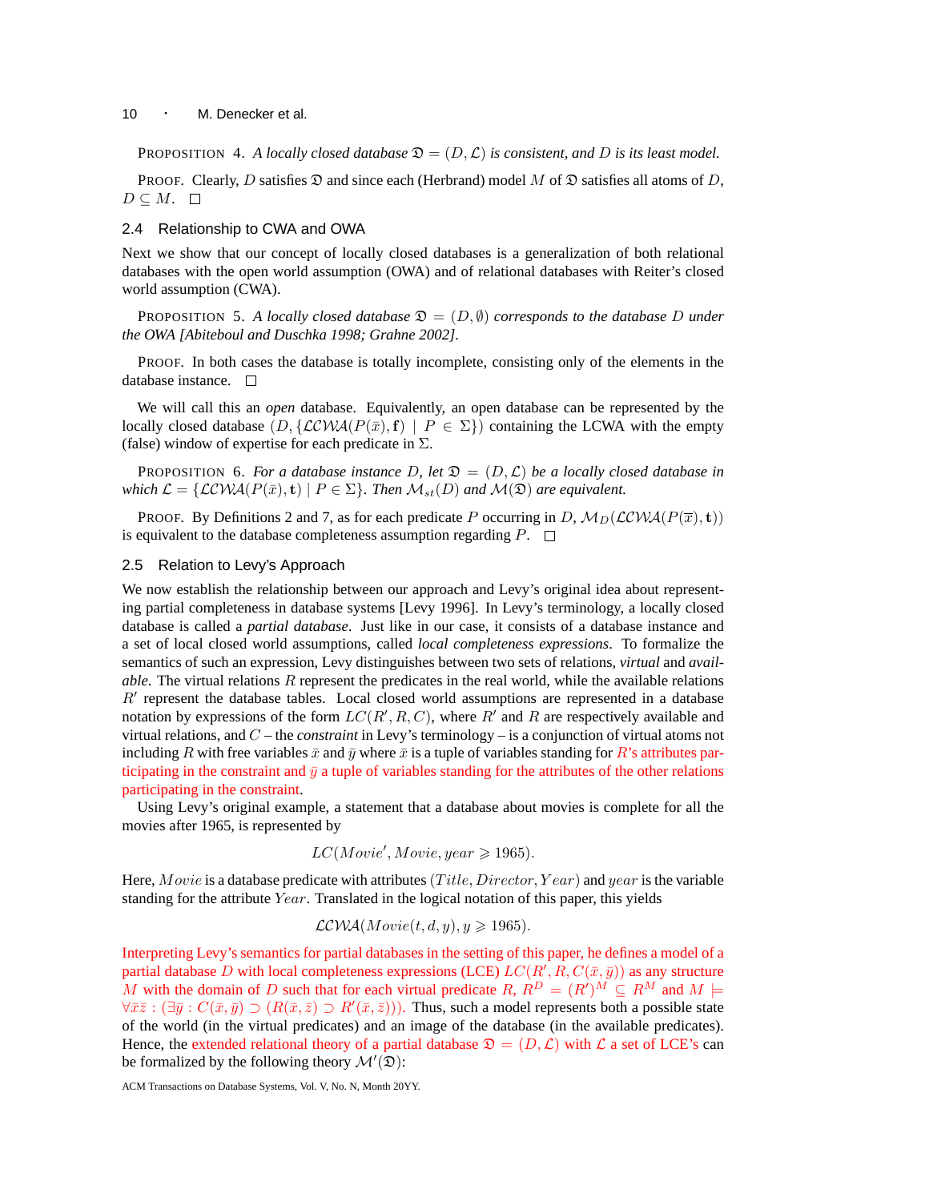PROPOSITION 4. *A locally closed database $\mathfrak{D} = (D, \mathcal{L})$ is consistent, and $D$ is its least model.*

PROOF. Clearly, $D$ satisfies $\mathfrak{D}$ and since each (Herbrand) model $M$ of $\mathfrak{D}$ satisfies all atoms of $D$, $D \subseteq M$. □

### 2.4 Relationship to CWA and OWA

Next we show that our concept of locally closed databases is a generalization of both relational databases with the open world assumption (OWA) and of relational databases with Reiter's closed world assumption (CWA).

PROPOSITION 5. *A locally closed database $\mathfrak{D} = (D, \emptyset)$ corresponds to the database $D$ under the OWA [Abiteboul and Duschka 1998; Grahne 2002].*

PROOF. In both cases the database is totally incomplete, consisting only of the elements in the database instance. □

We will call this an *open* database. Equivalently, an open database can be represented by the locally closed database $(D, \{\mathcal{LCWA}(P(\bar{x}), \mathbf{f}) \mid P \in \Sigma\})$ containing the LCWA with the empty (false) window of expertise for each predicate in $\Sigma$.

PROPOSITION 6. *For a database instance $D$, let $\mathfrak{D} = (D, \mathcal{L})$ be a locally closed database in which $\mathcal{L} = \{\mathcal{LCWA}(P(\bar{x}), \mathbf{t}) \mid P \in \Sigma\}$. Then $\mathcal{M}_{st}(D)$ and $\mathcal{M}(\mathfrak{D})$ are equivalent.*

PROOF. By Definitions 2 and 7, as for each predicate $P$ occurring in $D$, $\mathcal{M}_D(\mathcal{LCWA}(P(\overline{x}), \mathbf{t}))$ is equivalent to the database completeness assumption regarding $P$. □

### 2.5 Relation to Levy's Approach

We now establish the relationship between our approach and Levy's original idea about representing partial completeness in database systems [Levy 1996]. In Levy's terminology, a locally closed database is called a *partial database*. Just like in our case, it consists of a database instance and a set of local closed world assumptions, called *local completeness expressions*. To formalize the semantics of such an expression, Levy distinguishes between two sets of relations, *virtual* and *available*. The virtual relations $R$ represent the predicates in the real world, while the available relations $R'$ represent the database tables. Local closed world assumptions are represented in a database notation by expressions of the form $LC(R', R, C)$, where $R'$ and $R$ are respectively available and virtual relations, and $C$ – the *constraint* in Levy's terminology – is a conjunction of virtual atoms not including $R$ with free variables $\bar{x}$ and $\bar{y}$ where $\bar{x}$ is a tuple of variables standing for $R$'s attributes participating in the constraint and $\bar{y}$ a tuple of variables standing for the attributes of the other relations participating in the constraint.

Using Levy's original example, a statement that a database about movies is complete for all the movies after 1965, is represented by

$$LC(Movie', Movie, year \geqslant 1965).$$

Here, $Movie$ is a database predicate with attributes $(Title, Director, Year)$ and $year$ is the variable standing for the attribute $Year$. Translated in the logical notation of this paper, this yields

$$\mathcal{LCWA}(Movie(t, d, y), y \geqslant 1965).$$

Interpreting Levy's semantics for partial databases in the setting of this paper, he defines a model of a partial database $D$ with local completeness expressions (LCE) $LC(R', R, C(\bar{x}, \bar{y}))$ as any structure $M$ with the domain of $D$ such that for each virtual predicate $R$, $R^D = (R')^M \subseteq R^M$ and $M \models \forall \bar{x}\bar{z} : (\exists \bar{y} : C(\bar{x}, \bar{y}) \supset (R(\bar{x}, \bar{z}) \supset R'(\bar{x}, \bar{z})))$. Thus, such a model represents both a possible state of the world (in the virtual predicates) and an image of the database (in the available predicates). Hence, the extended relational theory of a partial database $\mathfrak{D} = (D, \mathcal{L})$ with $\mathcal{L}$ a set of LCE's can be formalized by the following theory $\mathcal{M}'(\mathfrak{D})$: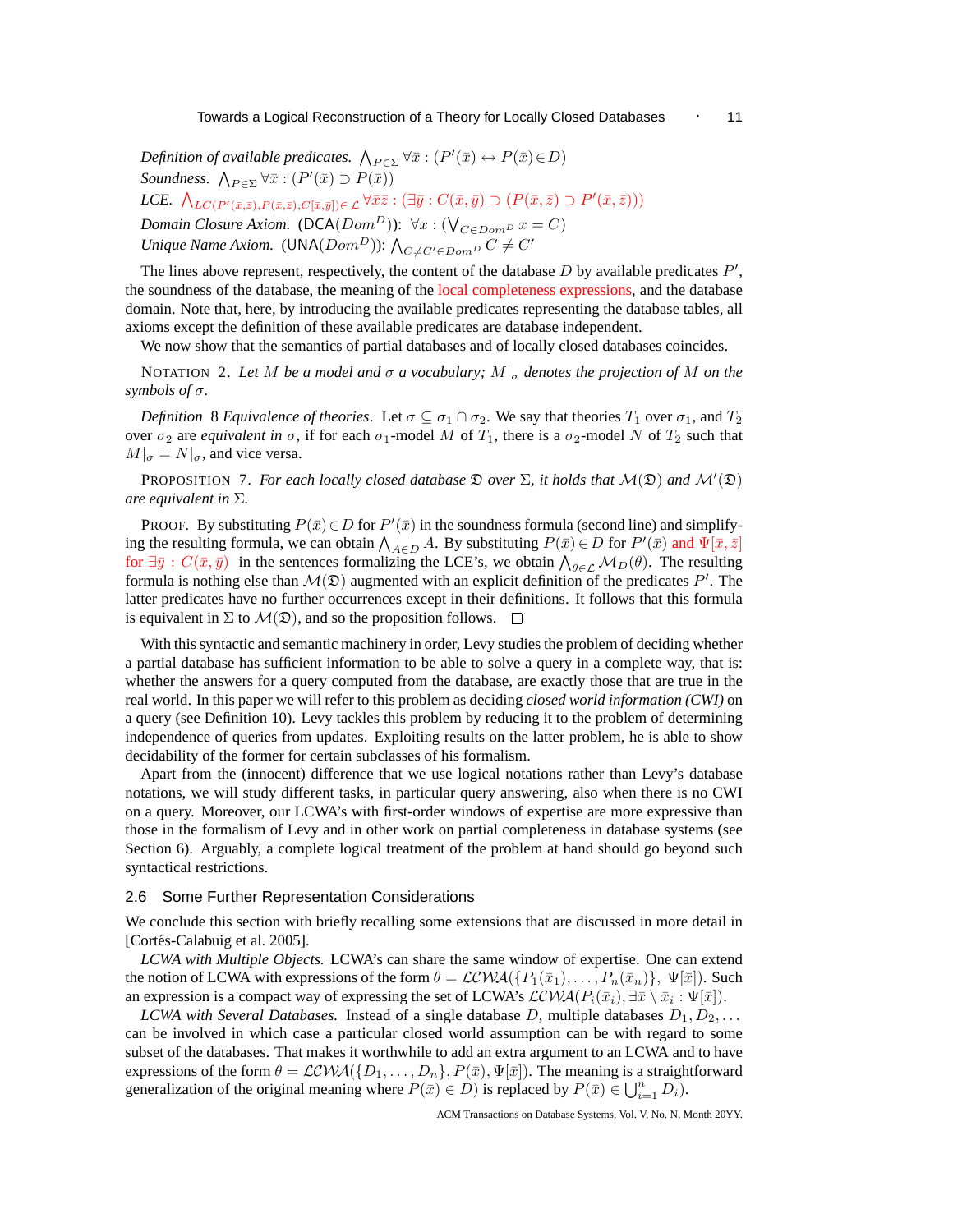*Definition of available predicates.* $\bigwedge_{P \in \Sigma} \forall \bar{x} : (P'(\bar{x}) \leftrightarrow P(\bar{x}) \in D)$
*Soundness.* $\bigwedge_{P \in \Sigma} \forall \bar{x} : (P'(\bar{x}) \supset P(\bar{x}))$
*LCE.* $\bigwedge_{LC(P'(\bar{x},\bar{z}),P(\bar{x},\bar{z}),C[\bar{x},\bar{y}]) \in \mathcal{L}} \forall \bar{x}\bar{z} : (\exists \bar{y} : C(\bar{x},\bar{y}) \supset (P(\bar{x},\bar{z}) \supset P'(\bar{x},\bar{z})))$
*Domain Closure Axiom.* ($\mathsf{DCA}(Dom^D)$): $\forall x : (\bigvee_{C \in Dom^D} x = C)$
*Unique Name Axiom.* ($\mathsf{UNA}(Dom^D)$): $\bigwedge_{C \neq C' \in Dom^D} C \neq C'$

The lines above represent, respectively, the content of the database $D$ by available predicates $P'$, the soundness of the database, the meaning of the local completeness expressions, and the database domain. Note that, here, by introducing the available predicates representing the database tables, all axioms except the definition of these available predicates are database independent.

We now show that the semantics of partial databases and of locally closed databases coincides.

NOTATION 2. *Let $M$ be a model and $\sigma$ a vocabulary; $M|_\sigma$ denotes the projection of $M$ on the symbols of $\sigma$.*

*Definition* 8 *Equivalence of theories*. Let $\sigma \subseteq \sigma_1 \cap \sigma_2$. We say that theories $T_1$ over $\sigma_1$, and $T_2$ over $\sigma_2$ are *equivalent in* $\sigma$, if for each $\sigma_1$-model $M$ of $T_1$, there is a $\sigma_2$-model $N$ of $T_2$ such that $M|_\sigma = N|_\sigma$, and vice versa.

PROPOSITION 7. *For each locally closed database $\mathfrak{D}$ over $\Sigma$, it holds that $\mathcal{M}(\mathfrak{D})$ and $\mathcal{M}'(\mathfrak{D})$ are equivalent in $\Sigma$.*

PROOF. By substituting $P(\bar{x}) \in D$ for $P'(\bar{x})$ in the soundness formula (second line) and simplifying the resulting formula, we can obtain $\bigwedge_{A \in D} A$. By substituting $P(\bar{x}) \in D$ for $P'(\bar{x})$ and $\Psi[\bar{x},\bar{z}]$ for $\exists \bar{y} : C(\bar{x},\bar{y})$ in the sentences formalizing the LCE's, we obtain $\bigwedge_{\theta \in \mathcal{L}} \mathcal{M}_D(\theta)$. The resulting formula is nothing else than $\mathcal{M}(\mathfrak{D})$ augmented with an explicit definition of the predicates $P'$. The latter predicates have no further occurrences except in their definitions. It follows that this formula is equivalent in $\Sigma$ to $\mathcal{M}(\mathfrak{D})$, and so the proposition follows. □

With this syntactic and semantic machinery in order, Levy studies the problem of deciding whether a partial database has sufficient information to be able to solve a query in a complete way, that is: whether the answers for a query computed from the database, are exactly those that are true in the real world. In this paper we will refer to this problem as deciding *closed world information (CWI)* on a query (see Definition 10). Levy tackles this problem by reducing it to the problem of determining independence of queries from updates. Exploiting results on the latter problem, he is able to show decidability of the former for certain subclasses of his formalism.

Apart from the (innocent) difference that we use logical notations rather than Levy's database notations, we will study different tasks, in particular query answering, also when there is no CWI on a query. Moreover, our LCWA's with first-order windows of expertise are more expressive than those in the formalism of Levy and in other work on partial completeness in database systems (see Section 6). Arguably, a complete logical treatment of the problem at hand should go beyond such syntactical restrictions.

## 2.6 Some Further Representation Considerations

We conclude this section with briefly recalling some extensions that are discussed in more detail in [Cortés-Calabuig et al. 2005].

*LCWA with Multiple Objects.* LCWA's can share the same window of expertise. One can extend the notion of LCWA with expressions of the form $\theta = \mathcal{LCWA}(\{P_1(\bar{x}_1), \ldots, P_n(\bar{x}_n)\},\ \Psi[\bar{x}])$. Such an expression is a compact way of expressing the set of LCWA's $\mathcal{LCWA}(P_i(\bar{x}_i), \exists \bar{x} \setminus \bar{x}_i : \Psi[\bar{x}])$.

*LCWA with Several Databases.* Instead of a single database $D$, multiple databases $D_1, D_2, \ldots$ can be involved in which case a particular closed world assumption can be with regard to some subset of the databases. That makes it worthwhile to add an extra argument to an LCWA and to have expressions of the form $\theta = \mathcal{LCWA}(\{D_1, \ldots, D_n\}, P(\bar{x}), \Psi[\bar{x}])$. The meaning is a straightforward generalization of the original meaning where $P(\bar{x}) \in D)$ is replaced by $P(\bar{x}) \in \bigcup_{i=1}^{n} D_i)$.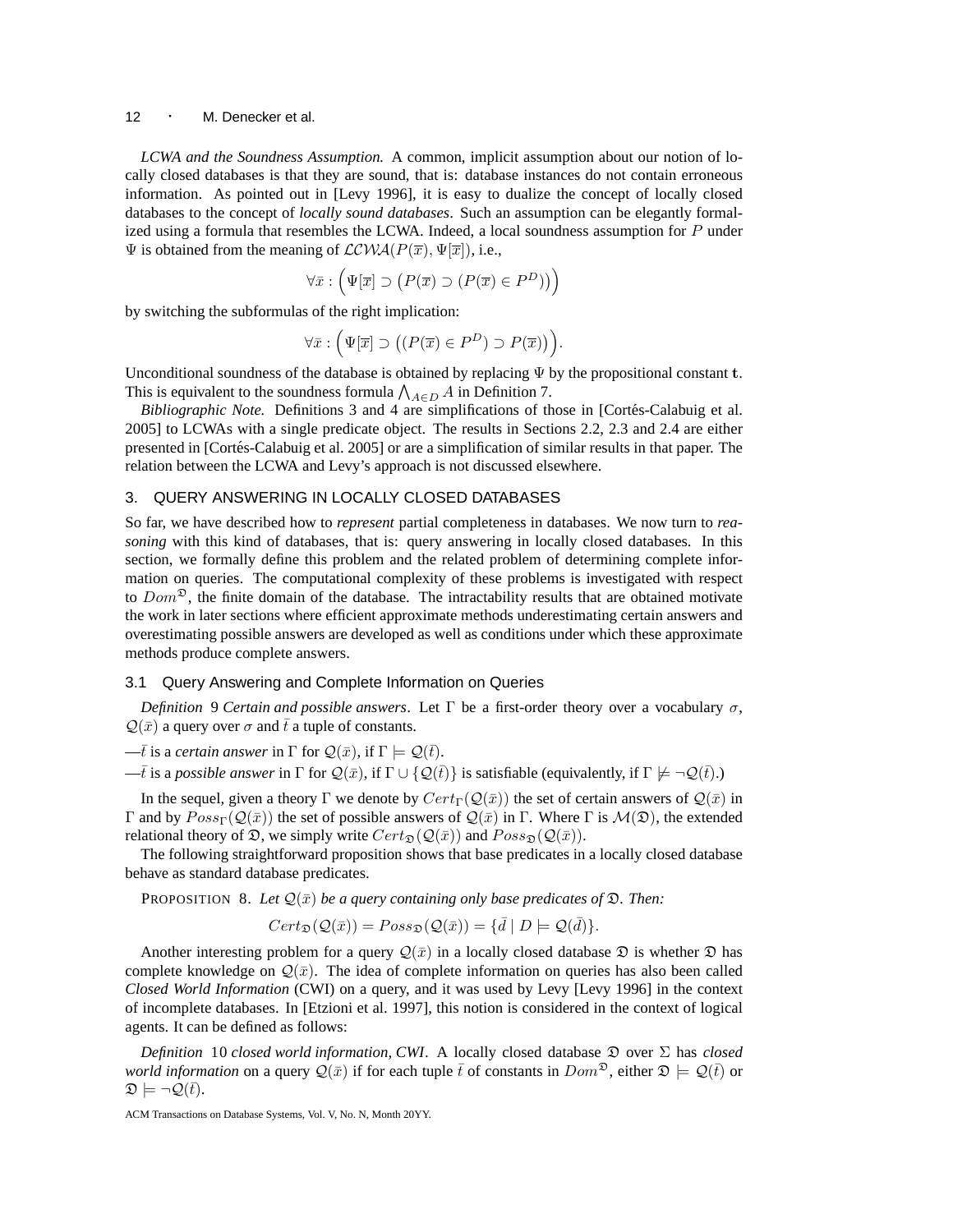*LCWA and the Soundness Assumption.* A common, implicit assumption about our notion of locally closed databases is that they are sound, that is: database instances do not contain erroneous information. As pointed out in [Levy 1996], it is easy to dualize the concept of locally closed databases to the concept of *locally sound databases*. Such an assumption can be elegantly formalized using a formula that resembles the LCWA. Indeed, a local soundness assumption for $P$ under $\Psi$ is obtained from the meaning of $\mathcal{LCWA}(P(\overline{x}), \Psi[\overline{x}])$, i.e.,

$$\forall \bar{x} : \Big( \Psi[\overline{x}] \supset \big( P(\overline{x}) \supset (P(\overline{x}) \in P^D) \big) \Big)$$

by switching the subformulas of the right implication:

$$\forall \bar{x} : \Big( \Psi[\overline{x}] \supset \big( (P(\overline{x}) \in P^D) \supset P(\overline{x}) \big) \Big).$$

Unconditional soundness of the database is obtained by replacing $\Psi$ by the propositional constant $\mathbf{t}$. This is equivalent to the soundness formula $\bigwedge_{A \in D} A$ in Definition 7.

*Bibliographic Note.* Definitions 3 and 4 are simplifications of those in [Cortés-Calabuig et al. 2005] to LCWAs with a single predicate object. The results in Sections 2.2, 2.3 and 2.4 are either presented in [Cortés-Calabuig et al. 2005] or are a simplification of similar results in that paper. The relation between the LCWA and Levy's approach is not discussed elsewhere.

## 3. QUERY ANSWERING IN LOCALLY CLOSED DATABASES

So far, we have described how to *represent* partial completeness in databases. We now turn to *reasoning* with this kind of databases, that is: query answering in locally closed databases. In this section, we formally define this problem and the related problem of determining complete information on queries. The computational complexity of these problems is investigated with respect to $Dom^{\mathfrak{D}}$, the finite domain of the database. The intractability results that are obtained motivate the work in later sections where efficient approximate methods underestimating certain answers and overestimating possible answers are developed as well as conditions under which these approximate methods produce complete answers.

### 3.1 Query Answering and Complete Information on Queries

*Definition* 9 *Certain and possible answers*. Let $\Gamma$ be a first-order theory over a vocabulary $\sigma$, $\mathcal{Q}(\bar{x})$ a query over $\sigma$ and $\bar{t}$ a tuple of constants.

—$\bar{t}$ is a *certain answer* in $\Gamma$ for $\mathcal{Q}(\bar{x})$, if $\Gamma \models \mathcal{Q}(\bar{t})$.

—$\bar{t}$ is a *possible answer* in $\Gamma$ for $\mathcal{Q}(\bar{x})$, if $\Gamma \cup \{\mathcal{Q}(\bar{t})\}$ is satisfiable (equivalently, if $\Gamma \not\models \neg\mathcal{Q}(\bar{t})$.)

In the sequel, given a theory $\Gamma$ we denote by $Cert_\Gamma(\mathcal{Q}(\bar{x}))$ the set of certain answers of $\mathcal{Q}(\bar{x})$ in $\Gamma$ and by $Poss_\Gamma(\mathcal{Q}(\bar{x}))$ the set of possible answers of $\mathcal{Q}(\bar{x})$ in $\Gamma$. Where $\Gamma$ is $\mathcal{M}(\mathfrak{D})$, the extended relational theory of $\mathfrak{D}$, we simply write $Cert_{\mathfrak{D}}(\mathcal{Q}(\bar{x}))$ and $Poss_{\mathfrak{D}}(\mathcal{Q}(\bar{x}))$.

The following straightforward proposition shows that base predicates in a locally closed database behave as standard database predicates.

PROPOSITION 8. *Let $\mathcal{Q}(\bar{x})$ be a query containing only base predicates of $\mathfrak{D}$. Then:*

$$Cert_{\mathfrak{D}}(\mathcal{Q}(\bar{x})) = Poss_{\mathfrak{D}}(\mathcal{Q}(\bar{x})) = \{\bar{d} \mid D \models \mathcal{Q}(\bar{d})\}.$$

Another interesting problem for a query $\mathcal{Q}(\bar{x})$ in a locally closed database $\mathfrak{D}$ is whether $\mathfrak{D}$ has complete knowledge on $\mathcal{Q}(\bar{x})$. The idea of complete information on queries has also been called *Closed World Information* (CWI) on a query, and it was used by Levy [Levy 1996] in the context of incomplete databases. In [Etzioni et al. 1997], this notion is considered in the context of logical agents. It can be defined as follows:

*Definition* 10 *closed world information, CWI*. A locally closed database $\mathfrak{D}$ over $\Sigma$ has *closed world information* on a query $\mathcal{Q}(\bar{x})$ if for each tuple $\bar{t}$ of constants in $Dom^{\mathfrak{D}}$, either $\mathfrak{D} \models \mathcal{Q}(\bar{t})$ or $\mathfrak{D} \models \neg\mathcal{Q}(\bar{t})$.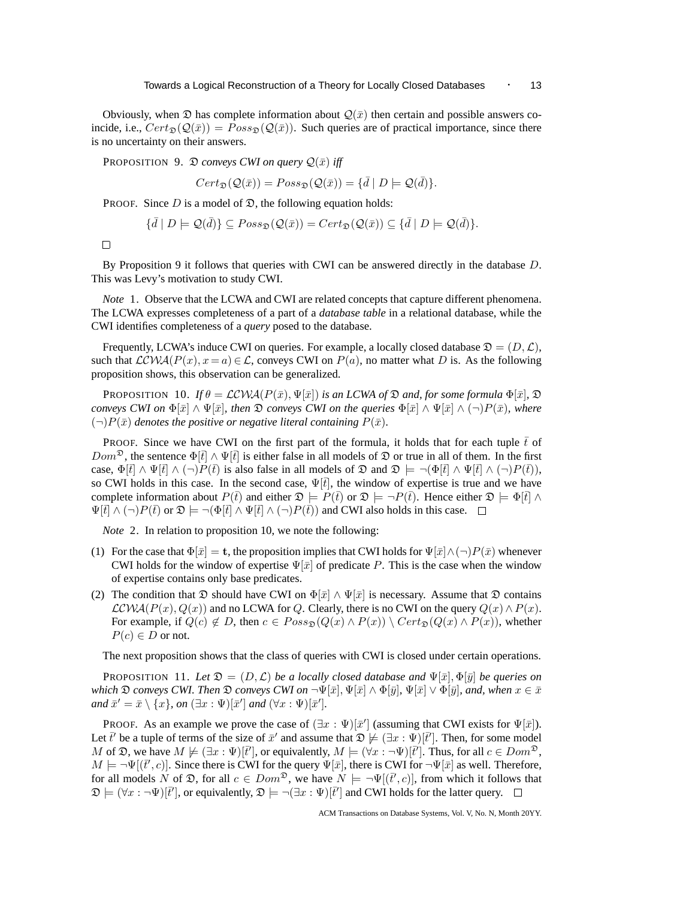Obviously, when $\mathfrak{D}$ has complete information about $\mathcal{Q}(\bar{x})$ then certain and possible answers coincide, i.e., $Cert_{\mathfrak{D}}(\mathcal{Q}(\bar{x})) = Poss_{\mathfrak{D}}(\mathcal{Q}(\bar{x}))$. Such queries are of practical importance, since there is no uncertainty on their answers.

PROPOSITION 9. *$\mathfrak{D}$ conveys CWI on query $\mathcal{Q}(\bar{x})$ iff*

$$Cert_{\mathfrak{D}}(\mathcal{Q}(\bar{x})) = Poss_{\mathfrak{D}}(\mathcal{Q}(\bar{x})) = \{\bar{d} \mid D \models \mathcal{Q}(\bar{d})\}.$$

PROOF. Since $D$ is a model of $\mathfrak{D}$, the following equation holds:

$$\{\bar{d} \mid D \models \mathcal{Q}(\bar{d})\} \subseteq Poss_{\mathfrak{D}}(\mathcal{Q}(\bar{x})) = Cert_{\mathfrak{D}}(\mathcal{Q}(\bar{x})) \subseteq \{\bar{d} \mid D \models \mathcal{Q}(\bar{d})\}.$$

□

By Proposition 9 it follows that queries with CWI can be answered directly in the database $D$. This was Levy's motivation to study CWI.

*Note* 1. Observe that the LCWA and CWI are related concepts that capture different phenomena. The LCWA expresses completeness of a part of a *database table* in a relational database, while the CWI identifies completeness of a *query* posed to the database.

Frequently, LCWA's induce CWI on queries. For example, a locally closed database $\mathfrak{D} = (D, \mathcal{L})$, such that $\mathcal{LCWA}(P(x), x = a) \in \mathcal{L}$, conveys CWI on $P(a)$, no matter what $D$ is. As the following proposition shows, this observation can be generalized.

PROPOSITION 10. *If $\theta = \mathcal{LCWA}(P(\bar{x}), \Psi[\bar{x}])$ is an LCWA of $\mathfrak{D}$ and, for some formula $\Phi[\bar{x}]$, $\mathfrak{D}$ conveys CWI on $\Phi[\bar{x}] \wedge \Psi[\bar{x}]$, then $\mathfrak{D}$ conveys CWI on the queries $\Phi[\bar{x}] \wedge \Psi[\bar{x}] \wedge (\neg)P(\bar{x})$, where $(\neg)P(\bar{x})$ denotes the positive or negative literal containing $P(\bar{x})$.*

PROOF. Since we have CWI on the first part of the formula, it holds that for each tuple $\bar{t}$ of $Dom^{\mathfrak{D}}$, the sentence $\Phi[\bar{t}] \wedge \Psi[\bar{t}]$ is either false in all models of $\mathfrak{D}$ or true in all of them. In the first case, $\Phi[\bar{t}] \wedge \Psi[\bar{t}] \wedge (\neg)P(\bar{t})$ is also false in all models of $\mathfrak{D}$ and $\mathfrak{D} \models \neg(\Phi[\bar{t}] \wedge \Psi[\bar{t}] \wedge (\neg)P(\bar{t}))$, so CWI holds in this case. In the second case, $\Psi[\bar{t}]$, the window of expertise is true and we have complete information about $P(\bar{t})$ and either $\mathfrak{D} \models P(\bar{t})$ or $\mathfrak{D} \models \neg P(\bar{t})$. Hence either $\mathfrak{D} \models \Phi[\bar{t}] \wedge \Psi[\bar{t}] \wedge (\neg)P(\bar{t})$ or $\mathfrak{D} \models \neg(\Phi[\bar{t}] \wedge \Psi[\bar{t}] \wedge (\neg)P(\bar{t}))$ and CWI also holds in this case. □

*Note* 2. In relation to proposition 10, we note the following:

(1) For the case that $\Phi[\bar{x}] = \mathbf{t}$, the proposition implies that CWI holds for $\Psi[\bar{x}] \wedge (\neg)P(\bar{x})$ whenever CWI holds for the window of expertise $\Psi[\bar{x}]$ of predicate $P$. This is the case when the window of expertise contains only base predicates.

(2) The condition that $\mathfrak{D}$ should have CWI on $\Phi[\bar{x}] \wedge \Psi[\bar{x}]$ is necessary. Assume that $\mathfrak{D}$ contains $\mathcal{LCWA}(P(x), Q(x))$ and no LCWA for $Q$. Clearly, there is no CWI on the query $Q(x) \wedge P(x)$. For example, if $Q(c) \notin D$, then $c \in Poss_{\mathfrak{D}}(Q(x) \wedge P(x)) \setminus Cert_{\mathfrak{D}}(Q(x) \wedge P(x))$, whether $P(c) \in D$ or not.

The next proposition shows that the class of queries with CWI is closed under certain operations.

PROPOSITION 11. *Let $\mathfrak{D} = (D, \mathcal{L})$ be a locally closed database and $\Psi[\bar{x}], \Phi[\bar{y}]$ be queries on which $\mathfrak{D}$ conveys CWI. Then $\mathfrak{D}$ conveys CWI on $\neg\Psi[\bar{x}]$, $\Psi[\bar{x}] \wedge \Phi[\bar{y}]$, $\Psi[\bar{x}] \vee \Phi[\bar{y}]$, and, when $x \in \bar{x}$ and $\bar{x}' = \bar{x} \setminus \{x\}$, on $(\exists x : \Psi)[\bar{x}']$ and $(\forall x : \Psi)[\bar{x}']$.*

PROOF. As an example we prove the case of $(\exists x : \Psi)[\bar{x}']$ (assuming that CWI exists for $\Psi[\bar{x}]$). Let $\bar{t}'$ be a tuple of terms of the size of $\bar{x}'$ and assume that $\mathfrak{D} \not\models (\exists x : \Psi)[\bar{t}']$. Then, for some model $M$ of $\mathfrak{D}$, we have $M \not\models (\exists x : \Psi)[\bar{t}']$, or equivalently, $M \models (\forall x : \neg\Psi)[\bar{t}']$. Thus, for all $c \in Dom^{\mathfrak{D}}$, $M \models \neg\Psi[(\bar{t}', c)]$. Since there is CWI for the query $\Psi[\bar{x}]$, there is CWI for $\neg\Psi[\bar{x}]$ as well. Therefore, for all models $N$ of $\mathfrak{D}$, for all $c \in Dom^{\mathfrak{D}}$, we have $N \models \neg\Psi[(\bar{t}', c)]$, from which it follows that $\mathfrak{D} \models (\forall x : \neg\Psi)[\bar{t}']$, or equivalently, $\mathfrak{D} \models \neg(\exists x : \Psi)[\bar{t}']$ and CWI holds for the latter query. □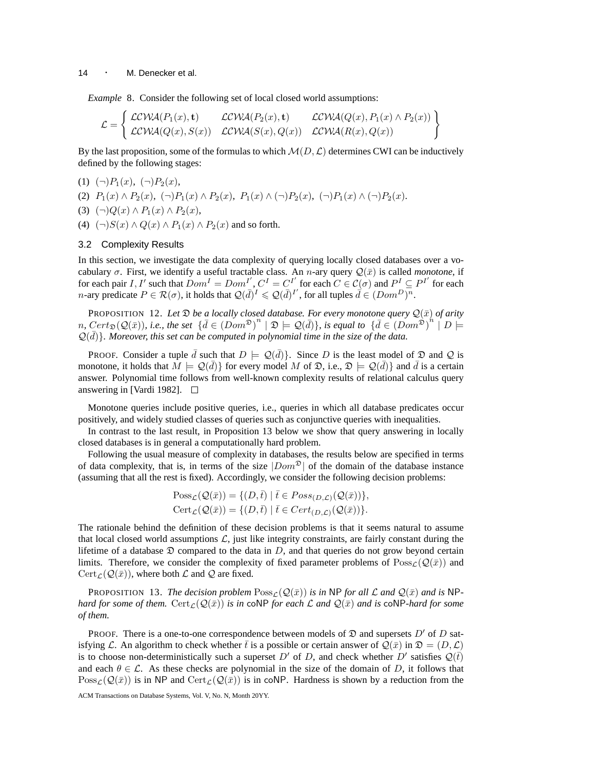*Example* 8. Consider the following set of local closed world assumptions:

$$\mathcal{L} = \left\{ \begin{array}{lll} \mathcal{LCWA}(P_1(x), \mathbf{t}) & \mathcal{LCWA}(P_2(x), \mathbf{t}) & \mathcal{LCWA}(Q(x), P_1(x) \wedge P_2(x)) \\ \mathcal{LCWA}(Q(x), S(x)) & \mathcal{LCWA}(S(x), Q(x)) & \mathcal{LCWA}(R(x), Q(x)) \end{array} \right\}$$

By the last proposition, some of the formulas to which $\mathcal{M}(D, \mathcal{L})$ determines CWI can be inductively defined by the following stages:

(1) $(\neg)P_1(x),\ (\neg)P_2(x)$,

(2) $P_1(x) \wedge P_2(x),\ (\neg)P_1(x) \wedge P_2(x),\ P_1(x) \wedge (\neg)P_2(x),\ (\neg)P_1(x) \wedge (\neg)P_2(x)$.

(3) $(\neg)Q(x) \wedge P_1(x) \wedge P_2(x)$,

(4) $(\neg)S(x) \wedge Q(x) \wedge P_1(x) \wedge P_2(x)$ and so forth.

### 3.2 Complexity Results

In this section, we investigate the data complexity of querying locally closed databases over a vocabulary $\sigma$. First, we identify a useful tractable class. An $n$-ary query $\mathcal{Q}(\bar{x})$ is called *monotone*, if for each pair $I, I'$ such that $Dom^I = Dom^{I'}$, $C^I = C^{I'}$ for each $C \in \mathcal{C}(\sigma)$ and $P^I \subseteq P^{I'}$ for each $n$-ary predicate $P \in \mathcal{R}(\sigma)$, it holds that $\mathcal{Q}(\bar{d})^I \leqslant \mathcal{Q}(\bar{d})^{I'}$, for all tuples $\bar{d} \in (Dom^D)^n$.

PROPOSITION 12. *Let $\mathfrak{D}$ be a locally closed database. For every monotone query $\mathcal{Q}(\bar{x})$ of arity $n$, $Cert_{\mathfrak{D}}(\mathcal{Q}(\bar{x}))$, i.e., the set $\{\bar{d} \in (Dom^{\mathfrak{D}})^n \mid \mathfrak{D} \models \mathcal{Q}(\bar{d})\}$, is equal to $\{\bar{d} \in (Dom^{\mathfrak{D}})^n \mid D \models \mathcal{Q}(\bar{d})\}$. Moreover, this set can be computed in polynomial time in the size of the data.*

PROOF. Consider a tuple $\bar{d}$ such that $D \models \mathcal{Q}(\bar{d})\}$. Since $D$ is the least model of $\mathfrak{D}$ and $\mathcal{Q}$ is monotone, it holds that $M \models \mathcal{Q}(\bar{d})\}$ for every model $M$ of $\mathfrak{D}$, i.e., $\mathfrak{D} \models \mathcal{Q}(\bar{d})\}$ and $\bar{d}$ is a certain answer. Polynomial time follows from well-known complexity results of relational calculus query answering in [Vardi 1982]. $\square$

Monotone queries include positive queries, i.e., queries in which all database predicates occur positively, and widely studied classes of queries such as conjunctive queries with inequalities.

In contrast to the last result, in Proposition 13 below we show that query answering in locally closed databases is in general a computationally hard problem.

Following the usual measure of complexity in databases, the results below are specified in terms of data complexity, that is, in terms of the size $|Dom^{\mathfrak{D}}|$ of the domain of the database instance (assuming that all the rest is fixed). Accordingly, we consider the following decision problems:

$$\mathrm{Poss}_{\mathcal{L}}(\mathcal{Q}(\bar{x})) = \{(D, \bar{t}) \mid \bar{t} \in Poss_{(D,\mathcal{L})}(\mathcal{Q}(\bar{x}))\},$$
$$\mathrm{Cert}_{\mathcal{L}}(\mathcal{Q}(\bar{x})) = \{(D, \bar{t}) \mid \bar{t} \in Cert_{(D,\mathcal{L})}(\mathcal{Q}(\bar{x}))\}.$$

The rationale behind the definition of these decision problems is that it seems natural to assume that local closed world assumptions $\mathcal{L}$, just like integrity constraints, are fairly constant during the lifetime of a database $\mathfrak{D}$ compared to the data in $D$, and that queries do not grow beyond certain limits. Therefore, we consider the complexity of fixed parameter problems of $\mathrm{Poss}_{\mathcal{L}}(\mathcal{Q}(\bar{x}))$ and $\mathrm{Cert}_{\mathcal{L}}(\mathcal{Q}(\bar{x}))$, where both $\mathcal{L}$ and $\mathcal{Q}$ are fixed.

PROPOSITION 13. *The decision problem $\mathrm{Poss}_{\mathcal{L}}(\mathcal{Q}(\bar{x}))$ is in NP for all $\mathcal{L}$ and $\mathcal{Q}(\bar{x})$ and is NP-hard for some of them. $\mathrm{Cert}_{\mathcal{L}}(\mathcal{Q}(\bar{x}))$ is in coNP for each $\mathcal{L}$ and $\mathcal{Q}(\bar{x})$ and is coNP-hard for some of them.*

PROOF. There is a one-to-one correspondence between models of $\mathfrak{D}$ and supersets $D'$ of $D$ satisfying $\mathcal{L}$. An algorithm to check whether $\bar{t}$ is a possible or certain answer of $\mathcal{Q}(\bar{x})$ in $\mathfrak{D} = (D, \mathcal{L})$ is to choose non-deterministically such a superset $D'$ of $D$, and check whether $D'$ satisfies $\mathcal{Q}(\bar{t})$ and each $\theta \in \mathcal{L}$. As these checks are polynomial in the size of the domain of $D$, it follows that $\mathrm{Poss}_{\mathcal{L}}(\mathcal{Q}(\bar{x}))$ is in NP and $\mathrm{Cert}_{\mathcal{L}}(\mathcal{Q}(\bar{x}))$ is in coNP. Hardness is shown by a reduction from the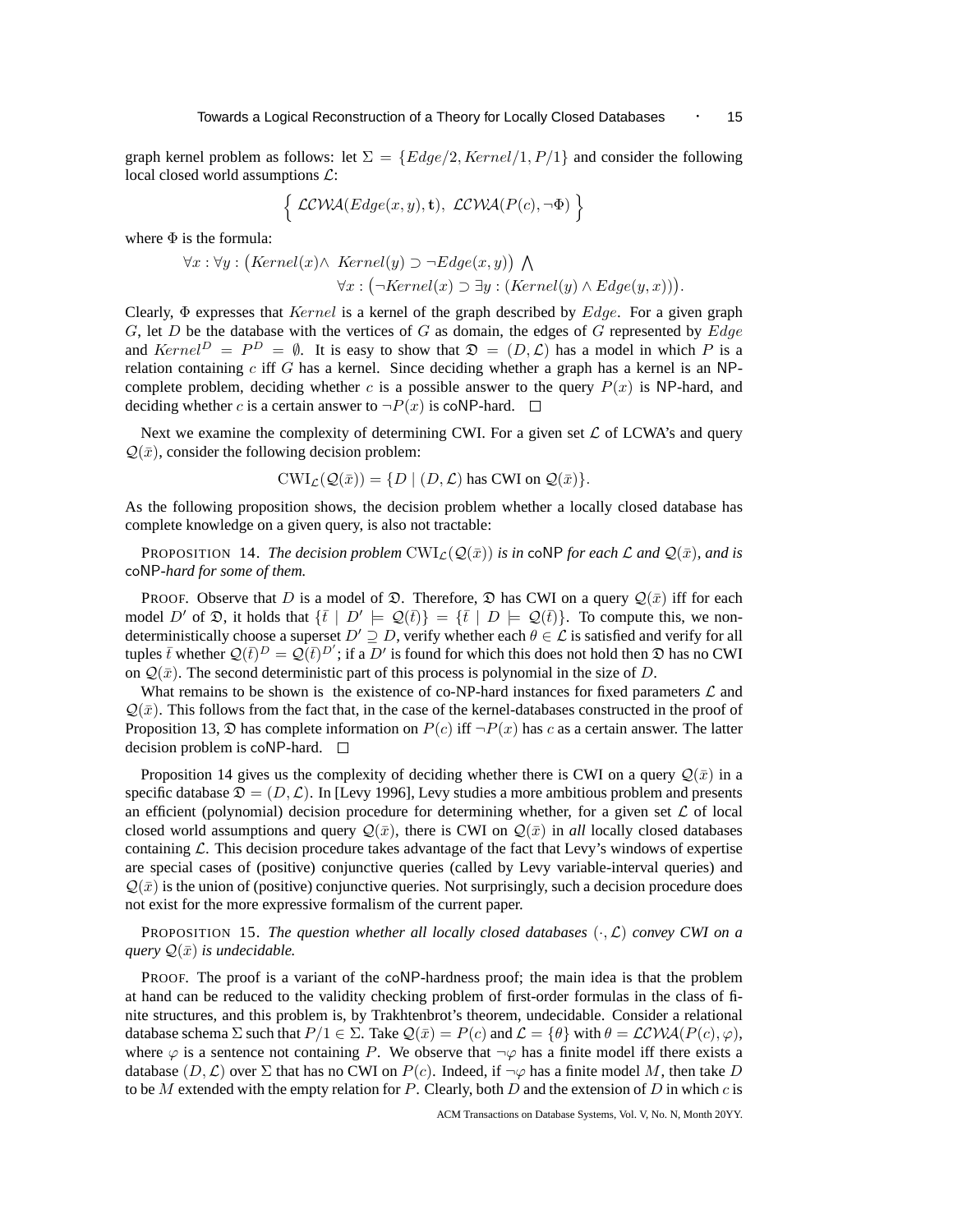graph kernel problem as follows: let $\Sigma = \{Edge/2, Kernel/1, P/1\}$ and consider the following local closed world assumptions $\mathcal{L}$:

$$\Big\{\ \mathcal{LCWA}(Edge(x,y),\mathbf{t}),\ \mathcal{LCWA}(P(c),\neg\Phi)\ \Big\}$$

where $\Phi$ is the formula:

$$\forall x : \forall y : \big(Kernel(x) \wedge\ Kernel(y) \supset \neg Edge(x,y)\big)\ \bigwedge$$
$$\forall x : \big(\neg Kernel(x) \supset \exists y : (Kernel(y) \wedge Edge(y,x))\big).$$

Clearly, $\Phi$ expresses that $Kernel$ is a kernel of the graph described by $Edge$. For a given graph $G$, let $D$ be the database with the vertices of $G$ as domain, the edges of $G$ represented by $Edge$ and $Kernel^D = P^D = \emptyset$. It is easy to show that $\mathfrak{D} = (D,\mathcal{L})$ has a model in which $P$ is a relation containing $c$ iff $G$ has a kernel. Since deciding whether a graph has a kernel is an NP-complete problem, deciding whether $c$ is a possible answer to the query $P(x)$ is NP-hard, and deciding whether $c$ is a certain answer to $\neg P(x)$ is coNP-hard. $\Box$

Next we examine the complexity of determining CWI. For a given set $\mathcal{L}$ of LCWA's and query $\mathcal{Q}(\bar{x})$, consider the following decision problem:

$$\mathrm{CWI}_{\mathcal{L}}(\mathcal{Q}(\bar{x})) = \{D \mid (D,\mathcal{L}) \text{ has CWI on } \mathcal{Q}(\bar{x})\}.$$

As the following proposition shows, the decision problem whether a locally closed database has complete knowledge on a given query, is also not tractable:

PROPOSITION 14. *The decision problem $\mathrm{CWI}_{\mathcal{L}}(\mathcal{Q}(\bar{x}))$ is in coNP for each $\mathcal{L}$ and $\mathcal{Q}(\bar{x})$, and is coNP-hard for some of them.*

PROOF. Observe that $D$ is a model of $\mathfrak{D}$. Therefore, $\mathfrak{D}$ has CWI on a query $\mathcal{Q}(\bar{x})$ iff for each model $D'$ of $\mathfrak{D}$, it holds that $\{\bar{t} \mid D' \models \mathcal{Q}(\bar{t})\} = \{\bar{t} \mid D \models \mathcal{Q}(\bar{t})\}$. To compute this, we non-deterministically choose a superset $D' \supseteq D$, verify whether each $\theta \in \mathcal{L}$ is satisfied and verify for all tuples $\bar{t}$ whether $\mathcal{Q}(\bar{t})^D = \mathcal{Q}(\bar{t})^{D'}$; if a $D'$ is found for which this does not hold then $\mathfrak{D}$ has no CWI on $\mathcal{Q}(\bar{x})$. The second deterministic part of this process is polynomial in the size of $D$.

What remains to be shown is the existence of co-NP-hard instances for fixed parameters $\mathcal{L}$ and $\mathcal{Q}(\bar{x})$. This follows from the fact that, in the case of the kernel-databases constructed in the proof of Proposition 13, $\mathfrak{D}$ has complete information on $P(c)$ iff $\neg P(x)$ has $c$ as a certain answer. The latter decision problem is coNP-hard. $\Box$

Proposition 14 gives us the complexity of deciding whether there is CWI on a query $\mathcal{Q}(\bar{x})$ in a specific database $\mathfrak{D} = (D,\mathcal{L})$. In [Levy 1996], Levy studies a more ambitious problem and presents an efficient (polynomial) decision procedure for determining whether, for a given set $\mathcal{L}$ of local closed world assumptions and query $\mathcal{Q}(\bar{x})$, there is CWI on $\mathcal{Q}(\bar{x})$ in *all* locally closed databases containing $\mathcal{L}$. This decision procedure takes advantage of the fact that Levy's windows of expertise are special cases of (positive) conjunctive queries (called by Levy variable-interval queries) and $\mathcal{Q}(\bar{x})$ is the union of (positive) conjunctive queries. Not surprisingly, such a decision procedure does not exist for the more expressive formalism of the current paper.

PROPOSITION 15. *The question whether all locally closed databases $(\cdot,\mathcal{L})$ convey CWI on a query $\mathcal{Q}(\bar{x})$ is undecidable.*

PROOF. The proof is a variant of the coNP-hardness proof; the main idea is that the problem at hand can be reduced to the validity checking problem of first-order formulas in the class of finite structures, and this problem is, by Trakhtenbrot's theorem, undecidable. Consider a relational database schema $\Sigma$ such that $P/1 \in \Sigma$. Take $\mathcal{Q}(\bar{x}) = P(c)$ and $\mathcal{L} = \{\theta\}$ with $\theta = \mathcal{LCWA}(P(c),\varphi)$, where $\varphi$ is a sentence not containing $P$. We observe that $\neg\varphi$ has a finite model iff there exists a database $(D,\mathcal{L})$ over $\Sigma$ that has no CWI on $P(c)$. Indeed, if $\neg\varphi$ has a finite model $M$, then take $D$ to be $M$ extended with the empty relation for $P$. Clearly, both $D$ and the extension of $D$ in which $c$ is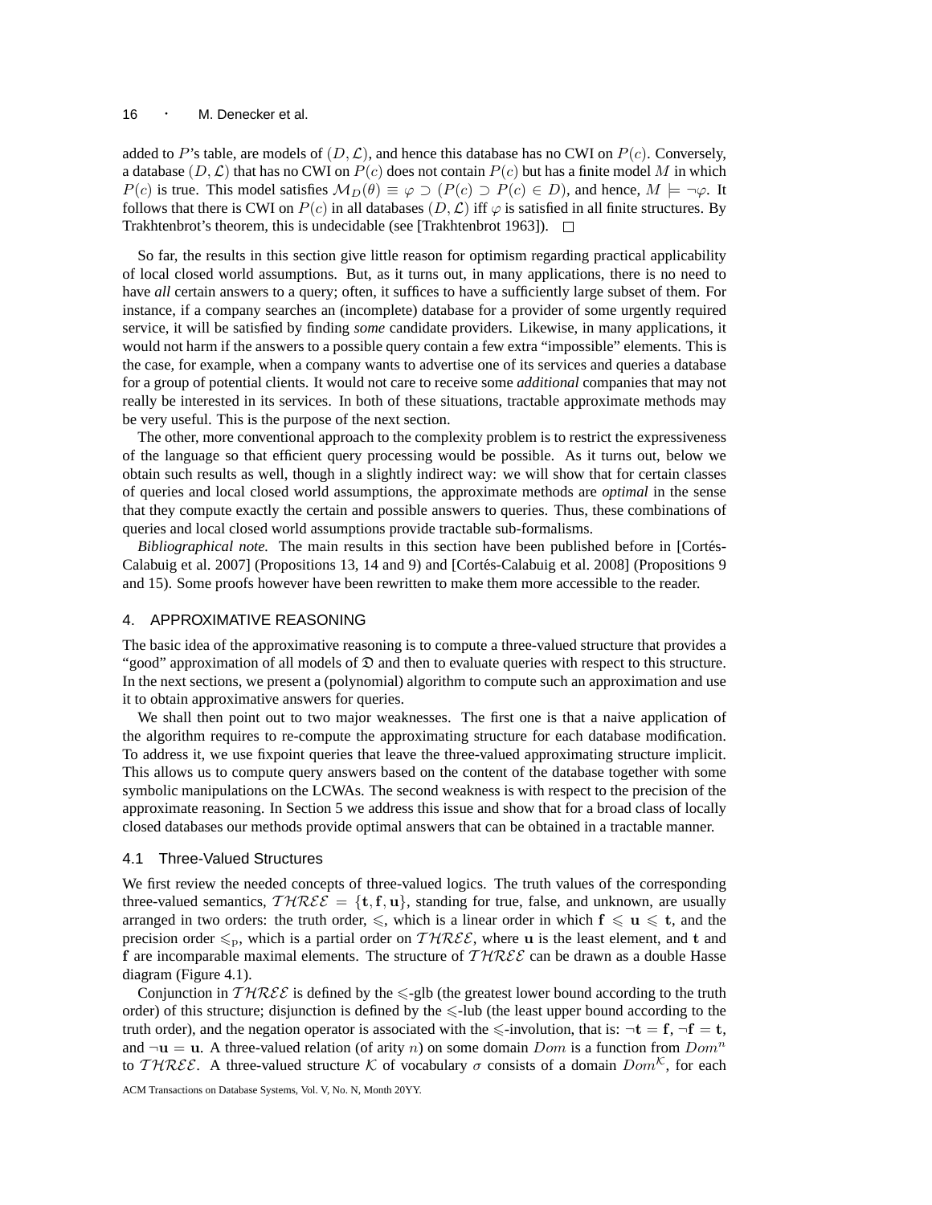added to $P$'s table, are models of $(D, \mathcal{L})$, and hence this database has no CWI on $P(c)$. Conversely, a database $(D, \mathcal{L})$ that has no CWI on $P(c)$ does not contain $P(c)$ but has a finite model $M$ in which $P(c)$ is true. This model satisfies $\mathcal{M}_D(\theta) \equiv \varphi \supset (P(c) \supset P(c) \in D)$, and hence, $M \models \neg\varphi$. It follows that there is CWI on $P(c)$ in all databases $(D, \mathcal{L})$ iff $\varphi$ is satisfied in all finite structures. By Trakhtenbrot's theorem, this is undecidable (see [Trakhtenbrot 1963]). ☐

So far, the results in this section give little reason for optimism regarding practical applicability of local closed world assumptions. But, as it turns out, in many applications, there is no need to have ***all*** certain answers to a query; often, it suffices to have a sufficiently large subset of them. For instance, if a company searches an (incomplete) database for a provider of some urgently required service, it will be satisfied by finding *some* candidate providers. Likewise, in many applications, it would not harm if the answers to a possible query contain a few extra "impossible" elements. This is the case, for example, when a company wants to advertise one of its services and queries a database for a group of potential clients. It would not care to receive some *additional* companies that may not really be interested in its services. In both of these situations, tractable approximate methods may be very useful. This is the purpose of the next section.

The other, more conventional approach to the complexity problem is to restrict the expressiveness of the language so that efficient query processing would be possible. As it turns out, below we obtain such results as well, though in a slightly indirect way: we will show that for certain classes of queries and local closed world assumptions, the approximate methods are *optimal* in the sense that they compute exactly the certain and possible answers to queries. Thus, these combinations of queries and local closed world assumptions provide tractable sub-formalisms.

*Bibliographical note.* The main results in this section have been published before in [Cortés-Calabuig et al. 2007] (Propositions 13, 14 and 9) and [Cortés-Calabuig et al. 2008] (Propositions 9 and 15). Some proofs however have been rewritten to make them more accessible to the reader.

## 4. APPROXIMATIVE REASONING

The basic idea of the approximative reasoning is to compute a three-valued structure that provides a "good" approximation of all models of $\mathfrak{D}$ and then to evaluate queries with respect to this structure. In the next sections, we present a (polynomial) algorithm to compute such an approximation and use it to obtain approximative answers for queries.

We shall then point out to two major weaknesses. The first one is that a naive application of the algorithm requires to re-compute the approximating structure for each database modification. To address it, we use fixpoint queries that leave the three-valued approximating structure implicit. This allows us to compute query answers based on the content of the database together with some symbolic manipulations on the LCWAs. The second weakness is with respect to the precision of the approximate reasoning. In Section 5 we address this issue and show that for a broad class of locally closed databases our methods provide optimal answers that can be obtained in a tractable manner.

### 4.1 Three-Valued Structures

We first review the needed concepts of three-valued logics. The truth values of the corresponding three-valued semantics, $\mathcal{THREE} = \{\mathbf{t}, \mathbf{f}, \mathbf{u}\}$, standing for true, false, and unknown, are usually arranged in two orders: the truth order, $\leqslant$, which is a linear order in which $\mathbf{f} \leqslant \mathbf{u} \leqslant \mathbf{t}$, and the precision order $\leqslant_{\mathrm{p}}$, which is a partial order on $\mathcal{THREE}$, where $\mathbf{u}$ is the least element, and $\mathbf{t}$ and $\mathbf{f}$ are incomparable maximal elements. The structure of $\mathcal{THREE}$ can be drawn as a double Hasse diagram (Figure 4.1).

Conjunction in $\mathcal{THREE}$ is defined by the $\leqslant$-glb (the greatest lower bound according to the truth order) of this structure; disjunction is defined by the $\leqslant$-lub (the least upper bound according to the truth order), and the negation operator is associated with the $\leqslant$-involution, that is: $\neg\mathbf{t} = \mathbf{f}$, $\neg\mathbf{f} = \mathbf{t}$, and $\neg\mathbf{u} = \mathbf{u}$. A three-valued relation (of arity $n$) on some domain $Dom$ is a function from $Dom^n$ to $\mathcal{THREE}$. A three-valued structure $\mathcal{K}$ of vocabulary $\sigma$ consists of a domain $Dom^{\mathcal{K}}$, for each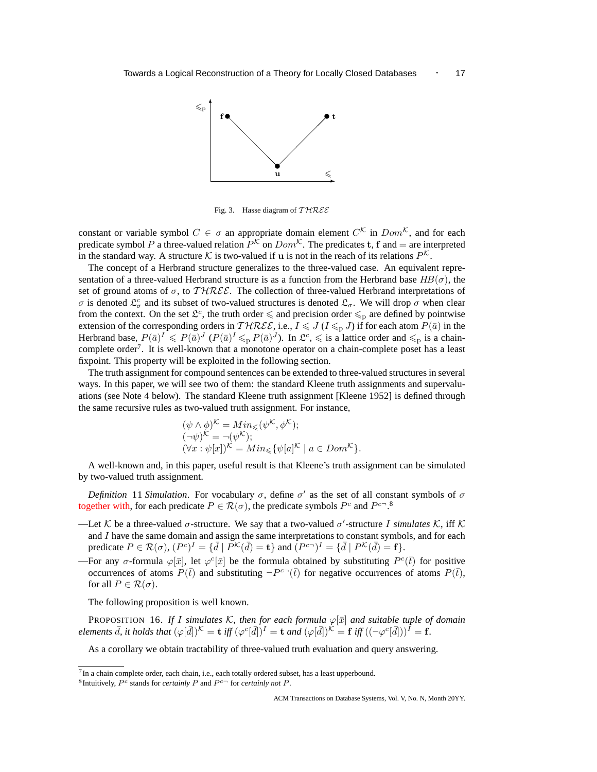Fig. 3. Hasse diagram of $\mathcal{THREE}$

constant or variable symbol $C \in \sigma$ an appropriate domain element $C^{\mathcal{K}}$ in $Dom^{\mathcal{K}}$, and for each predicate symbol $P$ a three-valued relation $P^{\mathcal{K}}$ on $Dom^{\mathcal{K}}$. The predicates $\mathbf{t}$, $\mathbf{f}$ and $=$ are interpreted in the standard way. A structure $\mathcal{K}$ is two-valued if $\mathbf{u}$ is not in the reach of its relations $P^{\mathcal{K}}$.

The concept of a Herbrand structure generalizes to the three-valued case. An equivalent representation of a three-valued Herbrand structure is as a function from the Herbrand base $HB(\sigma)$, the set of ground atoms of $\sigma$, to $\mathcal{THREE}$. The collection of three-valued Herbrand interpretations of $\sigma$ is denoted $\mathfrak{L}^c_\sigma$ and its subset of two-valued structures is denoted $\mathfrak{L}_\sigma$. We will drop $\sigma$ when clear from the context. On the set $\mathfrak{L}^c$, the truth order $\leqslant$ and precision order $\leqslant_p$ are defined by pointwise extension of the corresponding orders in $\mathcal{THREE}$, i.e., $I \leqslant J$ ($I \leqslant_p J$) if for each atom $P(\bar{a})$ in the Herbrand base, $P(\bar{a})^I \leqslant P(\bar{a})^J$ ($P(\bar{a})^I \leqslant_p P(\bar{a})^J$). In $\mathfrak{L}^c$, $\leqslant$ is a lattice order and $\leqslant_p$ is a chain-complete order[7]. It is well-known that a monotone operator on a chain-complete poset has a least fixpoint. This property will be exploited in the following section.

The truth assignment for compound sentences can be extended to three-valued structures in several ways. In this paper, we will see two of them: the standard Kleene truth assignments and supervaluations (see Note 4 below). The standard Kleene truth assignment [Kleene 1952] is defined through the same recursive rules as two-valued truth assignment. For instance,

$$
\begin{aligned}
&(\psi \wedge \phi)^{\mathcal{K}} = Min_{\leqslant}(\psi^{\mathcal{K}}, \phi^{\mathcal{K}});\\
&(\neg\psi)^{\mathcal{K}} = \neg(\psi^{\mathcal{K}});\\
&(\forall x : \psi[x])^{\mathcal{K}} = Min_{\leqslant}\{\psi[a]^{\mathcal{K}} \mid a \in Dom^{\mathcal{K}}\}.
\end{aligned}
$$

A well-known and, in this paper, useful result is that Kleene's truth assignment can be simulated by two-valued truth assignment.

*Definition* 11 *Simulation*. For vocabulary $\sigma$, define $\sigma'$ as the set of all constant symbols of $\sigma$ together with, for each predicate $P \in \mathcal{R}(\sigma)$, the predicate symbols $P^c$ and $P^{c\neg}$.[8]

—Let $\mathcal{K}$ be a three-valued $\sigma$-structure. We say that a two-valued $\sigma'$-structure $I$ *simulates* $\mathcal{K}$, iff $\mathcal{K}$ and $I$ have the same domain and assign the same interpretations to constant symbols, and for each predicate $P \in \mathcal{R}(\sigma)$, $(P^c)^I = \{\bar{d} \mid P^{\mathcal{K}}(\bar{d}) = \mathbf{t}\}$ and $(P^{c\neg})^I = \{\bar{d} \mid P^{\mathcal{K}}(\bar{d}) = \mathbf{f}\}$.

—For any $\sigma$-formula $\varphi[\bar{x}]$, let $\varphi^c[\bar{x}]$ be the formula obtained by substituting $P^c(\bar{t})$ for positive occurrences of atoms $P(\bar{t})$ and substituting $\neg P^{c\neg}(\bar{t})$ for negative occurrences of atoms $P(\bar{t})$, for all $P \in \mathcal{R}(\sigma)$.

The following proposition is well known.

PROPOSITION 16. *If $I$ simulates $\mathcal{K}$, then for each formula $\varphi[\bar{x}]$ and suitable tuple of domain elements $\bar{d}$, it holds that $(\varphi[\bar{d}])^{\mathcal{K}} = \mathbf{t}$ iff $(\varphi^c[\bar{d}])^I = \mathbf{t}$ and $(\varphi[\bar{d}])^{\mathcal{K}} = \mathbf{f}$ iff $((\neg\varphi^c[\bar{d}]))^I = \mathbf{f}$.*

As a corollary we obtain tractability of three-valued truth evaluation and query answering.

[7] In a chain complete order, each chain, i.e., each totally ordered subset, has a least upperbound.

[8] Intuitively, $P^c$ stands for *certainly* $P$ and $P^{c\neg}$ for *certainly not* $P$.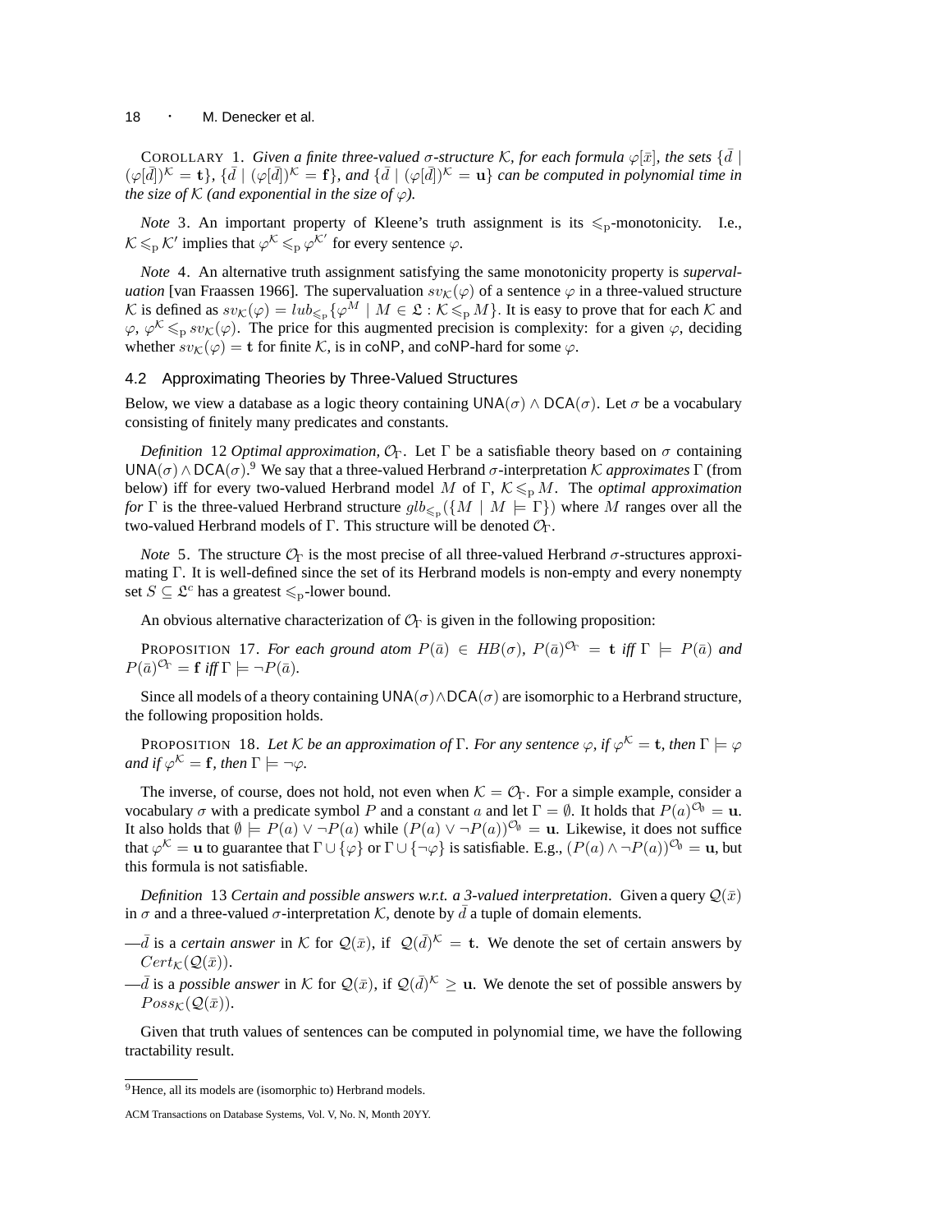COROLLARY 1. *Given a finite three-valued $\sigma$-structure $\mathcal{K}$, for each formula $\varphi[\bar{x}]$, the sets $\{\bar{d} \mid (\varphi[\bar{d}])^{\mathcal{K}} = \mathbf{t}\}$, $\{\bar{d} \mid (\varphi[\bar{d}])^{\mathcal{K}} = \mathbf{f}\}$, and $\{\bar{d} \mid (\varphi[\bar{d}])^{\mathcal{K}} = \mathbf{u}\}$ can be computed in polynomial time in the size of $\mathcal{K}$ (and exponential in the size of $\varphi$).*

*Note* 3. An important property of Kleene's truth assignment is its $\leqslant_{\mathrm{p}}$-monotonicity. I.e., $\mathcal{K} \leqslant_{\mathrm{p}} \mathcal{K}'$ implies that $\varphi^{\mathcal{K}} \leqslant_{\mathrm{p}} \varphi^{\mathcal{K}'}$ for every sentence $\varphi$.

*Note* 4. An alternative truth assignment satisfying the same monotonicity property is *supervaluation* [van Fraassen 1966]. The supervaluation $sv_{\mathcal{K}}(\varphi)$ of a sentence $\varphi$ in a three-valued structure $\mathcal{K}$ is defined as $sv_{\mathcal{K}}(\varphi) = lub_{\leqslant_{\mathrm{p}}}\{\varphi^M \mid M \in \mathfrak{L} : \mathcal{K} \leqslant_{\mathrm{p}} M\}$. It is easy to prove that for each $\mathcal{K}$ and $\varphi$, $\varphi^{\mathcal{K}} \leqslant_{\mathrm{p}} sv_{\mathcal{K}}(\varphi)$. The price for this augmented precision is complexity: for a given $\varphi$, deciding whether $sv_{\mathcal{K}}(\varphi) = \mathbf{t}$ for finite $\mathcal{K}$, is in coNP, and coNP-hard for some $\varphi$.

## 4.2 Approximating Theories by Three-Valued Structures

Below, we view a database as a logic theory containing $\mathsf{UNA}(\sigma) \wedge \mathsf{DCA}(\sigma)$. Let $\sigma$ be a vocabulary consisting of finitely many predicates and constants.

*Definition* 12 *Optimal approximation, $\mathcal{O}_\Gamma$*. Let $\Gamma$ be a satisfiable theory based on $\sigma$ containing $\mathsf{UNA}(\sigma) \wedge \mathsf{DCA}(\sigma)$.[9] We say that a three-valued Herbrand $\sigma$-interpretation $\mathcal{K}$ *approximates* $\Gamma$ (from below) iff for every two-valued Herbrand model $M$ of $\Gamma$, $\mathcal{K} \leqslant_{\mathrm{p}} M$. The *optimal approximation for* $\Gamma$ is the three-valued Herbrand structure $glb_{\leqslant_{\mathrm{p}}}(\{M \mid M \models \Gamma\})$ where $M$ ranges over all the two-valued Herbrand models of $\Gamma$. This structure will be denoted $\mathcal{O}_\Gamma$.

*Note* 5. The structure $\mathcal{O}_\Gamma$ is the most precise of all three-valued Herbrand $\sigma$-structures approximating $\Gamma$. It is well-defined since the set of its Herbrand models is non-empty and every nonempty set $S \subseteq \mathfrak{L}^c$ has a greatest $\leqslant_{\mathrm{p}}$-lower bound.

An obvious alternative characterization of $\mathcal{O}_\Gamma$ is given in the following proposition:

PROPOSITION 17. *For each ground atom $P(\bar{a}) \in HB(\sigma)$, $P(\bar{a})^{\mathcal{O}_\Gamma} = \mathbf{t}$ iff $\Gamma \models P(\bar{a})$ and $P(\bar{a})^{\mathcal{O}_\Gamma} = \mathbf{f}$ iff $\Gamma \models \neg P(\bar{a})$.*

Since all models of a theory containing $\mathsf{UNA}(\sigma) \wedge \mathsf{DCA}(\sigma)$ are isomorphic to a Herbrand structure, the following proposition holds.

PROPOSITION 18. *Let $\mathcal{K}$ be an approximation of $\Gamma$. For any sentence $\varphi$, if $\varphi^{\mathcal{K}} = \mathbf{t}$, then $\Gamma \models \varphi$ and if $\varphi^{\mathcal{K}} = \mathbf{f}$, then $\Gamma \models \neg\varphi$.*

The inverse, of course, does not hold, not even when $\mathcal{K} = \mathcal{O}_\Gamma$. For a simple example, consider a vocabulary $\sigma$ with a predicate symbol $P$ and a constant $a$ and let $\Gamma = \emptyset$. It holds that $P(a)^{\mathcal{O}_\emptyset} = \mathbf{u}$. It also holds that $\emptyset \models P(a) \vee \neg P(a)$ while $(P(a) \vee \neg P(a))^{\mathcal{O}_\emptyset} = \mathbf{u}$. Likewise, it does not suffice that $\varphi^{\mathcal{K}} = \mathbf{u}$ to guarantee that $\Gamma \cup \{\varphi\}$ or $\Gamma \cup \{\neg\varphi\}$ is satisfiable. E.g., $(P(a) \wedge \neg P(a))^{\mathcal{O}_\emptyset} = \mathbf{u}$, but this formula is not satisfiable.

*Definition* 13 *Certain and possible answers w.r.t. a 3-valued interpretation*. Given a query $\mathcal{Q}(\bar{x})$ in $\sigma$ and a three-valued $\sigma$-interpretation $\mathcal{K}$, denote by $\bar{d}$ a tuple of domain elements.

—$\bar{d}$ is a *certain answer* in $\mathcal{K}$ for $\mathcal{Q}(\bar{x})$, if $\mathcal{Q}(\bar{d})^{\mathcal{K}} = \mathbf{t}$. We denote the set of certain answers by $Cert_{\mathcal{K}}(\mathcal{Q}(\bar{x}))$.

—$\bar{d}$ is a *possible answer* in $\mathcal{K}$ for $\mathcal{Q}(\bar{x})$, if $\mathcal{Q}(\bar{d})^{\mathcal{K}} \geq \mathbf{u}$. We denote the set of possible answers by $Poss_{\mathcal{K}}(\mathcal{Q}(\bar{x}))$.

Given that truth values of sentences can be computed in polynomial time, we have the following tractability result.

[9] Hence, all its models are (isomorphic to) Herbrand models.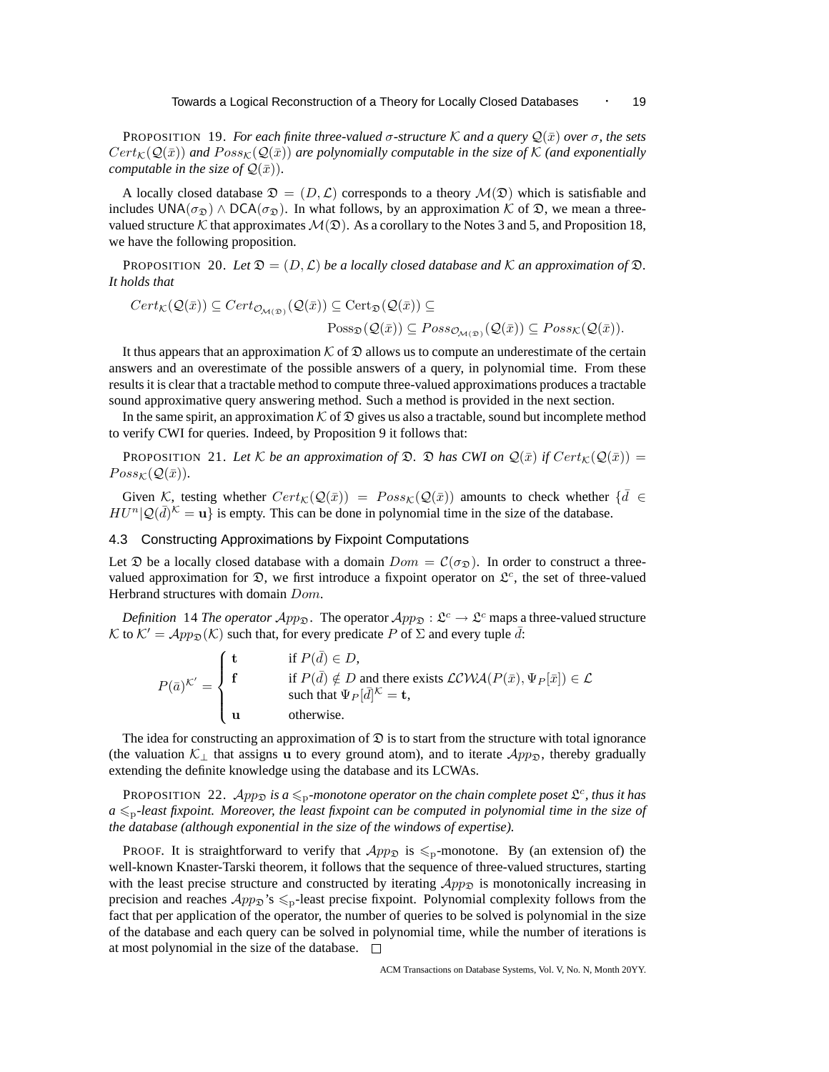PROPOSITION 19. *For each finite three-valued $\sigma$-structure $\mathcal{K}$ and a query $\mathcal{Q}(\bar{x})$ over $\sigma$, the sets $Cert_{\mathcal{K}}(\mathcal{Q}(\bar{x}))$ and $Poss_{\mathcal{K}}(\mathcal{Q}(\bar{x}))$ are polynomially computable in the size of $\mathcal{K}$ (and exponentially computable in the size of $\mathcal{Q}(\bar{x})$).*

A locally closed database $\mathfrak{D} = (D, \mathcal{L})$ corresponds to a theory $\mathcal{M}(\mathfrak{D})$ which is satisfiable and includes $\mathsf{UNA}(\sigma_{\mathfrak{D}}) \wedge \mathsf{DCA}(\sigma_{\mathfrak{D}})$. In what follows, by an approximation $\mathcal{K}$ of $\mathfrak{D}$, we mean a three-valued structure $\mathcal{K}$ that approximates $\mathcal{M}(\mathfrak{D})$. As a corollary to the Notes 3 and 5, and Proposition 18, we have the following proposition.

PROPOSITION 20. *Let $\mathfrak{D} = (D, \mathcal{L})$ be a locally closed database and $\mathcal{K}$ an approximation of $\mathfrak{D}$. It holds that*

$$Cert_{\mathcal{K}}(\mathcal{Q}(\bar{x})) \subseteq Cert_{\mathcal{O}_{\mathcal{M}(\mathfrak{D})}}(\mathcal{Q}(\bar{x})) \subseteq \mathrm{Cert}_{\mathfrak{D}}(\mathcal{Q}(\bar{x})) \subseteq \mathrm{Poss}_{\mathfrak{D}}(\mathcal{Q}(\bar{x})) \subseteq Poss_{\mathcal{O}_{\mathcal{M}(\mathfrak{D})}}(\mathcal{Q}(\bar{x})) \subseteq Poss_{\mathcal{K}}(\mathcal{Q}(\bar{x})).$$

It thus appears that an approximation $\mathcal{K}$ of $\mathfrak{D}$ allows us to compute an underestimate of the certain answers and an overestimate of the possible answers of a query, in polynomial time. From these results it is clear that a tractable method to compute three-valued approximations produces a tractable sound approximative query answering method. Such a method is provided in the next section.

In the same spirit, an approximation $\mathcal{K}$ of $\mathfrak{D}$ gives us also a tractable, sound but incomplete method to verify CWI for queries. Indeed, by Proposition 9 it follows that:

PROPOSITION 21. *Let $\mathcal{K}$ be an approximation of $\mathfrak{D}$. $\mathfrak{D}$ has CWI on $\mathcal{Q}(\bar{x})$ if $Cert_{\mathcal{K}}(\mathcal{Q}(\bar{x})) = Poss_{\mathcal{K}}(\mathcal{Q}(\bar{x}))$.*

Given $\mathcal{K}$, testing whether $Cert_{\mathcal{K}}(\mathcal{Q}(\bar{x})) = Poss_{\mathcal{K}}(\mathcal{Q}(\bar{x}))$ amounts to check whether $\{\bar{d} \in HU^n | \mathcal{Q}(\bar{d})^{\mathcal{K}} = \mathbf{u}\}$ is empty. This can be done in polynomial time in the size of the database.

### 4.3 Constructing Approximations by Fixpoint Computations

Let $\mathfrak{D}$ be a locally closed database with a domain $Dom = \mathcal{C}(\sigma_{\mathfrak{D}})$. In order to construct a three-valued approximation for $\mathfrak{D}$, we first introduce a fixpoint operator on $\mathfrak{L}^c$, the set of three-valued Herbrand structures with domain $Dom$.

*Definition* 14 *The operator $\mathcal{A}pp_{\mathfrak{D}}$.* The operator $\mathcal{A}pp_{\mathfrak{D}} : \mathfrak{L}^c \to \mathfrak{L}^c$ maps a three-valued structure $\mathcal{K}$ to $\mathcal{K}' = \mathcal{A}pp_{\mathfrak{D}}(\mathcal{K})$ such that, for every predicate $P$ of $\Sigma$ and every tuple $\bar{d}$:

$$P(\bar{a})^{\mathcal{K}'} = \begin{cases} \mathbf{t} & \text{if } P(\bar{d}) \in D, \\ \mathbf{f} & \text{if } P(\bar{d}) \notin D \text{ and there exists } \mathcal{LCWA}(P(\bar{x}), \Psi_P[\bar{x}]) \in \mathcal{L} \\ & \text{such that } \Psi_P[\bar{d}]^{\mathcal{K}} = \mathbf{t}, \\ \mathbf{u} & \text{otherwise.} \end{cases}$$

The idea for constructing an approximation of $\mathfrak{D}$ is to start from the structure with total ignorance (the valuation $\mathcal{K}_{\perp}$ that assigns $\mathbf{u}$ to every ground atom), and to iterate $\mathcal{A}pp_{\mathfrak{D}}$, thereby gradually extending the definite knowledge using the database and its LCWAs.

PROPOSITION 22. *$\mathcal{A}pp_{\mathfrak{D}}$ is a $\leqslant_{\mathrm{p}}$-monotone operator on the chain complete poset $\mathfrak{L}^c$, thus it has a $\leqslant_{\mathrm{p}}$-least fixpoint. Moreover, the least fixpoint can be computed in polynomial time in the size of the database (although exponential in the size of the windows of expertise).*

PROOF. It is straightforward to verify that $\mathcal{A}pp_{\mathfrak{D}}$ is $\leqslant_{\mathrm{p}}$-monotone. By (an extension of) the well-known Knaster-Tarski theorem, it follows that the sequence of three-valued structures, starting with the least precise structure and constructed by iterating $\mathcal{A}pp_{\mathfrak{D}}$ is monotonically increasing in precision and reaches $\mathcal{A}pp_{\mathfrak{D}}$'s $\leqslant_{\mathrm{p}}$-least precise fixpoint. Polynomial complexity follows from the fact that per application of the operator, the number of queries to be solved is polynomial in the size of the database and each query can be solved in polynomial time, while the number of iterations is at most polynomial in the size of the database. □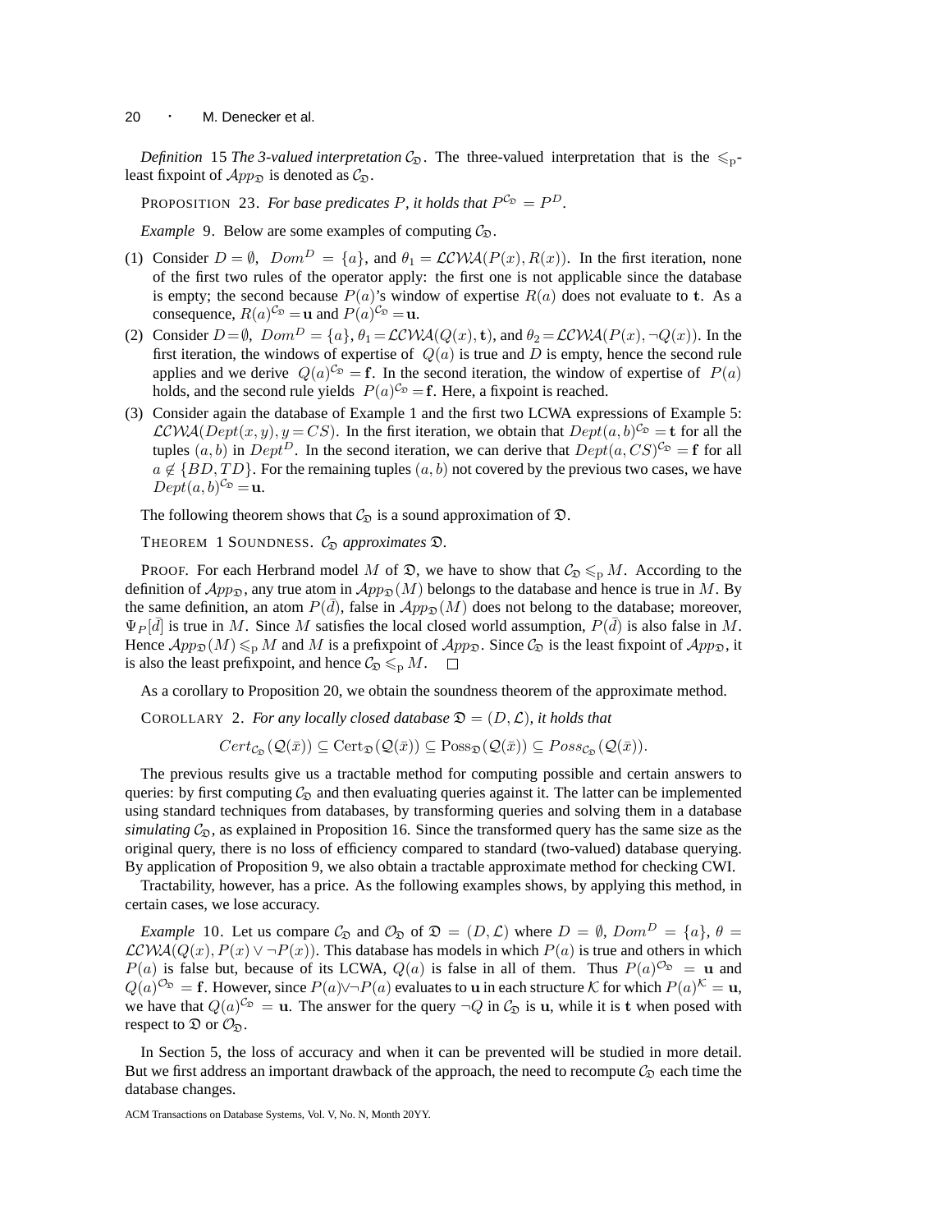*Definition* 15 *The 3-valued interpretation* $\mathcal{C}_{\mathfrak{D}}$. The three-valued interpretation that is the $\leqslant_p$-least fixpoint of $\mathcal{A}pp_{\mathfrak{D}}$ is denoted as $\mathcal{C}_{\mathfrak{D}}$.

PROPOSITION 23. *For base predicates $P$, it holds that $P^{\mathcal{C}_{\mathfrak{D}}} = P^D$.*

*Example* 9. Below are some examples of computing $\mathcal{C}_{\mathfrak{D}}$.

(1) Consider $D = \emptyset$, $Dom^D = \{a\}$, and $\theta_1 = \mathcal{LCWA}(P(x), R(x))$. In the first iteration, none of the first two rules of the operator apply: the first one is not applicable since the database is empty; the second because $P(a)$'s window of expertise $R(a)$ does not evaluate to $\mathbf{t}$. As a consequence, $R(a)^{\mathcal{C}_{\mathfrak{D}}} = \mathbf{u}$ and $P(a)^{\mathcal{C}_{\mathfrak{D}}} = \mathbf{u}$.

(2) Consider $D = \emptyset$, $Dom^D = \{a\}$, $\theta_1 = \mathcal{LCWA}(Q(x), \mathbf{t})$, and $\theta_2 = \mathcal{LCWA}(P(x), \neg Q(x))$. In the first iteration, the windows of expertise of $Q(a)$ is true and $D$ is empty, hence the second rule applies and we derive $Q(a)^{\mathcal{C}_{\mathfrak{D}}} = \mathbf{f}$. In the second iteration, the window of expertise of $P(a)$ holds, and the second rule yields $P(a)^{\mathcal{C}_{\mathfrak{D}}} = \mathbf{f}$. Here, a fixpoint is reached.

(3) Consider again the database of Example 1 and the first two LCWA expressions of Example 5: $\mathcal{LCWA}(Dept(x, y), y = CS)$. In the first iteration, we obtain that $Dept(a, b)^{\mathcal{C}_{\mathfrak{D}}} = \mathbf{t}$ for all the tuples $(a, b)$ in $Dept^D$. In the second iteration, we can derive that $Dept(a, CS)^{\mathcal{C}_{\mathfrak{D}}} = \mathbf{f}$ for all $a \notin \{BD, TD\}$. For the remaining tuples $(a, b)$ not covered by the previous two cases, we have $Dept(a, b)^{\mathcal{C}_{\mathfrak{D}}} = \mathbf{u}$.

The following theorem shows that $\mathcal{C}_{\mathfrak{D}}$ is a sound approximation of $\mathfrak{D}$.

THEOREM 1 SOUNDNESS. *$\mathcal{C}_{\mathfrak{D}}$ approximates $\mathfrak{D}$.*

PROOF. For each Herbrand model $M$ of $\mathfrak{D}$, we have to show that $\mathcal{C}_{\mathfrak{D}} \leqslant_p M$. According to the definition of $\mathcal{A}pp_{\mathfrak{D}}$, any true atom in $\mathcal{A}pp_{\mathfrak{D}}(M)$ belongs to the database and hence is true in $M$. By the same definition, an atom $P(\bar{d})$, false in $\mathcal{A}pp_{\mathfrak{D}}(M)$ does not belong to the database; moreover, $\Psi_P[\bar{d}]$ is true in $M$. Since $M$ satisfies the local closed world assumption, $P(\bar{d})$ is also false in $M$. Hence $\mathcal{A}pp_{\mathfrak{D}}(M) \leqslant_p M$ and $M$ is a prefixpoint of $\mathcal{A}pp_{\mathfrak{D}}$. Since $\mathcal{C}_{\mathfrak{D}}$ is the least fixpoint of $\mathcal{A}pp_{\mathfrak{D}}$, it is also the least prefixpoint, and hence $\mathcal{C}_{\mathfrak{D}} \leqslant_p M$. □

As a corollary to Proposition 20, we obtain the soundness theorem of the approximate method.

COROLLARY 2. *For any locally closed database $\mathfrak{D} = (D, \mathcal{L})$, it holds that*

$$Cert_{\mathcal{C}_{\mathfrak{D}}}(\mathcal{Q}(\bar{x})) \subseteq \mathrm{Cert}_{\mathfrak{D}}(\mathcal{Q}(\bar{x})) \subseteq \mathrm{Poss}_{\mathfrak{D}}(\mathcal{Q}(\bar{x})) \subseteq Poss_{\mathcal{C}_{\mathfrak{D}}}(\mathcal{Q}(\bar{x})).$$

The previous results give us a tractable method for computing possible and certain answers to queries: by first computing $\mathcal{C}_{\mathfrak{D}}$ and then evaluating queries against it. The latter can be implemented using standard techniques from databases, by transforming queries and solving them in a database *simulating* $\mathcal{C}_{\mathfrak{D}}$, as explained in Proposition 16. Since the transformed query has the same size as the original query, there is no loss of efficiency compared to standard (two-valued) database querying. By application of Proposition 9, we also obtain a tractable approximate method for checking CWI.

Tractability, however, has a price. As the following examples shows, by applying this method, in certain cases, we lose accuracy.

*Example* 10. Let us compare $\mathcal{C}_{\mathfrak{D}}$ and $\mathcal{O}_{\mathfrak{D}}$ of $\mathfrak{D} = (D, \mathcal{L})$ where $D = \emptyset$, $Dom^D = \{a\}$, $\theta = \mathcal{LCWA}(Q(x), P(x) \vee \neg P(x))$. This database has models in which $P(a)$ is true and others in which $P(a)$ is false but, because of its LCWA, $Q(a)$ is false in all of them. Thus $P(a)^{\mathcal{O}_{\mathfrak{D}}} = \mathbf{u}$ and $Q(a)^{\mathcal{O}_{\mathfrak{D}}} = \mathbf{f}$. However, since $P(a) \vee \neg P(a)$ evaluates to $\mathbf{u}$ in each structure $\mathcal{K}$ for which $P(a)^{\mathcal{K}} = \mathbf{u}$, we have that $Q(a)^{\mathcal{C}_{\mathfrak{D}}} = \mathbf{u}$. The answer for the query $\neg Q$ in $\mathcal{C}_{\mathfrak{D}}$ is $\mathbf{u}$, while it is $\mathbf{t}$ when posed with respect to $\mathfrak{D}$ or $\mathcal{O}_{\mathfrak{D}}$.

In Section 5, the loss of accuracy and when it can be prevented will be studied in more detail. But we first address an important drawback of the approach, the need to recompute $\mathcal{C}_{\mathfrak{D}}$ each time the database changes.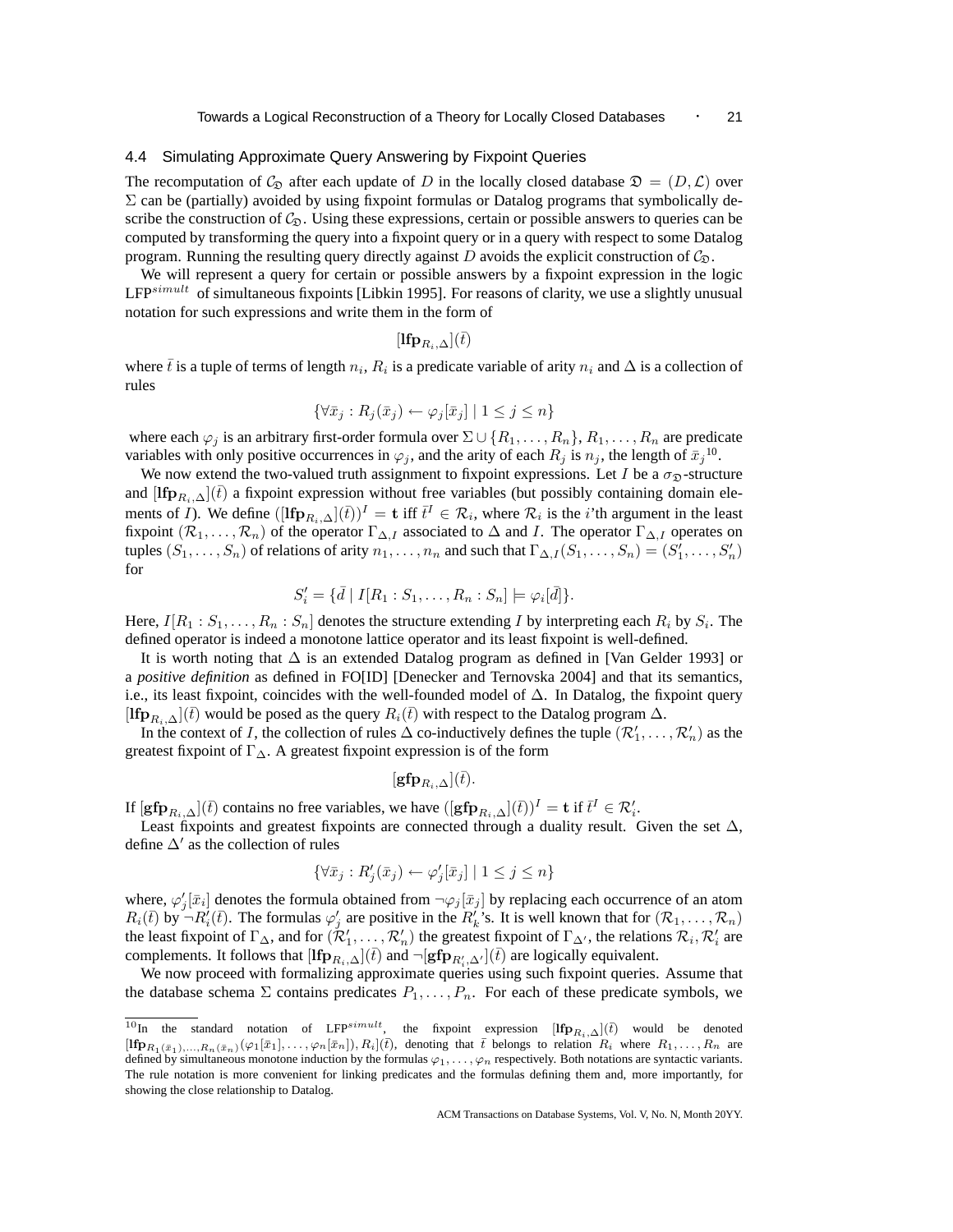### 4.4 Simulating Approximate Query Answering by Fixpoint Queries

The recomputation of $\mathcal{C}_{\mathfrak{D}}$ after each update of $D$ in the locally closed database $\mathfrak{D} = (D, \mathcal{L})$ over $\Sigma$ can be (partially) avoided by using fixpoint formulas or Datalog programs that symbolically describe the construction of $\mathcal{C}_{\mathfrak{D}}$. Using these expressions, certain or possible answers to queries can be computed by transforming the query into a fixpoint query or in a query with respect to some Datalog program. Running the resulting query directly against $D$ avoids the explicit construction of $\mathcal{C}_{\mathfrak{D}}$.

We will represent a query for certain or possible answers by a fixpoint expression in the logic LFP$^{simult}$ of simultaneous fixpoints [Libkin 1995]. For reasons of clarity, we use a slightly unusual notation for such expressions and write them in the form of

$$[\mathbf{lfp}_{R_i,\Delta}](\bar{t})$$

where $\bar{t}$ is a tuple of terms of length $n_i$, $R_i$ is a predicate variable of arity $n_i$ and $\Delta$ is a collection of rules

$$\{\forall \bar{x}_j : R_j(\bar{x}_j) \leftarrow \varphi_j[\bar{x}_j] \mid 1 \leq j \leq n\}$$

where each $\varphi_j$ is an arbitrary first-order formula over $\Sigma \cup \{R_1, \ldots, R_n\}$, $R_1, \ldots, R_n$ are predicate variables with only positive occurrences in $\varphi_j$, and the arity of each $R_j$ is $n_j$, the length of $\bar{x}_j$[10].

We now extend the two-valued truth assignment to fixpoint expressions. Let $I$ be a $\sigma_{\mathfrak{D}}$-structure and $[\mathbf{lfp}_{R_i,\Delta}](\bar{t})$ a fixpoint expression without free variables (but possibly containing domain elements of $I$). We define $([\mathbf{lfp}_{R_i,\Delta}](\bar{t}))^I = \mathbf{t}$ iff $\bar{t}^I \in \mathcal{R}_i$, where $\mathcal{R}_i$ is the $i$'th argument in the least fixpoint $(\mathcal{R}_1, \ldots, \mathcal{R}_n)$ of the operator $\Gamma_{\Delta,I}$ associated to $\Delta$ and $I$. The operator $\Gamma_{\Delta,I}$ operates on tuples $(S_1, \ldots, S_n)$ of relations of arity $n_1, \ldots, n_n$ and such that $\Gamma_{\Delta,I}(S_1, \ldots, S_n) = (S'_1, \ldots, S'_n)$ for

$$S'_i = \{\bar{d} \mid I[R_1 : S_1, \ldots, R_n : S_n] \models \varphi_i[\bar{d}]\}.$$

Here, $I[R_1 : S_1, \ldots, R_n : S_n]$ denotes the structure extending $I$ by interpreting each $R_i$ by $S_i$. The defined operator is indeed a monotone lattice operator and its least fixpoint is well-defined.

It is worth noting that $\Delta$ is an extended Datalog program as defined in [Van Gelder 1993] or a *positive definition* as defined in FO[ID] [Denecker and Ternovska 2004] and that its semantics, i.e., its least fixpoint, coincides with the well-founded model of $\Delta$. In Datalog, the fixpoint query $[\mathbf{lfp}_{R_i,\Delta}](\bar{t})$ would be posed as the query $R_i(\bar{t})$ with respect to the Datalog program $\Delta$.

In the context of $I$, the collection of rules $\Delta$ co-inductively defines the tuple $(\mathcal{R}'_1, \ldots, \mathcal{R}'_n)$ as the greatest fixpoint of $\Gamma_{\Delta}$. A greatest fixpoint expression is of the form

$$[\mathbf{gfp}_{R_i,\Delta}](\bar{t}).$$

If $[\mathbf{gfp}_{R_i,\Delta}](\bar{t})$ contains no free variables, we have $([\mathbf{gfp}_{R_i,\Delta}](\bar{t}))^I = \mathbf{t}$ if $\bar{t}^I \in \mathcal{R}'_i$.

Least fixpoints and greatest fixpoints are connected through a duality result. Given the set $\Delta$, define $\Delta'$ as the collection of rules

$$\{\forall \bar{x}_j : R'_j(\bar{x}_j) \leftarrow \varphi'_j[\bar{x}_j] \mid 1 \leq j \leq n\}$$

where, $\varphi'_j[\bar{x}_i]$ denotes the formula obtained from $\neg\varphi_j[\bar{x}_j]$ by replacing each occurrence of an atom $R_i(\bar{t})$ by $\neg R'_i(\bar{t})$. The formulas $\varphi'_j$ are positive in the $R'_k$'s. It is well known that for $(\mathcal{R}_1, \ldots, \mathcal{R}_n)$ the least fixpoint of $\Gamma_{\Delta}$, and for $(\mathcal{R}'_1, \ldots, \mathcal{R}'_n)$ the greatest fixpoint of $\Gamma_{\Delta'}$, the relations $\mathcal{R}_i, \mathcal{R}'_i$ are complements. It follows that $[\mathbf{lfp}_{R_i,\Delta}](\bar{t})$ and $\neg[\mathbf{gfp}_{R'_i,\Delta'}](\bar{t})$ are logically equivalent.

We now proceed with formalizing approximate queries using such fixpoint queries. Assume that the database schema $\Sigma$ contains predicates $P_1, \ldots, P_n$. For each of these predicate symbols, we

---

[10] In the standard notation of LFP$^{simult}$, the fixpoint expression $[\mathbf{lfp}_{R_i,\Delta}](\bar{t})$ would be denoted $[\mathbf{lfp}_{R_1(\bar{x}_1),\ldots,R_n(\bar{x}_n)}(\varphi_1[\bar{x}_1], \ldots, \varphi_n[\bar{x}_n]), R_i](\bar{t})$, denoting that $\bar{t}$ belongs to relation $R_i$ where $R_1, \ldots, R_n$ are defined by simultaneous monotone induction by the formulas $\varphi_1, \ldots, \varphi_n$ respectively. Both notations are syntactic variants. The rule notation is more convenient for linking predicates and the formulas defining them and, more importantly, for showing the close relationship to Datalog.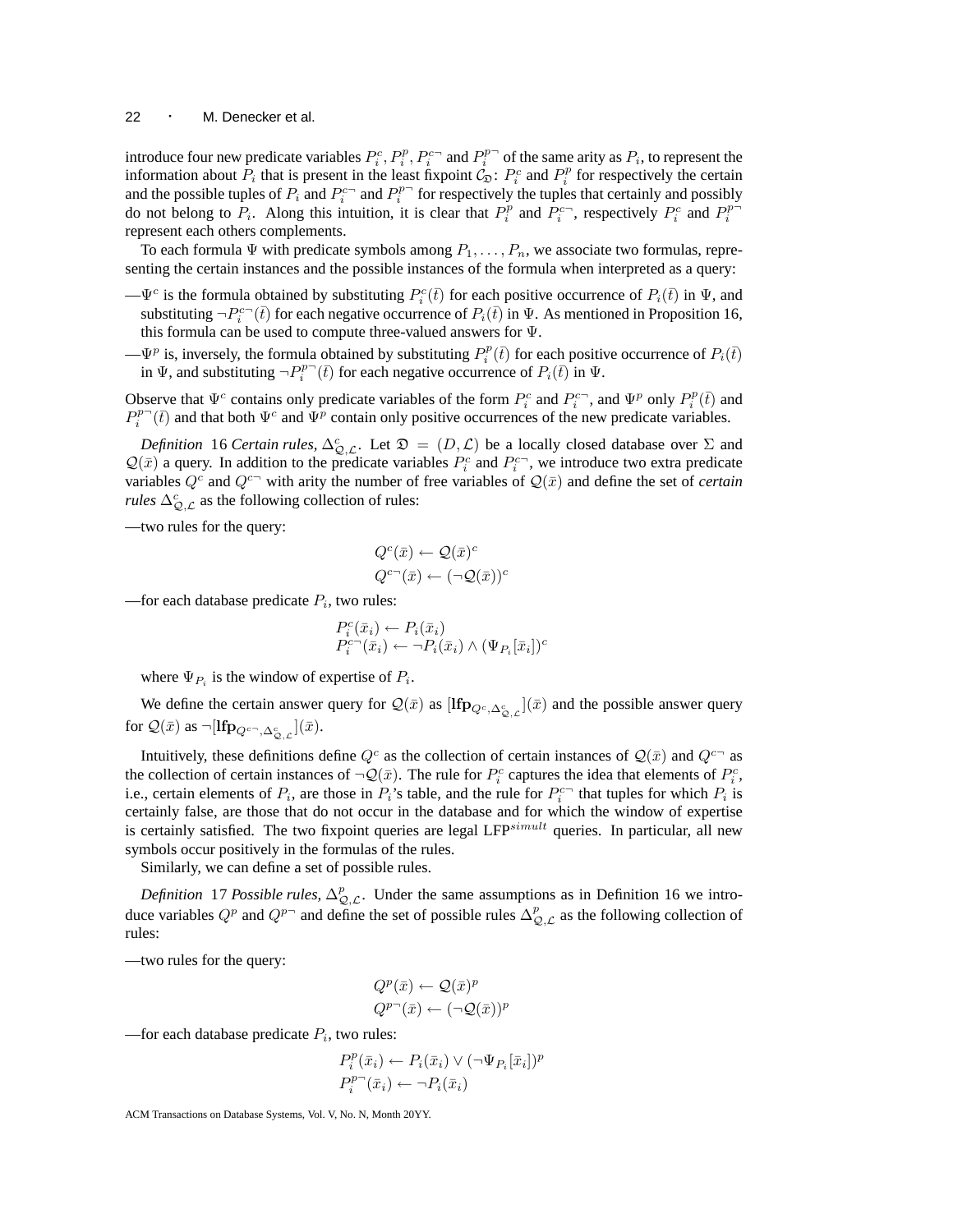introduce four new predicate variables $P_i^c, P_i^p, P_i^{c\neg}$ and $P_i^{p\neg}$ of the same arity as $P_i$, to represent the information about $P_i$ that is present in the least fixpoint $\mathcal{C}_\mathfrak{D}$: $P_i^c$ and $P_i^p$ for respectively the certain and the possible tuples of $P_i$ and $P_i^{c\neg}$ and $P_i^{p\neg}$ for respectively the tuples that certainly and possibly do not belong to $P_i$. Along this intuition, it is clear that $P_i^p$ and $P_i^{c\neg}$, respectively $P_i^c$ and $P_i^{p\neg}$ represent each others complements.

To each formula $\Psi$ with predicate symbols among $P_1, \ldots, P_n$, we associate two formulas, representing the certain instances and the possible instances of the formula when interpreted as a query:

—$\Psi^c$ is the formula obtained by substituting $P_i^c(\bar{t})$ for each positive occurrence of $P_i(\bar{t})$ in $\Psi$, and substituting $\neg P_i^{c\neg}(\bar{t})$ for each negative occurrence of $P_i(\bar{t})$ in $\Psi$. As mentioned in Proposition 16, this formula can be used to compute three-valued answers for $\Psi$.

—$\Psi^p$ is, inversely, the formula obtained by substituting $P_i^p(\bar{t})$ for each positive occurrence of $P_i(\bar{t})$ in $\Psi$, and substituting $\neg P_i^{p\neg}(\bar{t})$ for each negative occurrence of $P_i(\bar{t})$ in $\Psi$.

Observe that $\Psi^c$ contains only predicate variables of the form $P_i^c$ and $P_i^{c\neg}$, and $\Psi^p$ only $P_i^p(\bar{t})$ and $P_i^{p\neg}(\bar{t})$ and that both $\Psi^c$ and $\Psi^p$ contain only positive occurrences of the new predicate variables.

*Definition* 16 *Certain rules,* $\Delta^c_{\mathcal{Q},\mathcal{L}}$. Let $\mathfrak{D} = (D, \mathcal{L})$ be a locally closed database over $\Sigma$ and $\mathcal{Q}(\bar{x})$ a query. In addition to the predicate variables $P_i^c$ and $P_i^{c\neg}$, we introduce two extra predicate variables $Q^c$ and $Q^{c\neg}$ with arity the number of free variables of $\mathcal{Q}(\bar{x})$ and define the set of *certain rules* $\Delta^c_{\mathcal{Q},\mathcal{L}}$ as the following collection of rules:

—two rules for the query:

$$Q^c(\bar{x}) \leftarrow \mathcal{Q}(\bar{x})^c$$
$$Q^{c\neg}(\bar{x}) \leftarrow (\neg\mathcal{Q}(\bar{x}))^c$$

—for each database predicate $P_i$, two rules:

$$P_i^c(\bar{x}_i) \leftarrow P_i(\bar{x}_i)$$
$$P_i^{c\neg}(\bar{x}_i) \leftarrow \neg P_i(\bar{x}_i) \wedge (\Psi_{P_i}[\bar{x}_i])^c$$

where $\Psi_{P_i}$ is the window of expertise of $P_i$.

We define the certain answer query for $\mathcal{Q}(\bar{x})$ as $[\mathbf{lfp}_{Q^c,\Delta^c_{\mathcal{Q},\mathcal{L}}}](\bar{x})$ and the possible answer query for $\mathcal{Q}(\bar{x})$ as $\neg[\mathbf{lfp}_{Q^{c\neg},\Delta^c_{\mathcal{Q},\mathcal{L}}}](\bar{x})$.

Intuitively, these definitions define $Q^c$ as the collection of certain instances of $\mathcal{Q}(\bar{x})$ and $Q^{c\neg}$ as the collection of certain instances of $\neg\mathcal{Q}(\bar{x})$. The rule for $P_i^c$ captures the idea that elements of $P_i^c$, i.e., certain elements of $P_i$, are those in $P_i$'s table, and the rule for $P_i^{c\neg}$ that tuples for which $P_i$ is certainly false, are those that do not occur in the database and for which the window of expertise is certainly satisfied. The two fixpoint queries are legal LFP$^{simult}$ queries. In particular, all new symbols occur positively in the formulas of the rules.

Similarly, we can define a set of possible rules.

*Definition* 17 *Possible rules,* $\Delta^p_{\mathcal{Q},\mathcal{L}}$. Under the same assumptions as in Definition 16 we introduce variables $Q^p$ and $Q^{p\neg}$ and define the set of possible rules $\Delta^p_{\mathcal{Q},\mathcal{L}}$ as the following collection of rules:

—two rules for the query:

$$Q^p(\bar{x}) \leftarrow \mathcal{Q}(\bar{x})^p$$
$$Q^{p\neg}(\bar{x}) \leftarrow (\neg\mathcal{Q}(\bar{x}))^p$$

—for each database predicate $P_i$, two rules:

$$P_i^p(\bar{x}_i) \leftarrow P_i(\bar{x}_i) \vee (\neg\Psi_{P_i}[\bar{x}_i])^p$$
$$P_i^{p\neg}(\bar{x}_i) \leftarrow \neg P_i(\bar{x}_i)$$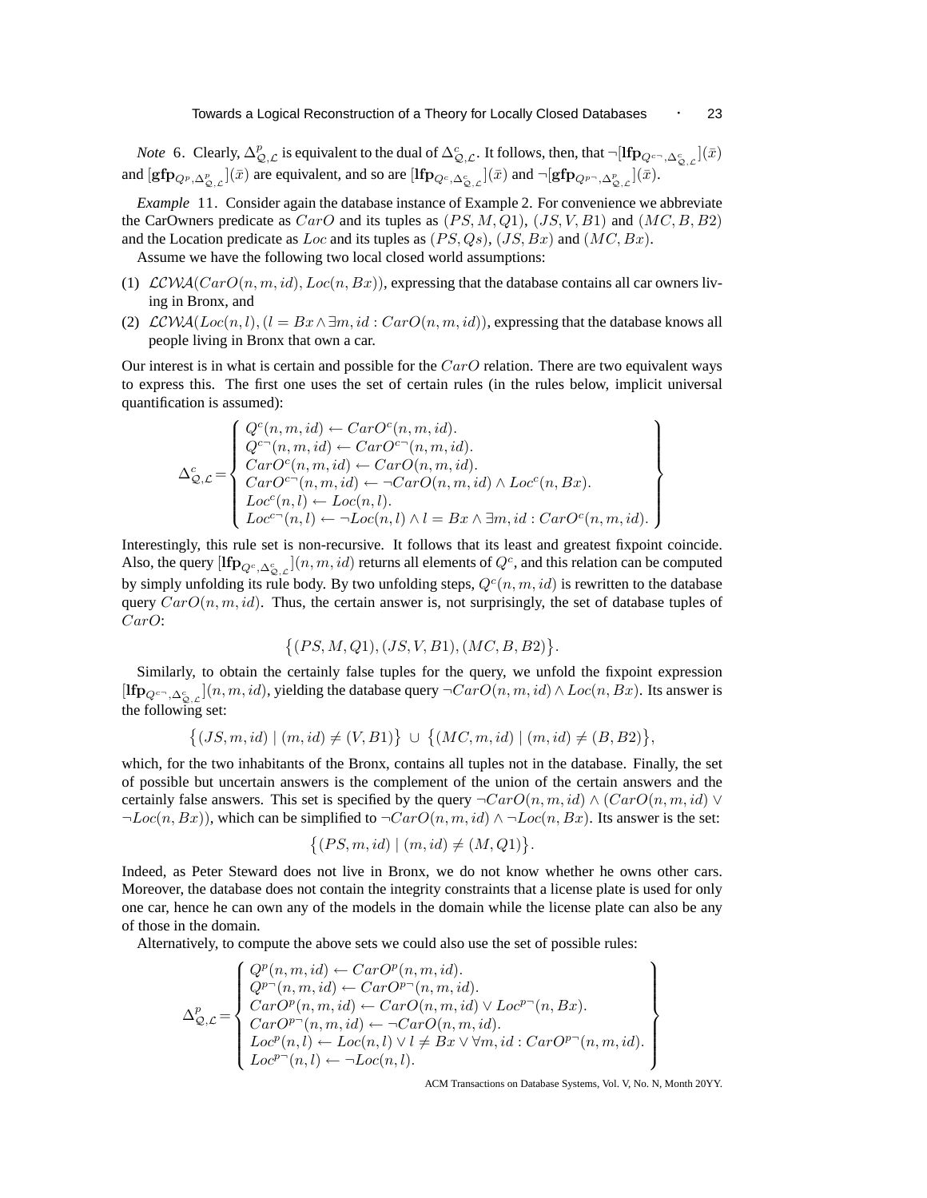*Note* 6. Clearly, $\Delta^p_{\mathcal{Q},\mathcal{L}}$ is equivalent to the dual of $\Delta^c_{\mathcal{Q},\mathcal{L}}$. It follows, then, that $\neg[\mathbf{lfp}_{Q^{c\neg},\Delta^c_{\mathcal{Q},\mathcal{L}}}](\bar{x})$ and $[\mathbf{gfp}_{Q^p,\Delta^p_{\mathcal{Q},\mathcal{L}}}](\bar{x})$ are equivalent, and so are $[\mathbf{lfp}_{Q^c,\Delta^c_{\mathcal{Q},\mathcal{L}}}](\bar{x})$ and $\neg[\mathbf{gfp}_{Q^{p\neg},\Delta^p_{\mathcal{Q},\mathcal{L}}}](\bar{x})$.

*Example* 11. Consider again the database instance of Example 2. For convenience we abbreviate the CarOwners predicate as $CarO$ and its tuples as $(PS, M, Q1)$, $(JS, V, B1)$ and $(MC, B, B2)$ and the Location predicate as $Loc$ and its tuples as $(PS, Qs)$, $(JS, Bx)$ and $(MC, Bx)$.

Assume we have the following two local closed world assumptions:

(1) $\mathcal{LCWA}(CarO(n, m, id), Loc(n, Bx))$, expressing that the database contains all car owners living in Bronx, and

(2) $\mathcal{LCWA}(Loc(n, l), (l = Bx \wedge \exists m, id : CarO(n, m, id))$, expressing that the database knows all people living in Bronx that own a car.

Our interest is in what is certain and possible for the $CarO$ relation. There are two equivalent ways to express this. The first one uses the set of certain rules (in the rules below, implicit universal quantification is assumed):

$$
\Delta^c_{\mathcal{Q},\mathcal{L}} = \left\{
\begin{array}{l}
Q^c(n, m, id) \leftarrow CarO^c(n, m, id). \\
Q^{c\neg}(n, m, id) \leftarrow CarO^{c\neg}(n, m, id). \\
CarO^c(n, m, id) \leftarrow CarO(n, m, id). \\
CarO^{c\neg}(n, m, id) \leftarrow \neg CarO(n, m, id) \wedge Loc^c(n, Bx). \\
Loc^c(n, l) \leftarrow Loc(n, l). \\
Loc^{c\neg}(n, l) \leftarrow \neg Loc(n, l) \wedge l = Bx \wedge \exists m, id : CarO^c(n, m, id).
\end{array}
\right\}
$$

Interestingly, this rule set is non-recursive. It follows that its least and greatest fixpoint coincide. Also, the query $[\mathbf{lfp}_{Q^c,\Delta^c_{\mathcal{Q},\mathcal{L}}}](n, m, id)$ returns all elements of $Q^c$, and this relation can be computed by simply unfolding its rule body. By two unfolding steps, $Q^c(n, m, id)$ is rewritten to the database query $CarO(n, m, id)$. Thus, the certain answer is, not surprisingly, the set of database tuples of $CarO$:

$$
\big\{(PS, M, Q1), (JS, V, B1), (MC, B, B2)\big\}.
$$

Similarly, to obtain the certainly false tuples for the query, we unfold the fixpoint expression $[\mathbf{lfp}_{Q^{c\neg},\Delta^c_{\mathcal{Q},\mathcal{L}}}](n, m, id)$, yielding the database query $\neg CarO(n, m, id) \wedge Loc(n, Bx)$. Its answer is the following set:

$$
\big\{(JS, m, id) \mid (m, id) \neq (V, B1)\big\} \;\cup\; \big\{(MC, m, id) \mid (m, id) \neq (B, B2)\big\},
$$

which, for the two inhabitants of the Bronx, contains all tuples not in the database. Finally, the set of possible but uncertain answers is the complement of the union of the certain answers and the certainly false answers. This set is specified by the query $\neg CarO(n, m, id) \wedge (CarO(n, m, id) \vee \neg Loc(n, Bx))$, which can be simplified to $\neg CarO(n, m, id) \wedge \neg Loc(n, Bx)$. Its answer is the set:

$$
\big\{(PS, m, id) \mid (m, id) \neq (M, Q1)\big\}.
$$

Indeed, as Peter Steward does not live in Bronx, we do not know whether he owns other cars. Moreover, the database does not contain the integrity constraints that a license plate is used for only one car, hence he can own any of the models in the domain while the license plate can also be any of those in the domain.

Alternatively, to compute the above sets we could also use the set of possible rules:

$$
\Delta^p_{\mathcal{Q},\mathcal{L}} = \left\{
\begin{array}{l}
Q^p(n, m, id) \leftarrow CarO^p(n, m, id). \\
Q^{p\neg}(n, m, id) \leftarrow CarO^{p\neg}(n, m, id). \\
CarO^p(n, m, id) \leftarrow CarO(n, m, id) \vee Loc^{p\neg}(n, Bx). \\
CarO^{p\neg}(n, m, id) \leftarrow \neg CarO(n, m, id). \\
Loc^p(n, l) \leftarrow Loc(n, l) \vee l \neq Bx \vee \forall m, id : CarO^{p\neg}(n, m, id). \\
Loc^{p\neg}(n, l) \leftarrow \neg Loc(n, l).
\end{array}
\right\}
$$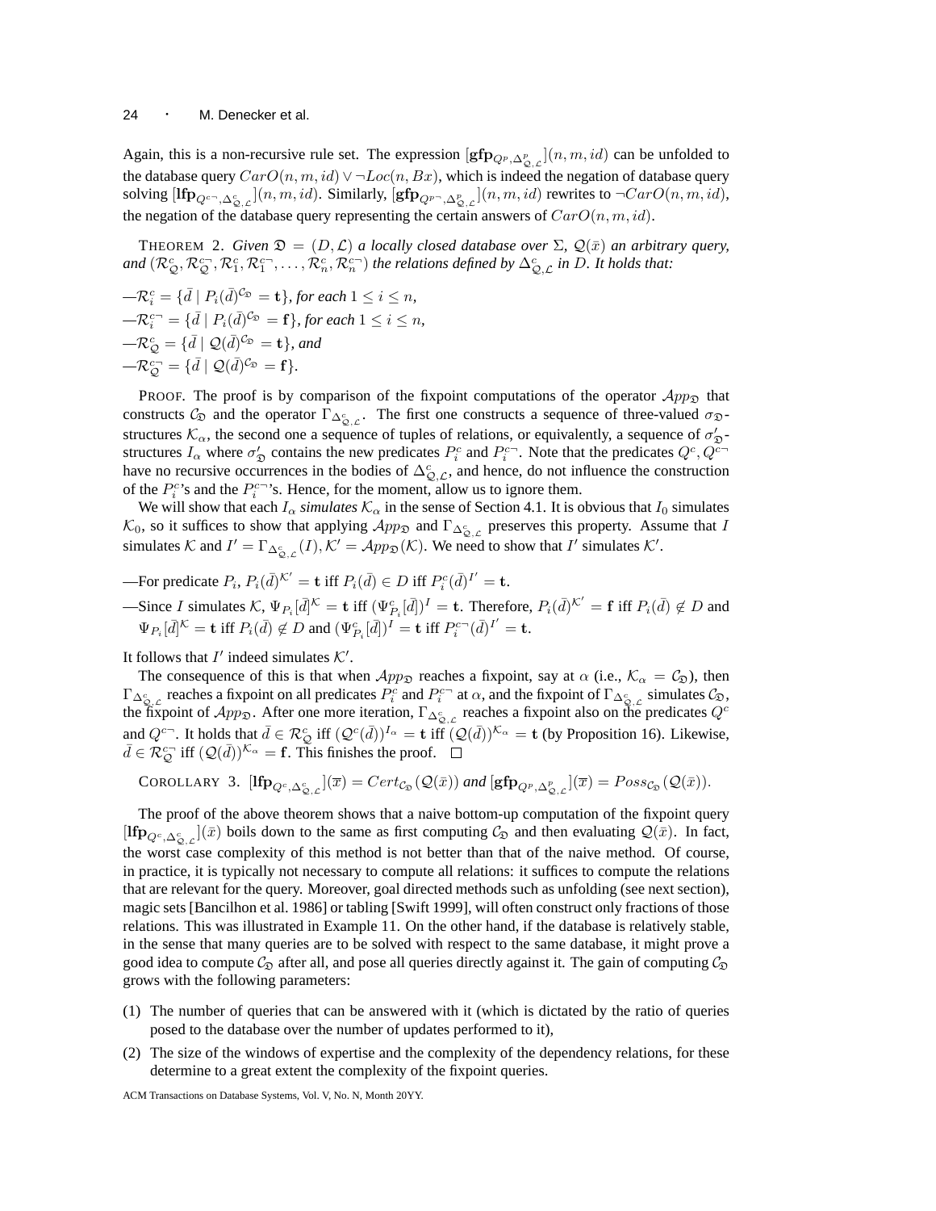Again, this is a non-recursive rule set. The expression $[\mathbf{gfp}_{Q^p,\Delta^p_{\mathcal{Q},\mathcal{L}}}](n,m,id)$ can be unfolded to the database query $CarO(n,m,id) \vee \neg Loc(n,Bx)$, which is indeed the negation of database query solving $[\mathbf{lfp}_{Q^{c\neg},\Delta^c_{\mathcal{Q},\mathcal{L}}}](n,m,id)$. Similarly, $[\mathbf{gfp}_{Q^{p\neg},\Delta^p_{\mathcal{Q},\mathcal{L}}}](n,m,id)$ rewrites to $\neg CarO(n,m,id)$, the negation of the database query representing the certain answers of $CarO(n,m,id)$.

THEOREM 2. *Given $\mathfrak{D} = (D,\mathcal{L})$ a locally closed database over $\Sigma$, $\mathcal{Q}(\bar{x})$ an arbitrary query, and $(\mathcal{R}^c_{\mathcal{Q}}, \mathcal{R}^{c\neg}_{\mathcal{Q}}, \mathcal{R}^c_1, \mathcal{R}^{c\neg}_1, \ldots, \mathcal{R}^c_n, \mathcal{R}^{c\neg}_n)$ the relations defined by $\Delta^c_{\mathcal{Q},\mathcal{L}}$ in $D$. It holds that:*

—$\mathcal{R}^c_i = \{\bar{d} \mid P_i(\bar{d})^{\mathcal{C}_{\mathfrak{D}}} = \mathbf{t}\}$, *for each* $1 \leq i \leq n$,
—$\mathcal{R}^{c\neg}_i = \{\bar{d} \mid P_i(\bar{d})^{\mathcal{C}_{\mathfrak{D}}} = \mathbf{f}\}$, *for each* $1 \leq i \leq n$,
—$\mathcal{R}^c_{\mathcal{Q}} = \{\bar{d} \mid \mathcal{Q}(\bar{d})^{\mathcal{C}_{\mathfrak{D}}} = \mathbf{t}\}$, *and*
—$\mathcal{R}^{c\neg}_{\mathcal{Q}} = \{\bar{d} \mid \mathcal{Q}(\bar{d})^{\mathcal{C}_{\mathfrak{D}}} = \mathbf{f}\}$.

PROOF. The proof is by comparison of the fixpoint computations of the operator $\mathcal{A}pp_{\mathfrak{D}}$ that constructs $\mathcal{C}_{\mathfrak{D}}$ and the operator $\Gamma_{\Delta^c_{\mathcal{Q},\mathcal{L}}}$. The first one constructs a sequence of three-valued $\sigma_{\mathfrak{D}}$-structures $\mathcal{K}_\alpha$, the second one a sequence of tuples of relations, or equivalently, a sequence of $\sigma'_{\mathfrak{D}}$-structures $I_\alpha$ where $\sigma'_{\mathfrak{D}}$ contains the new predicates $P^c_i$ and $P^{c\neg}_i$. Note that the predicates $Q^c, Q^{c\neg}$ have no recursive occurrences in the bodies of $\Delta^c_{\mathcal{Q},\mathcal{L}}$, and hence, do not influence the construction of the $P^c_i$'s and the $P^{c\neg}_i$'s. Hence, for the moment, allow us to ignore them.

We will show that each $I_\alpha$ *simulates* $\mathcal{K}_\alpha$ in the sense of Section 4.1. It is obvious that $I_0$ simulates $\mathcal{K}_0$, so it suffices to show that applying $\mathcal{A}pp_{\mathfrak{D}}$ and $\Gamma_{\Delta^c_{\mathcal{Q},\mathcal{L}}}$ preserves this property. Assume that $I$ simulates $\mathcal{K}$ and $I' = \Gamma_{\Delta^c_{\mathcal{Q},\mathcal{L}}}(I), \mathcal{K}' = \mathcal{A}pp_{\mathfrak{D}}(\mathcal{K})$. We need to show that $I'$ simulates $\mathcal{K}'$.

—For predicate $P_i$, $P_i(\bar{d})^{\mathcal{K}'} = \mathbf{t}$ iff $P_i(\bar{d}) \in D$ iff $P^c_i(\bar{d})^{I'} = \mathbf{t}$.
—Since $I$ simulates $\mathcal{K}$, $\Psi_{P_i}[\bar{d}]^{\mathcal{K}} = \mathbf{t}$ iff $(\Psi^c_{P_i}[\bar{d}])^I = \mathbf{t}$. Therefore, $P_i(\bar{d})^{\mathcal{K}'} = \mathbf{f}$ iff $P_i(\bar{d}) \notin D$ and $\Psi_{P_i}[\bar{d}]^{\mathcal{K}} = \mathbf{t}$ iff $P_i(\bar{d}) \notin D$ and $(\Psi^c_{P_i}[\bar{d}])^I = \mathbf{t}$ iff $P^{c\neg}_i(\bar{d})^{I'} = \mathbf{t}$.

It follows that $I'$ indeed simulates $\mathcal{K}'$.

The consequence of this is that when $\mathcal{A}pp_{\mathfrak{D}}$ reaches a fixpoint, say at $\alpha$ (i.e., $\mathcal{K}_\alpha = \mathcal{C}_{\mathfrak{D}}$), then $\Gamma_{\Delta^c_{\mathcal{Q},\mathcal{L}}}$ reaches a fixpoint on all predicates $P^c_i$ and $P^{c\neg}_i$ at $\alpha$, and the fixpoint of $\Gamma_{\Delta^c_{\mathcal{Q},\mathcal{L}}}$ simulates $\mathcal{C}_{\mathfrak{D}}$, the fixpoint of $\mathcal{A}pp_{\mathfrak{D}}$. After one more iteration, $\Gamma_{\Delta^c_{\mathcal{Q},\mathcal{L}}}$ reaches a fixpoint also on the predicates $Q^c$ and $Q^{c\neg}$. It holds that $\bar{d} \in \mathcal{R}^c_{\mathcal{Q}}$ iff $(\mathcal{Q}^c(\bar{d}))^{I_\alpha} = \mathbf{t}$ iff $(\mathcal{Q}(\bar{d}))^{\mathcal{K}_\alpha} = \mathbf{t}$ (by Proposition 16). Likewise, $\bar{d} \in \mathcal{R}^{c\neg}_{\mathcal{Q}}$ iff $(\mathcal{Q}(\bar{d}))^{\mathcal{K}_\alpha} = \mathbf{f}$. This finishes the proof. $\square$

COROLLARY 3. $[\mathbf{lfp}_{Q^c,\Delta^c_{\mathcal{Q},\mathcal{L}}}](\overline{x}) = Cert_{\mathcal{C}_{\mathfrak{D}}}(\mathcal{Q}(\bar{x}))$ *and* $[\mathbf{gfp}_{Q^p,\Delta^p_{\mathcal{Q},\mathcal{L}}}](\overline{x}) = Poss_{\mathcal{C}_{\mathfrak{D}}}(\mathcal{Q}(\bar{x}))$.

The proof of the above theorem shows that a naive bottom-up computation of the fixpoint query $[\mathbf{lfp}_{Q^c,\Delta^c_{\mathcal{Q},\mathcal{L}}}](\bar{x})$ boils down to the same as first computing $\mathcal{C}_{\mathfrak{D}}$ and then evaluating $\mathcal{Q}(\bar{x})$. In fact, the worst case complexity of this method is not better than that of the naive method. Of course, in practice, it is typically not necessary to compute all relations: it suffices to compute the relations that are relevant for the query. Moreover, goal directed methods such as unfolding (see next section), magic sets [Bancilhon et al. 1986] or tabling [Swift 1999], will often construct only fractions of those relations. This was illustrated in Example 11. On the other hand, if the database is relatively stable, in the sense that many queries are to be solved with respect to the same database, it might prove a good idea to compute $\mathcal{C}_{\mathfrak{D}}$ after all, and pose all queries directly against it. The gain of computing $\mathcal{C}_{\mathfrak{D}}$ grows with the following parameters:

(1) The number of queries that can be answered with it (which is dictated by the ratio of queries posed to the database over the number of updates performed to it),
(2) The size of the windows of expertise and the complexity of the dependency relations, for these determine to a great extent the complexity of the fixpoint queries.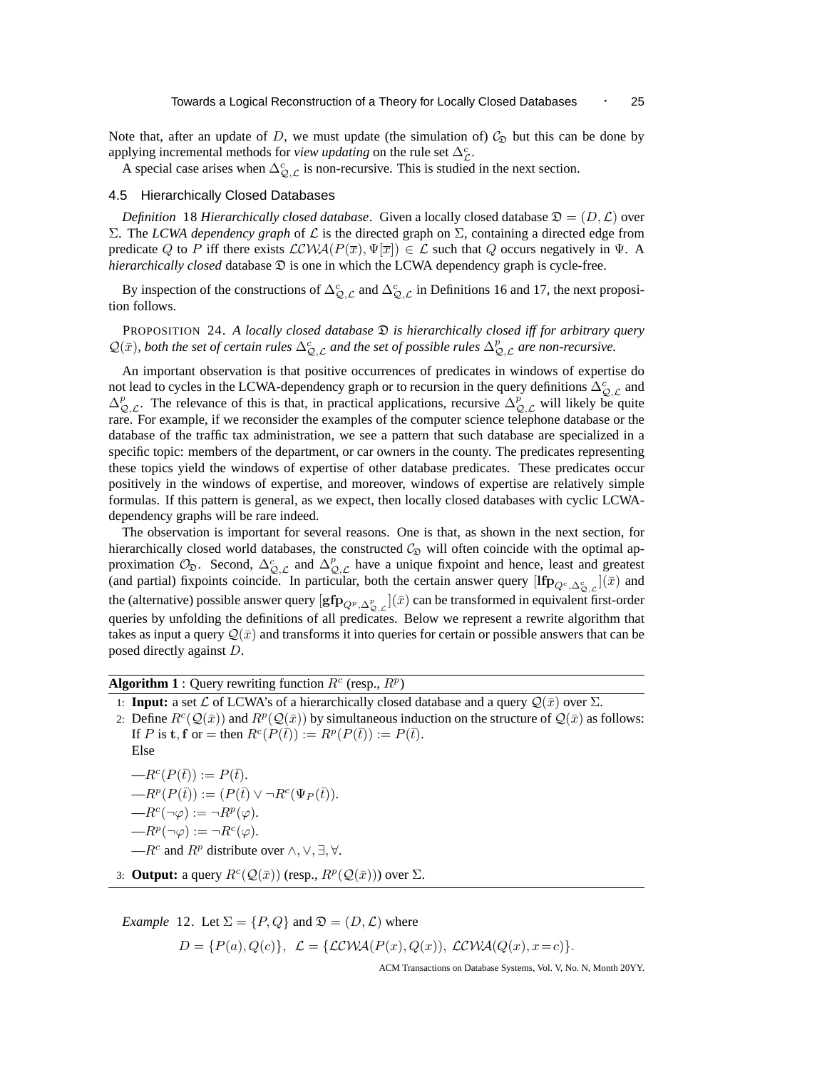Note that, after an update of $D$, we must update (the simulation of) $\mathcal{C}_{\mathfrak{D}}$ but this can be done by applying incremental methods for *view updating* on the rule set $\Delta^c_{\mathcal{L}}$.

A special case arises when $\Delta^c_{\mathcal{Q},\mathcal{L}}$ is non-recursive. This is studied in the next section.

## 4.5 Hierarchically Closed Databases

*Definition* 18 *Hierarchically closed database*. Given a locally closed database $\mathfrak{D} = (D, \mathcal{L})$ over $\Sigma$. The *LCWA dependency graph* of $\mathcal{L}$ is the directed graph on $\Sigma$, containing a directed edge from predicate $Q$ to $P$ iff there exists $\mathcal{LCWA}(P(\overline{x}), \Psi[\overline{x}]) \in \mathcal{L}$ such that $Q$ occurs negatively in $\Psi$. A *hierarchically closed* database $\mathfrak{D}$ is one in which the LCWA dependency graph is cycle-free.

By inspection of the constructions of $\Delta^c_{\mathcal{Q},\mathcal{L}}$ and $\Delta^c_{\mathcal{Q},\mathcal{L}}$ in Definitions 16 and 17, the next proposition follows.

PROPOSITION 24. *A locally closed database $\mathfrak{D}$ is hierarchically closed iff for arbitrary query $\mathcal{Q}(\bar{x})$, both the set of certain rules $\Delta^c_{\mathcal{Q},\mathcal{L}}$ and the set of possible rules $\Delta^p_{\mathcal{Q},\mathcal{L}}$ are non-recursive.*

An important observation is that positive occurrences of predicates in windows of expertise do not lead to cycles in the LCWA-dependency graph or to recursion in the query definitions $\Delta^c_{\mathcal{Q},\mathcal{L}}$ and $\Delta^p_{\mathcal{Q},\mathcal{L}}$. The relevance of this is that, in practical applications, recursive $\Delta^p_{\mathcal{Q},\mathcal{L}}$ will likely be quite rare. For example, if we reconsider the examples of the computer science telephone database or the database of the traffic tax administration, we see a pattern that such database are specialized in a specific topic: members of the department, or car owners in the county. The predicates representing these topics yield the windows of expertise of other database predicates. These predicates occur positively in the windows of expertise, and moreover, windows of expertise are relatively simple formulas. If this pattern is general, as we expect, then locally closed databases with cyclic LCWA-dependency graphs will be rare indeed.

The observation is important for several reasons. One is that, as shown in the next section, for hierarchically closed world databases, the constructed $\mathcal{C}_{\mathfrak{D}}$ will often coincide with the optimal approximation $\mathcal{O}_{\mathfrak{D}}$. Second, $\Delta^c_{\mathcal{Q},\mathcal{L}}$ and $\Delta^p_{\mathcal{Q},\mathcal{L}}$ have a unique fixpoint and hence, least and greatest (and partial) fixpoints coincide. In particular, both the certain answer query $[\mathbf{lfp}_{Q^c,\Delta^c_{\mathcal{Q},\mathcal{L}}}](\bar{x})$ and the (alternative) possible answer query $[\mathbf{gfp}_{Q^p,\Delta^p_{\mathcal{Q},\mathcal{L}}}](\bar{x})$ can be transformed in equivalent first-order queries by unfolding the definitions of all predicates. Below we represent a rewrite algorithm that takes as input a query $\mathcal{Q}(\bar{x})$ and transforms it into queries for certain or possible answers that can be posed directly against $D$.

**Algorithm 1** : Query rewriting function $R^c$ (resp., $R^p$)

1: **Input:** a set $\mathcal{L}$ of LCWA's of a hierarchically closed database and a query $\mathcal{Q}(\bar{x})$ over $\Sigma$.

2: Define $R^c(\mathcal{Q}(\bar{x}))$ and $R^p(\mathcal{Q}(\bar{x}))$ by simultaneous induction on the structure of $\mathcal{Q}(\bar{x})$ as follows:
If $P$ is $\mathbf{t}, \mathbf{f}$ or $=$ then $R^c(P(\bar{t})) := R^p(P(\bar{t})) := P(\bar{t})$.
Else

—$R^c(P(\bar{t})) := P(\bar{t})$.
—$R^p(P(\bar{t})) := (P(\bar{t}) \vee \neg R^c(\Psi_P(\bar{t}))$.
—$R^c(\neg\varphi) := \neg R^p(\varphi)$.
—$R^p(\neg\varphi) := \neg R^c(\varphi)$.
—$R^c$ and $R^p$ distribute over $\wedge, \vee, \exists, \forall$.

3: **Output:** a query $R^c(\mathcal{Q}(\bar{x}))$ (resp., $R^p(\mathcal{Q}(\bar{x}))$) over $\Sigma$.

*Example* 12. Let $\Sigma = \{P, Q\}$ and $\mathfrak{D} = (D, \mathcal{L})$ where

$$D = \{P(a), Q(c)\}, \;\; \mathcal{L} = \{\mathcal{LCWA}(P(x), Q(x)), \; \mathcal{LCWA}(Q(x), x = c)\}.$$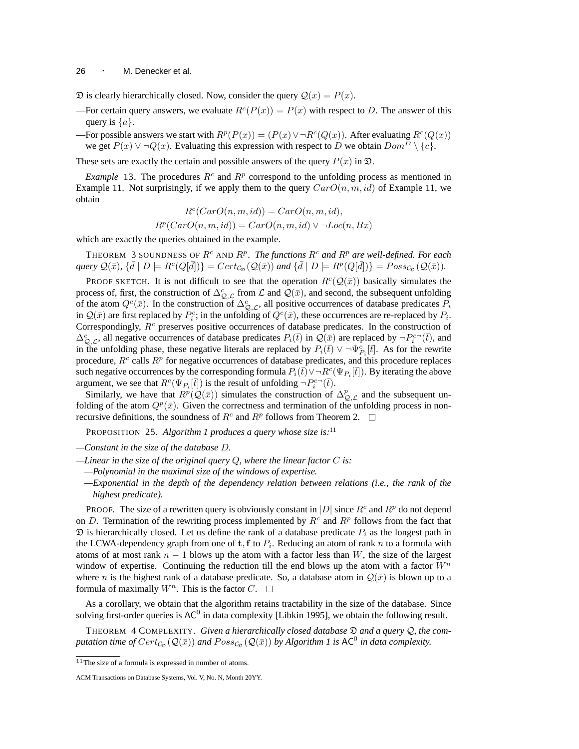$\mathfrak{D}$ is clearly hierarchically closed. Now, consider the query $\mathcal{Q}(x) = P(x)$.

—For certain query answers, we evaluate $R^c(P(x)) = P(x)$ with respect to $D$. The answer of this query is $\{a\}$.

—For possible answers we start with $R^p(P(x)) = (P(x) \vee \neg R^c(Q(x))$. After evaluating $R^c(Q(x))$ we get $P(x) \vee \neg Q(x)$. Evaluating this expression with respect to $D$ we obtain $Dom^D \setminus \{c\}$.

These sets are exactly the certain and possible answers of the query $P(x)$ in $\mathfrak{D}$.

*Example* 13. The procedures $R^c$ and $R^p$ correspond to the unfolding process as mentioned in Example 11. Not surprisingly, if we apply them to the query $CarO(n, m, id)$ of Example 11, we obtain

$$R^c(CarO(n, m, id)) = CarO(n, m, id),$$
$$R^p(CarO(n, m, id)) = CarO(n, m, id) \vee \neg Loc(n, Bx)$$

which are exactly the queries obtained in the example.

THEOREM 3 SOUNDNESS OF $R^c$ AND $R^p$. *The functions $R^c$ and $R^p$ are well-defined. For each query $\mathcal{Q}(\bar{x})$, $\{\bar{d} \mid D \models R^c(Q[\bar{d}])\} = Cert_{\mathcal{C}_{\mathfrak{D}}}(\mathcal{Q}(\bar{x}))$ and $\{\bar{d} \mid D \models R^p(Q[\bar{d}])\} = Poss_{\mathcal{C}_{\mathfrak{D}}}(\mathcal{Q}(\bar{x}))$.*

PROOF SKETCH. It is not difficult to see that the operation $R^c(\mathcal{Q}(\bar{x}))$ basically simulates the process of, first, the construction of $\Delta^c_{\mathcal{Q},\mathcal{L}}$ from $\mathcal{L}$ and $\mathcal{Q}(\bar{x})$, and second, the subsequent unfolding of the atom $Q^c(\bar{x})$. In the construction of $\Delta^c_{\mathcal{Q},\mathcal{L}}$, all positive occurrences of database predicates $P_i$ in $\mathcal{Q}(\bar{x})$ are first replaced by $P_i^c$; in the unfolding of $Q^c(\bar{x})$, these occurrences are re-replaced by $P_i$. Correspondingly, $R^c$ preserves positive occurrences of database predicates. In the construction of $\Delta^c_{\mathcal{Q},\mathcal{L}}$, all negative occurrences of database predicates $P_i(\bar{t})$ in $\mathcal{Q}(\bar{x})$ are replaced by $\neg P_i^{c\neg}(\bar{t})$, and in the unfolding phase, these negative literals are replaced by $P_i(\bar{t}) \vee \neg \Psi^c_{P_i}[\bar{t}]$. As for the rewrite procedure, $R^c$ calls $R^p$ for negative occurrences of database predicates, and this procedure replaces such negative occurrences by the corresponding formula $P_i(\bar{t}) \vee \neg R^c(\Psi_{P_i}[\bar{t}])$. By iterating the above argument, we see that $R^c(\Psi_{P_i}[\bar{t}])$ is the result of unfolding $\neg P_i^{c\neg}(\bar{t})$.

Similarly, we have that $R^p(\mathcal{Q}(\bar{x}))$ simulates the construction of $\Delta^p_{\mathcal{Q},\mathcal{L}}$ and the subsequent unfolding of the atom $Q^p(\bar{x})$. Given the correctness and termination of the unfolding process in non-recursive definitions, the soundness of $R^c$ and $R^p$ follows from Theorem 2. $\square$

PROPOSITION 25. *Algorithm 1 produces a query whose size is:*[11]

—*Constant in the size of the database $D$.*

—*Linear in the size of the original query $Q$, where the linear factor $C$ is:*

  —*Polynomial in the maximal size of the windows of expertise.*

  —*Exponential in the depth of the dependency relation between relations (i.e., the rank of the highest predicate).*

PROOF. The size of a rewritten query is obviously constant in $|D|$ since $R^c$ and $R^p$ do not depend on $D$. Termination of the rewriting process implemented by $R^c$ and $R^p$ follows from the fact that $\mathfrak{D}$ is hierarchically closed. Let us define the rank of a database predicate $P_i$ as the longest path in the LCWA-dependency graph from one of $\mathbf{t}, \mathbf{f}$ to $P_i$. Reducing an atom of rank $n$ to a formula with atoms of at most rank $n-1$ blows up the atom with a factor less than $W$, the size of the largest window of expertise. Continuing the reduction till the end blows up the atom with a factor $W^n$ where $n$ is the highest rank of a database predicate. So, a database atom in $\mathcal{Q}(\bar{x})$ is blown up to a formula of maximally $W^n$. This is the factor $C$. $\square$

As a corollary, we obtain that the algorithm retains tractability in the size of the database. Since solving first-order queries is $\mathsf{AC}^0$ in data complexity [Libkin 1995], we obtain the following result.

THEOREM 4 COMPLEXITY. *Given a hierarchically closed database $\mathfrak{D}$ and a query $\mathcal{Q}$, the computation time of $Cert_{\mathcal{C}_{\mathfrak{D}}}(\mathcal{Q}(\bar{x}))$ and $Poss_{\mathcal{C}_{\mathfrak{D}}}(\mathcal{Q}(\bar{x}))$ by Algorithm 1 is $\mathsf{AC}^0$ in data complexity.*

[11] The size of a formula is expressed in number of atoms.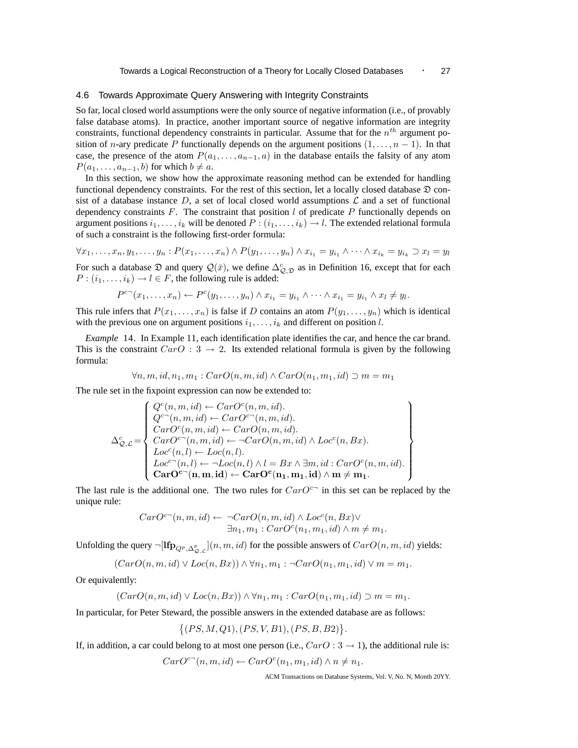### 4.6 Towards Approximate Query Answering with Integrity Constraints

So far, local closed world assumptions were the only source of negative information (i.e., of provably false database atoms). In practice, another important source of negative information are integrity constraints, functional dependency constraints in particular. Assume that for the $n^{th}$ argument position of $n$-ary predicate $P$ functionally depends on the argument positions $(1, \ldots, n-1)$. In that case, the presence of the atom $P(a_1, \ldots, a_{n-1}, a)$ in the database entails the falsity of any atom $P(a_1, \ldots, a_{n-1}, b)$ for which $b \neq a$.

In this section, we show how the approximate reasoning method can be extended for handling functional dependency constraints. For the rest of this section, let a locally closed database $\mathfrak{D}$ consist of a database instance $D$, a set of local closed world assumptions $\mathcal{L}$ and a set of functional dependency constraints $F$. The constraint that position $l$ of predicate $P$ functionally depends on argument positions $i_1, \ldots, i_k$ will be denoted $P : (i_1, \ldots, i_k) \to l$. The extended relational formula of such a constraint is the following first-order formula:

$$\forall x_1, \ldots, x_n, y_1, \ldots, y_n : P(x_1, \ldots, x_n) \wedge P(y_1, \ldots, y_n) \wedge x_{i_1} = y_{i_1} \wedge \cdots \wedge x_{i_k} = y_{i_k} \supset x_l = y_l$$

For such a database $\mathfrak{D}$ and query $\mathcal{Q}(\bar{x})$, we define $\Delta^c_{\mathcal{Q},\mathfrak{D}}$ as in Definition 16, except that for each $P : (i_1, \ldots, i_k) \to l \in F$, the following rule is added:

$$P^{c\neg}(x_1, \ldots, x_n) \leftarrow P^c(y_1, \ldots, y_n) \wedge x_{i_1} = y_{i_1} \wedge \cdots \wedge x_{i_1} = y_{i_1} \wedge x_l \neq y_l.$$

This rule infers that $P(x_1, \ldots, x_n)$ is false if $D$ contains an atom $P(y_1, \ldots, y_n)$ which is identical with the previous one on argument positions $i_1, \ldots, i_k$ and different on position $l$.

*Example* 14. In Example 11, each identification plate identifies the car, and hence the car brand. This is the constraint $CarO : 3 \to 2$. Its extended relational formula is given by the following formula:

$$\forall n, m, id, n_1, m_1 : CarO(n, m, id) \wedge CarO(n_1, m_1, id) \supset m = m_1$$

The rule set in the fixpoint expression can now be extended to:

$$\Delta^c_{\mathcal{Q},\mathcal{L}} = \left\{ \begin{array}{l} Q^c(n, m, id) \leftarrow CarO^c(n, m, id). \\ Q^{c\neg}(n, m, id) \leftarrow CarO^{c\neg}(n, m, id). \\ CarO^c(n, m, id) \leftarrow CarO(n, m, id). \\ CarO^{c\neg}(n, m, id) \leftarrow \neg CarO(n, m, id) \wedge Loc^c(n, Bx). \\ Loc^c(n, l) \leftarrow Loc(n, l). \\ Loc^{c\neg}(n, l) \leftarrow \neg Loc(n, l) \wedge l = Bx \wedge \exists m, id : CarO^c(n, m, id). \\ \mathbf{CarO^{c\neg}(n, m, id) \leftarrow CarO^c(n_1, m_1, id) \wedge m \neq m_1}. \end{array} \right\}$$

The last rule is the additional one. The two rules for $CarO^{c\neg}$ in this set can be replaced by the unique rule:

$$\begin{array}{rl} CarO^{c\neg}(n, m, id) \leftarrow & \neg CarO(n, m, id) \wedge Loc^c(n, Bx) \vee \\ & \exists n_1, m_1 : CarO^c(n_1, m_1, id) \wedge m \neq m_1. \end{array}$$

Unfolding the query $\neg[\mathbf{lfp}_{Q^p, \Delta^p_{\mathcal{Q},\mathcal{L}}}](n, m, id)$ for the possible answers of $CarO(n, m, id)$ yields:

$$(CarO(n, m, id) \vee Loc(n, Bx)) \wedge \forall n_1, m_1 : \neg CarO(n_1, m_1, id) \vee m = m_1.$$

Or equivalently:

$$(CarO(n, m, id) \vee Loc(n, Bx)) \wedge \forall n_1, m_1 : CarO(n_1, m_1, id) \supset m = m_1.$$

In particular, for Peter Steward, the possible answers in the extended database are as follows:

$$\{(PS, M, Q1), (PS, V, B1), (PS, B, B2)\}.$$

If, in addition, a car could belong to at most one person (i.e., $CarO : 3 \to 1$), the additional rule is:

$$CarO^{c\neg}(n, m, id) \leftarrow CarO^c(n_1, m_1, id) \wedge n \neq n_1.$$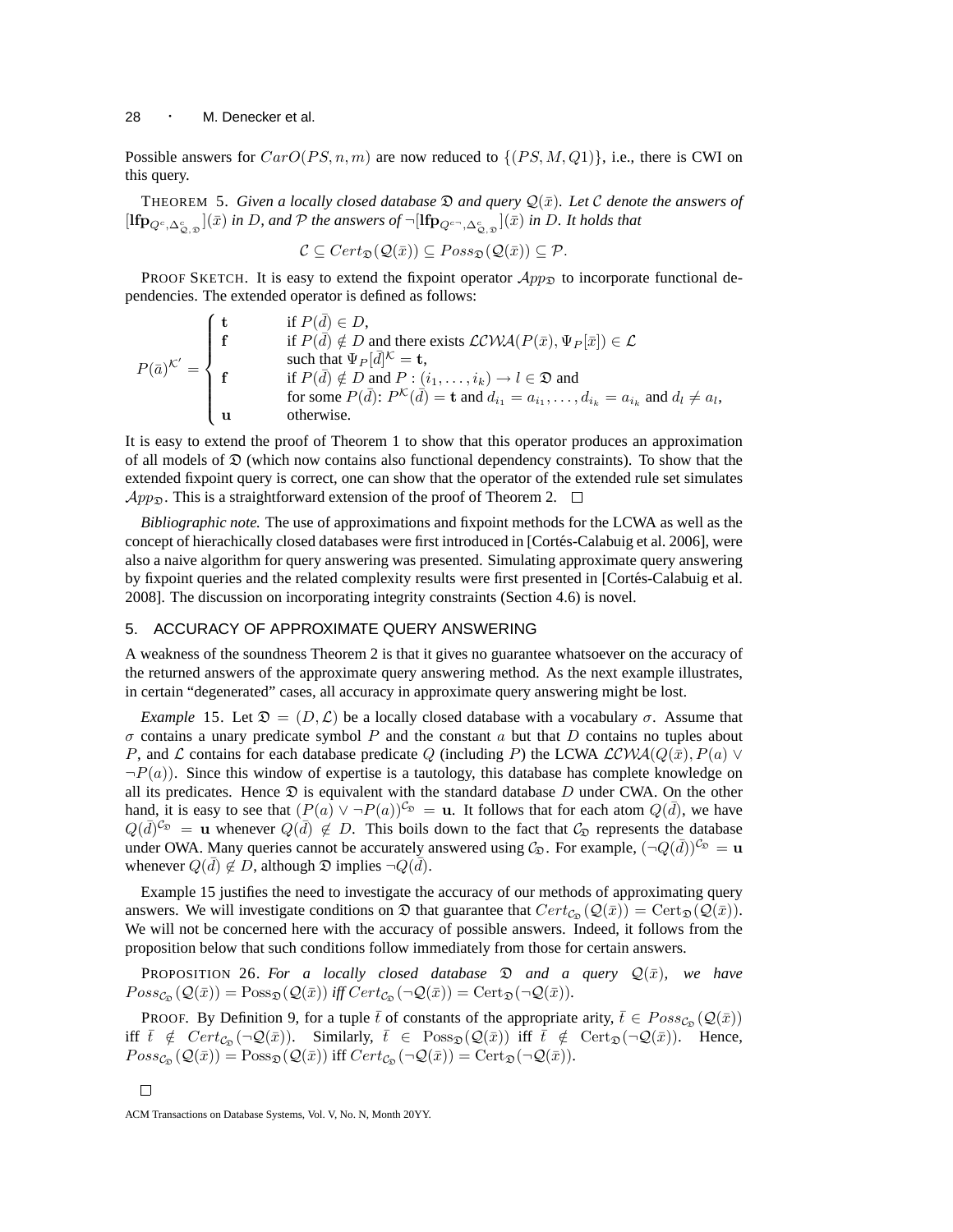Possible answers for $CarO(PS, n, m)$ are now reduced to $\{(PS, M, Q1)\}$, i.e., there is CWI on this query.

THEOREM 5. *Given a locally closed database $\mathfrak{D}$ and query $\mathcal{Q}(\bar{x})$. Let $\mathcal{C}$ denote the answers of $[\mathbf{lfp}_{Q^c, \Delta^c_{\mathcal{Q},\mathfrak{D}}}](\bar{x})$ in $D$, and $\mathcal{P}$ the answers of $\neg[\mathbf{lfp}_{Q^{c\neg}, \Delta^c_{\mathcal{Q},\mathfrak{D}}}](\bar{x})$ in $D$. It holds that*

$$\mathcal{C} \subseteq Cert_{\mathfrak{D}}(\mathcal{Q}(\bar{x})) \subseteq Poss_{\mathfrak{D}}(\mathcal{Q}(\bar{x})) \subseteq \mathcal{P}.$$

PROOF SKETCH. It is easy to extend the fixpoint operator $\mathcal{A}pp_{\mathfrak{D}}$ to incorporate functional dependencies. The extended operator is defined as follows:

$$P(\bar{a})^{\mathcal{K}'} = \begin{cases} \mathbf{t} & \text{if } P(\bar{d}) \in D, \\ \mathbf{f} & \text{if } P(\bar{d}) \notin D \text{ and there exists } \mathcal{LCWA}(P(\bar{x}), \Psi_P[\bar{x}]) \in \mathcal{L} \\ & \text{such that } \Psi_P[\bar{d}]^{\mathcal{K}} = \mathbf{t}, \\ \mathbf{f} & \text{if } P(\bar{d}) \notin D \text{ and } P : (i_1, \ldots, i_k) \to l \in \mathfrak{D} \text{ and} \\ & \text{for some } P(\bar{d})\text{: } P^{\mathcal{K}}(\bar{d}) = \mathbf{t} \text{ and } d_{i_1} = a_{i_1}, \ldots, d_{i_k} = a_{i_k} \text{ and } d_l \neq a_l, \\ \mathbf{u} & \text{otherwise.} \end{cases}$$

It is easy to extend the proof of Theorem 1 to show that this operator produces an approximation of all models of $\mathfrak{D}$ (which now contains also functional dependency constraints). To show that the extended fixpoint query is correct, one can show that the operator of the extended rule set simulates $\mathcal{A}pp_{\mathfrak{D}}$. This is a straightforward extension of the proof of Theorem 2. □

*Bibliographic note.* The use of approximations and fixpoint methods for the LCWA as well as the concept of hierachically closed databases were first introduced in [Cortés-Calabuig et al. 2006], were also a naive algorithm for query answering was presented. Simulating approximate query answering by fixpoint queries and the related complexity results were first presented in [Cortés-Calabuig et al. 2008]. The discussion on incorporating integrity constraints (Section 4.6) is novel.

## 5. ACCURACY OF APPROXIMATE QUERY ANSWERING

A weakness of the soundness Theorem 2 is that it gives no guarantee whatsoever on the accuracy of the returned answers of the approximate query answering method. As the next example illustrates, in certain "degenerated" cases, all accuracy in approximate query answering might be lost.

*Example* 15. Let $\mathfrak{D} = (D, \mathcal{L})$ be a locally closed database with a vocabulary $\sigma$. Assume that $\sigma$ contains a unary predicate symbol $P$ and the constant $a$ but that $D$ contains no tuples about $P$, and $\mathcal{L}$ contains for each database predicate $Q$ (including $P$) the LCWA $\mathcal{LCWA}(Q(\bar{x}), P(a) \vee \neg P(a))$. Since this window of expertise is a tautology, this database has complete knowledge on all its predicates. Hence $\mathfrak{D}$ is equivalent with the standard database $D$ under CWA. On the other hand, it is easy to see that $(P(a) \vee \neg P(a))^{\mathcal{C}_{\mathfrak{D}}} = \mathbf{u}$. It follows that for each atom $Q(\bar{d})$, we have $Q(\bar{d})^{\mathcal{C}_{\mathfrak{D}}} = \mathbf{u}$ whenever $Q(\bar{d}) \notin D$. This boils down to the fact that $\mathcal{C}_{\mathfrak{D}}$ represents the database under OWA. Many queries cannot be accurately answered using $\mathcal{C}_{\mathfrak{D}}$. For example, $(\neg Q(\bar{d}))^{\mathcal{C}_{\mathfrak{D}}} = \mathbf{u}$ whenever $Q(\bar{d}) \notin D$, although $\mathfrak{D}$ implies $\neg Q(\bar{d})$.

Example 15 justifies the need to investigate the accuracy of our methods of approximating query answers. We will investigate conditions on $\mathfrak{D}$ that guarantee that $Cert_{\mathcal{C}_{\mathfrak{D}}}(\mathcal{Q}(\bar{x})) = \mathrm{Cert}_{\mathfrak{D}}(\mathcal{Q}(\bar{x}))$. We will not be concerned here with the accuracy of possible answers. Indeed, it follows from the proposition below that such conditions follow immediately from those for certain answers.

PROPOSITION 26. *For a locally closed database $\mathfrak{D}$ and a query $\mathcal{Q}(\bar{x})$, we have $Poss_{\mathcal{C}_{\mathfrak{D}}}(\mathcal{Q}(\bar{x})) = \mathrm{Poss}_{\mathfrak{D}}(\mathcal{Q}(\bar{x}))$ iff $Cert_{\mathcal{C}_{\mathfrak{D}}}(\neg\mathcal{Q}(\bar{x})) = \mathrm{Cert}_{\mathfrak{D}}(\neg\mathcal{Q}(\bar{x}))$.*

PROOF. By Definition 9, for a tuple $\bar{t}$ of constants of the appropriate arity, $\bar{t} \in Poss_{\mathcal{C}_{\mathfrak{D}}}(\mathcal{Q}(\bar{x}))$ iff $\bar{t} \notin Cert_{\mathcal{C}_{\mathfrak{D}}}(\neg\mathcal{Q}(\bar{x}))$. Similarly, $\bar{t} \in \mathrm{Poss}_{\mathfrak{D}}(\mathcal{Q}(\bar{x}))$ iff $\bar{t} \notin \mathrm{Cert}_{\mathfrak{D}}(\neg\mathcal{Q}(\bar{x}))$. Hence, $Poss_{\mathcal{C}_{\mathfrak{D}}}(\mathcal{Q}(\bar{x})) = \mathrm{Poss}_{\mathfrak{D}}(\mathcal{Q}(\bar{x}))$ iff $Cert_{\mathcal{C}_{\mathfrak{D}}}(\neg\mathcal{Q}(\bar{x})) = \mathrm{Cert}_{\mathfrak{D}}(\neg\mathcal{Q}(\bar{x}))$.

□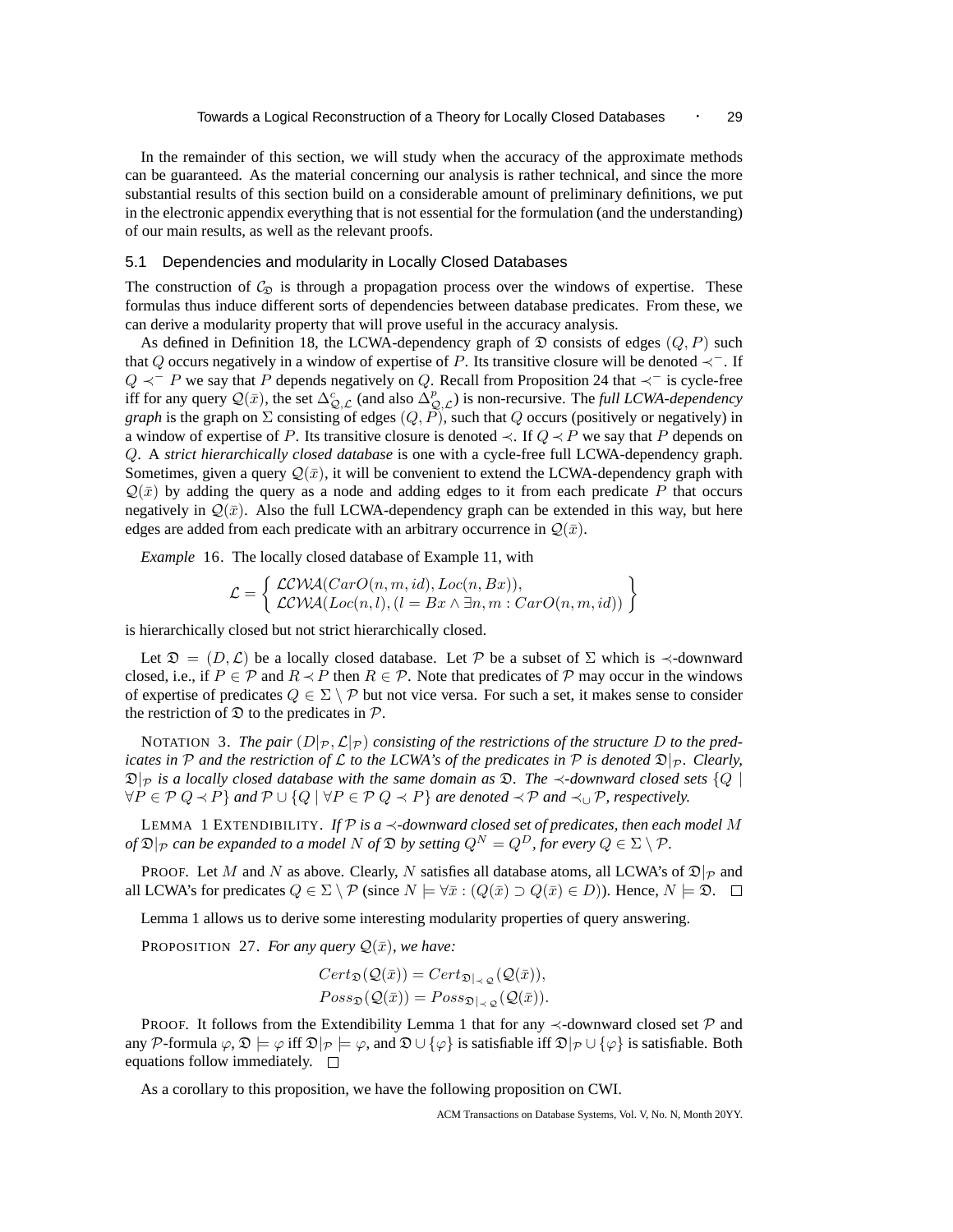In the remainder of this section, we will study when the accuracy of the approximate methods can be guaranteed. As the material concerning our analysis is rather technical, and since the more substantial results of this section build on a considerable amount of preliminary definitions, we put in the electronic appendix everything that is not essential for the formulation (and the understanding) of our main results, as well as the relevant proofs.

## 5.1 Dependencies and modularity in Locally Closed Databases

The construction of $\mathcal{C}_{\mathfrak{D}}$ is through a propagation process over the windows of expertise. These formulas thus induce different sorts of dependencies between database predicates. From these, we can derive a modularity property that will prove useful in the accuracy analysis.

As defined in Definition 18, the LCWA-dependency graph of $\mathfrak{D}$ consists of edges $(Q, P)$ such that $Q$ occurs negatively in a window of expertise of $P$. Its transitive closure will be denoted $\prec^-$. If $Q \prec^- P$ we say that $P$ depends negatively on $Q$. Recall from Proposition 24 that $\prec^-$ is cycle-free iff for any query $\mathcal{Q}(\bar{x})$, the set $\Delta^c_{\mathcal{Q},\mathcal{L}}$ (and also $\Delta^p_{\mathcal{Q},\mathcal{L}}$) is non-recursive. The *full LCWA-dependency graph* is the graph on $\Sigma$ consisting of edges $(Q, P)$, such that $Q$ occurs (positively or negatively) in a window of expertise of $P$. Its transitive closure is denoted $\prec$. If $Q \prec P$ we say that $P$ depends on $Q$. A *strict hierarchically closed database* is one with a cycle-free full LCWA-dependency graph. Sometimes, given a query $\mathcal{Q}(\bar{x})$, it will be convenient to extend the LCWA-dependency graph with $\mathcal{Q}(\bar{x})$ by adding the query as a node and adding edges to it from each predicate $P$ that occurs negatively in $\mathcal{Q}(\bar{x})$. Also the full LCWA-dependency graph can be extended in this way, but here edges are added from each predicate with an arbitrary occurrence in $\mathcal{Q}(\bar{x})$.

*Example* 16. The locally closed database of Example 11, with

$$\mathcal{L} = \left\{ \begin{array}{l} \mathcal{LCWA}(CarO(n, m, id), Loc(n, Bx)), \\ \mathcal{LCWA}(Loc(n, l), (l = Bx \wedge \exists n, m : CarO(n, m, id)) \end{array} \right\}$$

is hierarchically closed but not strict hierarchically closed.

Let $\mathfrak{D} = (D, \mathcal{L})$ be a locally closed database. Let $\mathcal{P}$ be a subset of $\Sigma$ which is $\prec$-downward closed, i.e., if $P \in \mathcal{P}$ and $R \prec P$ then $R \in \mathcal{P}$. Note that predicates of $\mathcal{P}$ may occur in the windows of expertise of predicates $Q \in \Sigma \setminus \mathcal{P}$ but not vice versa. For such a set, it makes sense to consider the restriction of $\mathfrak{D}$ to the predicates in $\mathcal{P}$.

NOTATION 3. *The pair $(D|_{\mathcal{P}}, \mathcal{L}|_{\mathcal{P}})$ consisting of the restrictions of the structure $D$ to the predicates in $\mathcal{P}$ and the restriction of $\mathcal{L}$ to the LCWA's of the predicates in $\mathcal{P}$ is denoted $\mathfrak{D}|_{\mathcal{P}}$. Clearly, $\mathfrak{D}|_{\mathcal{P}}$ is a locally closed database with the same domain as $\mathfrak{D}$. The $\prec$-downward closed sets $\{Q \mid \forall P \in \mathcal{P}\ Q \prec P\}$ and $\mathcal{P} \cup \{Q \mid \forall P \in \mathcal{P}\ Q \prec P\}$ are denoted $\prec \mathcal{P}$ and $\prec_{\cup} \mathcal{P}$, respectively.*

LEMMA 1 EXTENDIBILITY. *If $\mathcal{P}$ is a $\prec$-downward closed set of predicates, then each model $M$ of $\mathfrak{D}|_{\mathcal{P}}$ can be expanded to a model $N$ of $\mathfrak{D}$ by setting $Q^N = Q^D$, for every $Q \in \Sigma \setminus \mathcal{P}$.*

PROOF. Let $M$ and $N$ as above. Clearly, $N$ satisfies all database atoms, all LCWA's of $\mathfrak{D}|_{\mathcal{P}}$ and all LCWA's for predicates $Q \in \Sigma \setminus \mathcal{P}$ (since $N \models \forall \bar{x} : (Q(\bar{x}) \supset Q(\bar{x}) \in D)$). Hence, $N \models \mathfrak{D}$. $\Box$

Lemma 1 allows us to derive some interesting modularity properties of query answering.

PROPOSITION 27. *For any query $\mathcal{Q}(\bar{x})$, we have:*

$$Cert_{\mathfrak{D}}(\mathcal{Q}(\bar{x})) = Cert_{\mathfrak{D}|_{\prec \mathcal{Q}}}(\mathcal{Q}(\bar{x})),$$
$$Poss_{\mathfrak{D}}(\mathcal{Q}(\bar{x})) = Poss_{\mathfrak{D}|_{\prec \mathcal{Q}}}(\mathcal{Q}(\bar{x})).$$

PROOF. It follows from the Extendibility Lemma 1 that for any $\prec$-downward closed set $\mathcal{P}$ and any $\mathcal{P}$-formula $\varphi$, $\mathfrak{D} \models \varphi$ iff $\mathfrak{D}|_{\mathcal{P}} \models \varphi$, and $\mathfrak{D} \cup \{\varphi\}$ is satisfiable iff $\mathfrak{D}|_{\mathcal{P}} \cup \{\varphi\}$ is satisfiable. Both equations follow immediately. $\Box$

As a corollary to this proposition, we have the following proposition on CWI.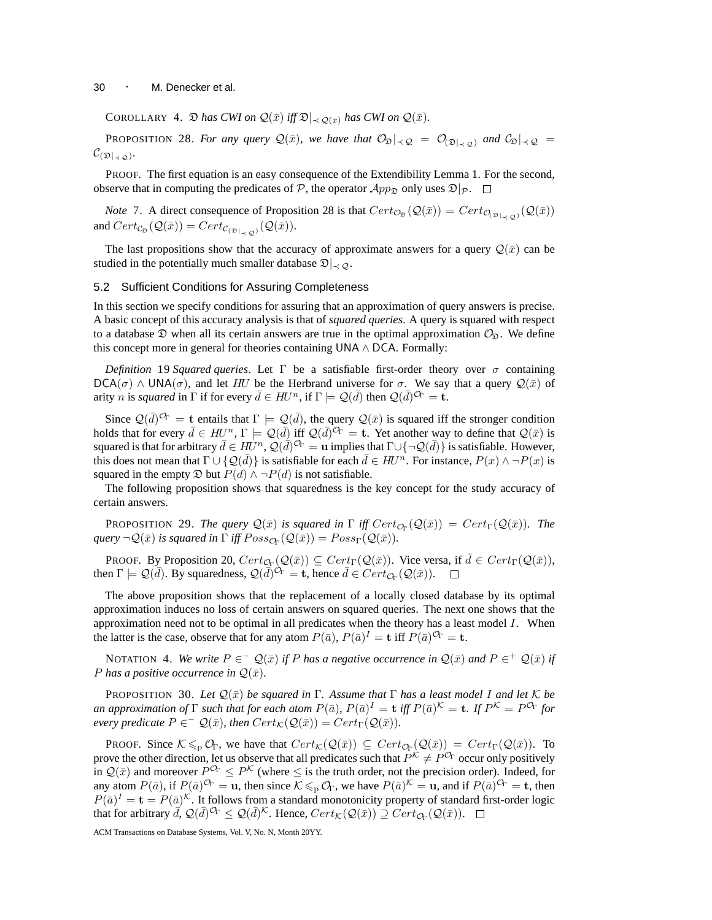COROLLARY 4. *$\mathfrak{D}$ has CWI on $\mathcal{Q}(\bar{x})$ iff $\mathfrak{D}|_{\prec\,\mathcal{Q}(\bar{x})}$ has CWI on $\mathcal{Q}(\bar{x})$.*

PROPOSITION 28. *For any query $\mathcal{Q}(\bar{x})$, we have that $\mathcal{O}_{\mathfrak{D}}|_{\prec\,\mathcal{Q}} = \mathcal{O}_{(\mathfrak{D}|_{\prec\,\mathcal{Q}})}$ and $\mathcal{C}_{\mathfrak{D}}|_{\prec\,\mathcal{Q}} = \mathcal{C}_{(\mathfrak{D}|_{\prec\,\mathcal{Q}})}$.*

PROOF. The first equation is an easy consequence of the Extendibility Lemma 1. For the second, observe that in computing the predicates of $\mathcal{P}$, the operator $\mathcal{A}pp_{\mathfrak{D}}$ only uses $\mathfrak{D}|_{\mathcal{P}}$. □

*Note* 7. A direct consequence of Proposition 28 is that $Cert_{\mathcal{O}_{\mathfrak{D}}}(\mathcal{Q}(\bar{x})) = Cert_{\mathcal{O}_{(\mathfrak{D}|_{\prec\,\mathcal{Q}})}}(\mathcal{Q}(\bar{x}))$ and $Cert_{\mathcal{C}_{\mathfrak{D}}}(\mathcal{Q}(\bar{x})) = Cert_{\mathcal{C}_{(\mathfrak{D}|_{\prec\,\mathcal{Q}})}}(\mathcal{Q}(\bar{x}))$.

The last propositions show that the accuracy of approximate answers for a query $\mathcal{Q}(\bar{x})$ can be studied in the potentially much smaller database $\mathfrak{D}|_{\prec\,\mathcal{Q}}$.

### 5.2 Sufficient Conditions for Assuring Completeness

In this section we specify conditions for assuring that an approximation of query answers is precise. A basic concept of this accuracy analysis is that of *squared queries*. A query is squared with respect to a database $\mathfrak{D}$ when all its certain answers are true in the optimal approximation $\mathcal{O}_{\mathfrak{D}}$. We define this concept more in general for theories containing $\mathsf{UNA} \wedge \mathsf{DCA}$. Formally:

*Definition* 19 *Squared queries*. Let $\Gamma$ be a satisfiable first-order theory over $\sigma$ containing $\mathsf{DCA}(\sigma) \wedge \mathsf{UNA}(\sigma)$, and let $HU$ be the Herbrand universe for $\sigma$. We say that a query $\mathcal{Q}(\bar{x})$ of arity $n$ is *squared* in $\Gamma$ if for every $\bar{d} \in HU^n$, if $\Gamma \models \mathcal{Q}(\bar{d})$ then $\mathcal{Q}(\bar{d})^{\mathcal{O}_\Gamma} = \mathbf{t}$.

Since $\mathcal{Q}(\bar{d})^{\mathcal{O}_\Gamma} = \mathbf{t}$ entails that $\Gamma \models \mathcal{Q}(\bar{d})$, the query $\mathcal{Q}(\bar{x})$ is squared iff the stronger condition holds that for every $\bar{d} \in HU^n$, $\Gamma \models \mathcal{Q}(\bar{d})$ iff $\mathcal{Q}(\bar{d})^{\mathcal{O}_\Gamma} = \mathbf{t}$. Yet another way to define that $\mathcal{Q}(\bar{x})$ is squared is that for arbitrary $\bar{d} \in HU^n$, $\mathcal{Q}(\bar{d})^{\mathcal{O}_\Gamma} = \mathbf{u}$ implies that $\Gamma \cup \{\neg\mathcal{Q}(\bar{d})\}$ is satisfiable. However, this does not mean that $\Gamma \cup \{\mathcal{Q}(\bar{d})\}$ is satisfiable for each $\bar{d} \in HU^n$. For instance, $P(x) \wedge \neg P(x)$ is squared in the empty $\mathfrak{D}$ but $P(d) \wedge \neg P(d)$ is not satisfiable.

The following proposition shows that squaredness is the key concept for the study accuracy of certain answers.

PROPOSITION 29. *The query $\mathcal{Q}(\bar{x})$ is squared in $\Gamma$ iff $Cert_{\mathcal{O}_\Gamma}(\mathcal{Q}(\bar{x})) = Cert_\Gamma(\mathcal{Q}(\bar{x}))$. The query $\neg\mathcal{Q}(\bar{x})$ is squared in $\Gamma$ iff $Poss_{\mathcal{O}_\Gamma}(\mathcal{Q}(\bar{x})) = Poss_\Gamma(\mathcal{Q}(\bar{x}))$.*

PROOF. By Proposition 20, $Cert_{\mathcal{O}_\Gamma}(\mathcal{Q}(\bar{x})) \subseteq Cert_\Gamma(\mathcal{Q}(\bar{x}))$. Vice versa, if $\bar{d} \in Cert_\Gamma(\mathcal{Q}(\bar{x}))$, then $\Gamma \models \mathcal{Q}(\bar{d})$. By squaredness, $\mathcal{Q}(\bar{d})^{\mathcal{O}_\Gamma} = \mathbf{t}$, hence $\bar{d} \in Cert_{\mathcal{O}_\Gamma}(\mathcal{Q}(\bar{x}))$. □

The above proposition shows that the replacement of a locally closed database by its optimal approximation induces no loss of certain answers on squared queries. The next one shows that the approximation need not to be optimal in all predicates when the theory has a least model $I$. When the latter is the case, observe that for any atom $P(\bar{a})$, $P(\bar{a})^I = \mathbf{t}$ iff $P(\bar{a})^{\mathcal{O}_\Gamma} = \mathbf{t}$.

NOTATION 4. *We write $P \in^- \mathcal{Q}(\bar{x})$ if $P$ has a negative occurrence in $\mathcal{Q}(\bar{x})$ and $P \in^+ \mathcal{Q}(\bar{x})$ if $P$ has a positive occurrence in $\mathcal{Q}(\bar{x})$.*

PROPOSITION 30. *Let $\mathcal{Q}(\bar{x})$ be squared in $\Gamma$. Assume that $\Gamma$ has a least model $I$ and let $\mathcal{K}$ be an approximation of $\Gamma$ such that for each atom $P(\bar{a})$, $P(\bar{a})^I = \mathbf{t}$ iff $P(\bar{a})^{\mathcal{K}} = \mathbf{t}$. If $P^{\mathcal{K}} = P^{\mathcal{O}_\Gamma}$ for every predicate $P \in^- \mathcal{Q}(\bar{x})$, then $Cert_{\mathcal{K}}(\mathcal{Q}(\bar{x})) = Cert_\Gamma(\mathcal{Q}(\bar{x}))$.*

PROOF. Since $\mathcal{K} \leqslant_{\mathrm{p}} \mathcal{O}_\Gamma$, we have that $Cert_{\mathcal{K}}(\mathcal{Q}(\bar{x})) \subseteq Cert_{\mathcal{O}_\Gamma}(\mathcal{Q}(\bar{x})) = Cert_\Gamma(\mathcal{Q}(\bar{x}))$. To prove the other direction, let us observe that all predicates such that $P^{\mathcal{K}} \neq P^{\mathcal{O}_\Gamma}$ occur only positively in $\mathcal{Q}(\bar{x})$ and moreover $P^{\mathcal{O}_\Gamma} \leq P^{\mathcal{K}}$ (where $\leq$ is the truth order, not the precision order). Indeed, for any atom $P(\bar{a})$, if $P(\bar{a})^{\mathcal{O}_\Gamma} = \mathbf{u}$, then since $\mathcal{K} \leqslant_{\mathrm{p}} \mathcal{O}_\Gamma$, we have $P(\bar{a})^{\mathcal{K}} = \mathbf{u}$, and if $P(\bar{a})^{\mathcal{O}_\Gamma} = \mathbf{t}$, then $P(\bar{a})^I = \mathbf{t} = P(\bar{a})^{\mathcal{K}}$. It follows from a standard monotonicity property of standard first-order logic that for arbitrary $\bar{d}$, $\mathcal{Q}(\bar{d})^{\mathcal{O}_\Gamma} \leq \mathcal{Q}(\bar{d})^{\mathcal{K}}$. Hence, $Cert_{\mathcal{K}}(\mathcal{Q}(\bar{x})) \supseteq Cert_{\mathcal{O}_\Gamma}(\mathcal{Q}(\bar{x}))$. □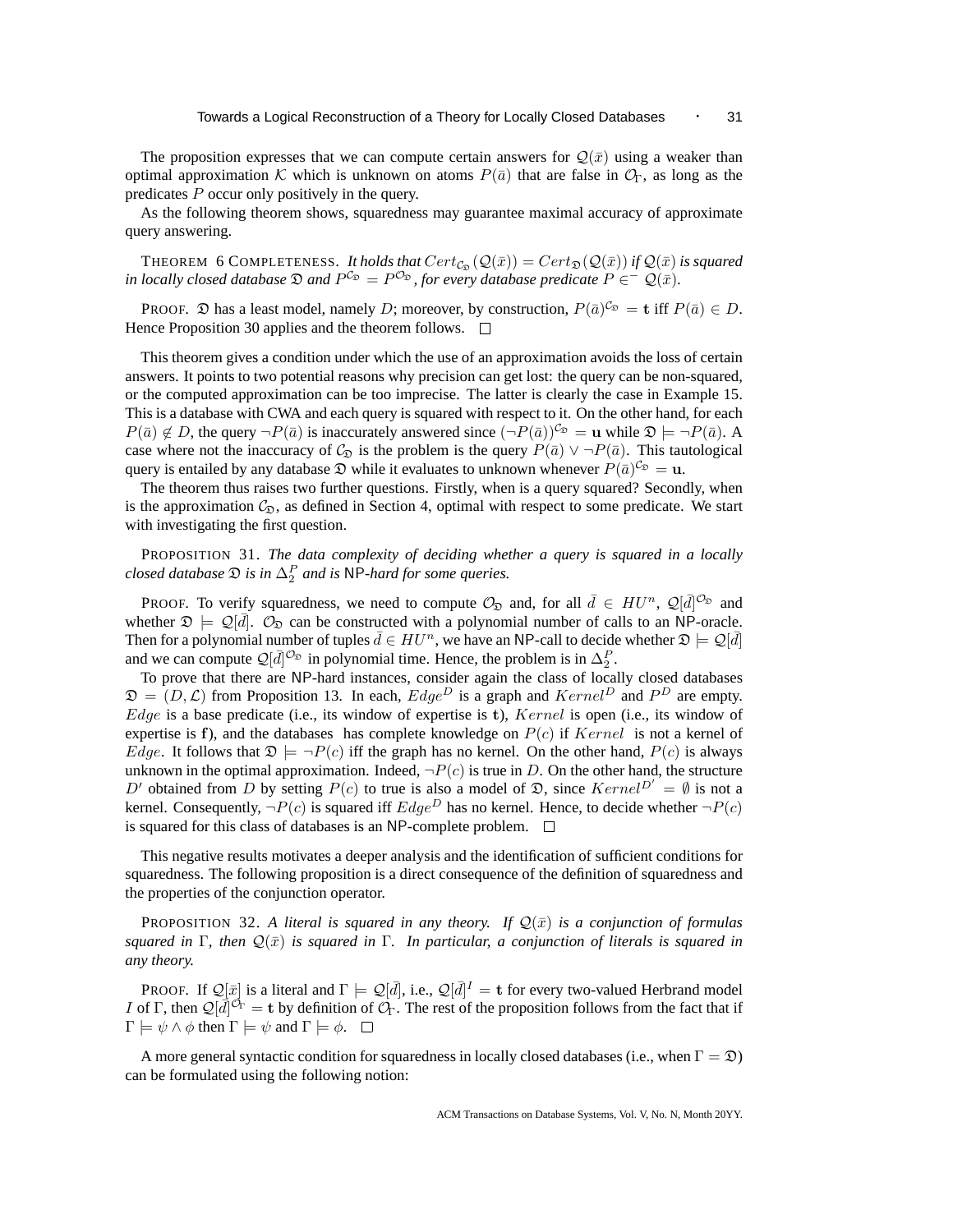The proposition expresses that we can compute certain answers for $\mathcal{Q}(\bar{x})$ using a weaker than optimal approximation $\mathcal{K}$ which is unknown on atoms $P(\bar{a})$ that are false in $\mathcal{O}_\Gamma$, as long as the predicates $P$ occur only positively in the query.

As the following theorem shows, squaredness may guarantee maximal accuracy of approximate query answering.

THEOREM 6 COMPLETENESS. *It holds that $Cert_{\mathcal{C}_\mathfrak{D}}(\mathcal{Q}(\bar{x})) = Cert_\mathfrak{D}(\mathcal{Q}(\bar{x}))$ if $\mathcal{Q}(\bar{x})$ is squared in locally closed database $\mathfrak{D}$ and $P^{\mathcal{C}_\mathfrak{D}} = P^{\mathcal{O}_\mathfrak{D}}$, for every database predicate $P \in^- \mathcal{Q}(\bar{x})$.*

PROOF. $\mathfrak{D}$ has a least model, namely $D$; moreover, by construction, $P(\bar{a})^{\mathcal{C}_\mathfrak{D}} = \mathbf{t}$ iff $P(\bar{a}) \in D$. Hence Proposition 30 applies and the theorem follows. □

This theorem gives a condition under which the use of an approximation avoids the loss of certain answers. It points to two potential reasons why precision can get lost: the query can be non-squared, or the computed approximation can be too imprecise. The latter is clearly the case in Example 15. This is a database with CWA and each query is squared with respect to it. On the other hand, for each $P(\bar{a}) \notin D$, the query $\neg P(\bar{a})$ is inaccurately answered since $(\neg P(\bar{a}))^{\mathcal{C}_\mathfrak{D}} = \mathbf{u}$ while $\mathfrak{D} \models \neg P(\bar{a})$. A case where not the inaccuracy of $\mathcal{C}_\mathfrak{D}$ is the problem is the query $P(\bar{a}) \vee \neg P(\bar{a})$. This tautological query is entailed by any database $\mathfrak{D}$ while it evaluates to unknown whenever $P(\bar{a})^{\mathcal{C}_\mathfrak{D}} = \mathbf{u}$.

The theorem thus raises two further questions. Firstly, when is a query squared? Secondly, when is the approximation $\mathcal{C}_\mathfrak{D}$, as defined in Section 4, optimal with respect to some predicate. We start with investigating the first question.

PROPOSITION 31. *The data complexity of deciding whether a query is squared in a locally closed database $\mathfrak{D}$ is in $\Delta_2^P$ and is* NP*-hard for some queries.*

PROOF. To verify squaredness, we need to compute $\mathcal{O}_\mathfrak{D}$ and, for all $\bar{d} \in HU^n$, $\mathcal{Q}[\bar{d}]^{\mathcal{O}_\mathfrak{D}}$ and whether $\mathfrak{D} \models \mathcal{Q}[\bar{d}]$. $\mathcal{O}_\mathfrak{D}$ can be constructed with a polynomial number of calls to an NP-oracle. Then for a polynomial number of tuples $\bar{d} \in HU^n$, we have an NP-call to decide whether $\mathfrak{D} \models \mathcal{Q}[\bar{d}]$ and we can compute $\mathcal{Q}[\bar{d}]^{\mathcal{O}_\mathfrak{D}}$ in polynomial time. Hence, the problem is in $\Delta_2^P$.

To prove that there are NP-hard instances, consider again the class of locally closed databases $\mathfrak{D} = (D, \mathcal{L})$ from Proposition 13. In each, $Edge^D$ is a graph and $Kernel^D$ and $P^D$ are empty. $Edge$ is a base predicate (i.e., its window of expertise is $\mathbf{t}$), $Kernel$ is open (i.e., its window of expertise is $\mathbf{f}$), and the databases has complete knowledge on $P(c)$ if $Kernel$ is not a kernel of $Edge$. It follows that $\mathfrak{D} \models \neg P(c)$ iff the graph has no kernel. On the other hand, $P(c)$ is always unknown in the optimal approximation. Indeed, $\neg P(c)$ is true in $D$. On the other hand, the structure $D'$ obtained from $D$ by setting $P(c)$ to true is also a model of $\mathfrak{D}$, since $Kernel^{D'} = \emptyset$ is not a kernel. Consequently, $\neg P(c)$ is squared iff $Edge^D$ has no kernel. Hence, to decide whether $\neg P(c)$ is squared for this class of databases is an NP-complete problem. □

This negative results motivates a deeper analysis and the identification of sufficient conditions for squaredness. The following proposition is a direct consequence of the definition of squaredness and the properties of the conjunction operator.

PROPOSITION 32. *A literal is squared in any theory. If $\mathcal{Q}(\bar{x})$ is a conjunction of formulas squared in $\Gamma$, then $\mathcal{Q}(\bar{x})$ is squared in $\Gamma$. In particular, a conjunction of literals is squared in any theory.*

PROOF. If $\mathcal{Q}[\bar{x}]$ is a literal and $\Gamma \models \mathcal{Q}[\bar{d}]$, i.e., $\mathcal{Q}[\bar{d}]^I = \mathbf{t}$ for every two-valued Herbrand model $I$ of $\Gamma$, then $\mathcal{Q}[\bar{d}]^{\mathcal{O}_\Gamma} = \mathbf{t}$ by definition of $\mathcal{O}_\Gamma$. The rest of the proposition follows from the fact that if $\Gamma \models \psi \wedge \phi$ then $\Gamma \models \psi$ and $\Gamma \models \phi$. □

A more general syntactic condition for squaredness in locally closed databases (i.e., when $\Gamma = \mathfrak{D}$) can be formulated using the following notion: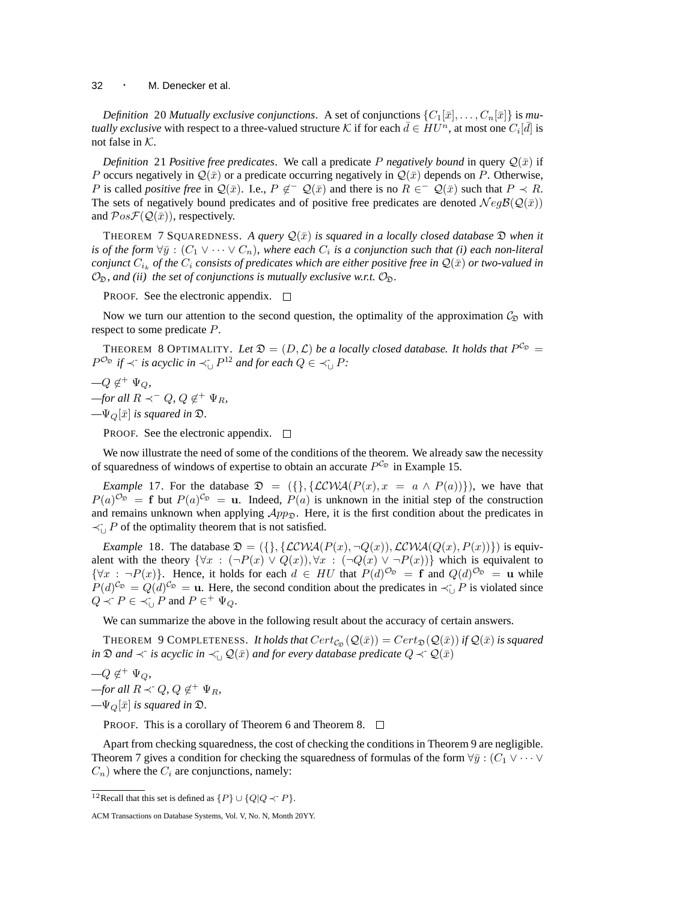*Definition* 20 *Mutually exclusive conjunctions*. A set of conjunctions $\{C_1[\bar{x}], \ldots, C_n[\bar{x}]\}$ is *mutually exclusive* with respect to a three-valued structure $\mathcal{K}$ if for each $\bar{d} \in HU^n$, at most one $C_i[\bar{d}]$ is not false in $\mathcal{K}$.

*Definition* 21 *Positive free predicates*. We call a predicate $P$ *negatively bound* in query $\mathcal{Q}(\bar{x})$ if $P$ occurs negatively in $\mathcal{Q}(\bar{x})$ or a predicate occurring negatively in $\mathcal{Q}(\bar{x})$ depends on $P$. Otherwise, $P$ is called *positive free* in $\mathcal{Q}(\bar{x})$. I.e., $P \notin^- \mathcal{Q}(\bar{x})$ and there is no $R \in^- \mathcal{Q}(\bar{x})$ such that $P \prec R$. The sets of negatively bound predicates and of positive free predicates are denoted $\mathcal{N}eg\mathcal{B}(\mathcal{Q}(\bar{x}))$ and $\mathcal{P}os\mathcal{F}(\mathcal{Q}(\bar{x}))$, respectively.

THEOREM 7 SQUAREDNESS. *A query $\mathcal{Q}(\bar{x})$ is squared in a locally closed database $\mathfrak{D}$ when it is of the form $\forall \bar{y} : (C_1 \vee \cdots \vee C_n)$, where each $C_i$ is a conjunction such that (i) each non-literal conjunct $C_{i_k}$ of the $C_i$ consists of predicates which are either positive free in $\mathcal{Q}(\bar{x})$ or two-valued in $\mathcal{O}_\mathfrak{D}$, and (ii) the set of conjunctions is mutually exclusive w.r.t. $\mathcal{O}_\mathfrak{D}$.*

PROOF. See the electronic appendix. □

Now we turn our attention to the second question, the optimality of the approximation $\mathcal{C}_\mathfrak{D}$ with respect to some predicate $P$.

THEOREM 8 OPTIMALITY. *Let $\mathfrak{D} = (D, \mathcal{L})$ be a locally closed database. It holds that $P^{\mathcal{C}_\mathfrak{D}} = P^{\mathcal{O}_\mathfrak{D}}$ if $\prec^{\text{-}}$ is acyclic in $\prec^{\text{-}}_{\cup} P$*[12] *and for each $Q \in \prec^{\text{-}}_{\cup} P$:*

—$Q \notin^+ \Psi_Q$,
—*for all $R \prec^- Q$, $Q \notin^+ \Psi_R$,*
—$\Psi_Q[\bar{x}]$ *is squared in $\mathfrak{D}$.*

PROOF. See the electronic appendix. □

We now illustrate the need of some of the conditions of the theorem. We already saw the necessity of squaredness of windows of expertise to obtain an accurate $P^{\mathcal{C}_\mathfrak{D}}$ in Example 15.

*Example* 17. For the database $\mathfrak{D} = (\{\}, \{\mathcal{LCWA}(P(x), x = a \wedge P(a))\})$, we have that $P(a)^{\mathcal{O}_\mathfrak{D}} = \mathbf{f}$ but $P(a)^{\mathcal{C}_\mathfrak{D}} = \mathbf{u}$. Indeed, $P(a)$ is unknown in the initial step of the construction and remains unknown when applying $\mathcal{A}pp_\mathfrak{D}$. Here, it is the first condition about the predicates in $\prec^{\text{-}}_{\cup} P$ of the optimality theorem that is not satisfied.

*Example* 18. The database $\mathfrak{D} = (\{\}, \{\mathcal{LCWA}(P(x), \neg Q(x)), \mathcal{LCWA}(Q(x), P(x))\})$ is equivalent with the theory $\{\forall x : (\neg P(x) \vee Q(x)), \forall x : (\neg Q(x) \vee \neg P(x))\}$ which is equivalent to $\{\forall x : \neg P(x)\}$. Hence, it holds for each $d \in HU$ that $P(d)^{\mathcal{O}_\mathfrak{D}} = \mathbf{f}$ and $Q(d)^{\mathcal{O}_\mathfrak{D}} = \mathbf{u}$ while $P(d)^{\mathcal{C}_\mathfrak{D}} = Q(d)^{\mathcal{C}_\mathfrak{D}} = \mathbf{u}$. Here, the second condition about the predicates in $\prec^{\text{-}}_{\cup} P$ is violated since $Q \prec^{\text{-}} P \in \prec^{\text{-}}_{\cup} P$ and $P \in^+ \Psi_Q$.

We can summarize the above in the following result about the accuracy of certain answers.

THEOREM 9 COMPLETENESS. *It holds that $Cert_{\mathcal{C}_\mathfrak{D}}(\mathcal{Q}(\bar{x})) = Cert_\mathfrak{D}(\mathcal{Q}(\bar{x}))$ if $\mathcal{Q}(\bar{x})$ is squared in $\mathfrak{D}$ and $\prec^{\text{-}}$ is acyclic in $\prec^{\text{-}}_{\cup} \mathcal{Q}(\bar{x})$ and for every database predicate $Q \prec^{\text{-}} \mathcal{Q}(\bar{x})$*

—$Q \notin^+ \Psi_Q$,
—*for all $R \prec^{\text{-}} Q$, $Q \notin^+ \Psi_R$,*
—$\Psi_Q[\bar{x}]$ *is squared in $\mathfrak{D}$.*

PROOF. This is a corollary of Theorem 6 and Theorem 8. □

Apart from checking squaredness, the cost of checking the conditions in Theorem 9 are negligible. Theorem 7 gives a condition for checking the squaredness of formulas of the form $\forall \bar{y} : (C_1 \vee \cdots \vee C_n)$ where the $C_i$ are conjunctions, namely:

[12] Recall that this set is defined as $\{P\} \cup \{Q | Q \prec^{\text{-}} P\}$.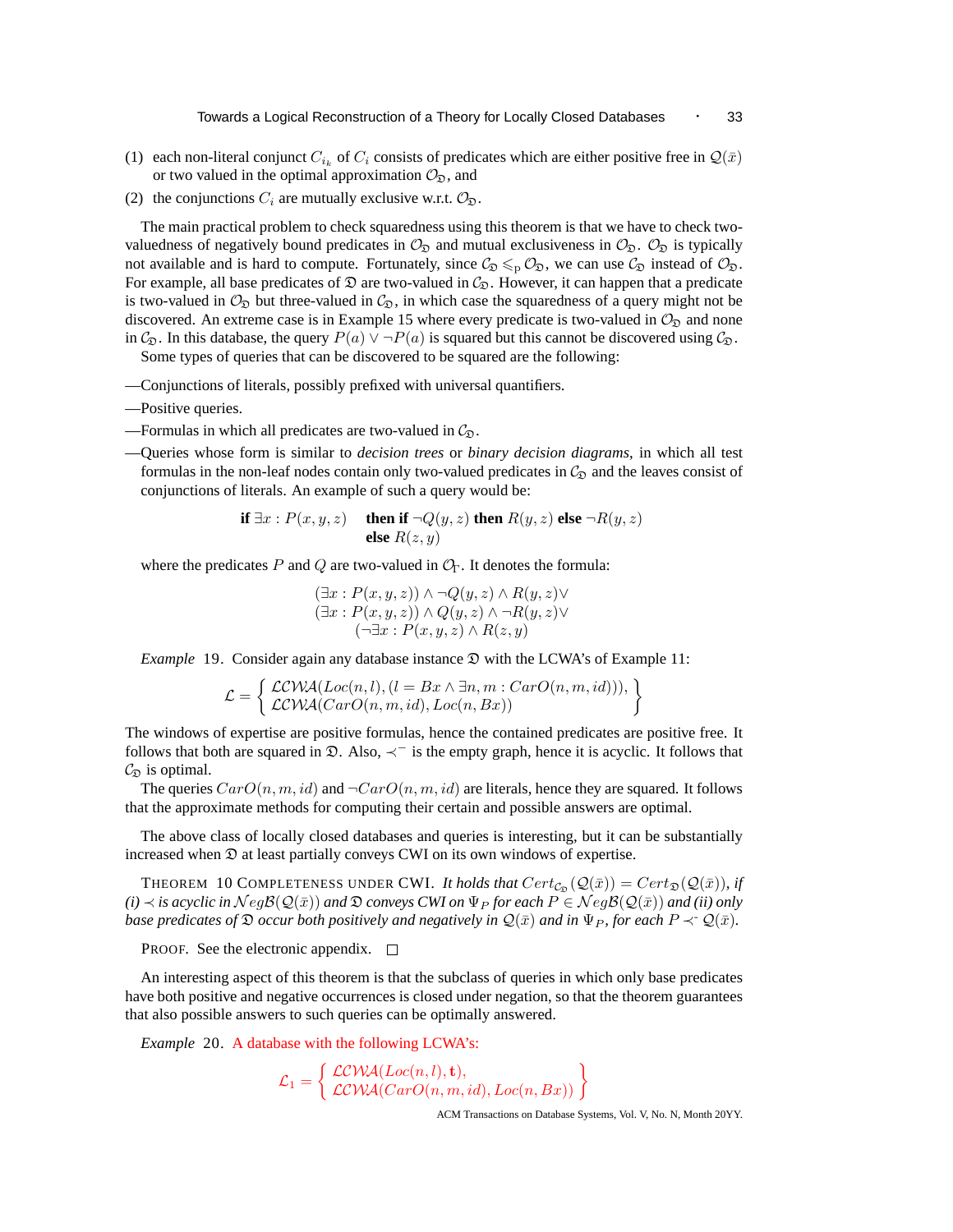(1) each non-literal conjunct $C_{i_k}$ of $C_i$ consists of predicates which are either positive free in $\mathcal{Q}(\bar{x})$ or two valued in the optimal approximation $\mathcal{O}_{\mathfrak{D}}$, and

(2) the conjunctions $C_i$ are mutually exclusive w.r.t. $\mathcal{O}_{\mathfrak{D}}$.

The main practical problem to check squaredness using this theorem is that we have to check two-valuedness of negatively bound predicates in $\mathcal{O}_{\mathfrak{D}}$ and mutual exclusiveness in $\mathcal{O}_{\mathfrak{D}}$. $\mathcal{O}_{\mathfrak{D}}$ is typically not available and is hard to compute. Fortunately, since $\mathcal{C}_{\mathfrak{D}} \leqslant_{\mathrm{p}} \mathcal{O}_{\mathfrak{D}}$, we can use $\mathcal{C}_{\mathfrak{D}}$ instead of $\mathcal{O}_{\mathfrak{D}}$. For example, all base predicates of $\mathfrak{D}$ are two-valued in $\mathcal{C}_{\mathfrak{D}}$. However, it can happen that a predicate is two-valued in $\mathcal{O}_{\mathfrak{D}}$ but three-valued in $\mathcal{C}_{\mathfrak{D}}$, in which case the squaredness of a query might not be discovered. An extreme case is in Example 15 where every predicate is two-valued in $\mathcal{O}_{\mathfrak{D}}$ and none in $\mathcal{C}_{\mathfrak{D}}$. In this database, the query $P(a) \vee \neg P(a)$ is squared but this cannot be discovered using $\mathcal{C}_{\mathfrak{D}}$.

Some types of queries that can be discovered to be squared are the following:

—Conjunctions of literals, possibly prefixed with universal quantifiers.

—Positive queries.

—Formulas in which all predicates are two-valued in $\mathcal{C}_{\mathfrak{D}}$.

—Queries whose form is similar to *decision trees* or *binary decision diagrams*, in which all test formulas in the non-leaf nodes contain only two-valued predicates in $\mathcal{C}_{\mathfrak{D}}$ and the leaves consist of conjunctions of literals. An example of such a query would be:

$$\textbf{if } \exists x : P(x,y,z) \quad \textbf{then if } \neg Q(y,z) \textbf{ then } R(y,z) \textbf{ else } \neg R(y,z) \quad \textbf{else } R(z,y)$$

where the predicates $P$ and $Q$ are two-valued in $\mathcal{O}_{\Gamma}$. It denotes the formula:

$$\begin{array}{c}(\exists x : P(x,y,z)) \wedge \neg Q(y,z) \wedge R(y,z) \vee \\ (\exists x : P(x,y,z)) \wedge Q(y,z) \wedge \neg R(y,z) \vee \\ (\neg \exists x : P(x,y,z) \wedge R(z,y)\end{array}$$

*Example* 19. Consider again any database instance $\mathfrak{D}$ with the LCWA's of Example 11:

$$\mathcal{L} = \left\{ \begin{array}{l} \mathcal{LCWA}(Loc(n,l), (l = Bx \wedge \exists n, m : CarO(n,m,id))), \\ \mathcal{LCWA}(CarO(n,m,id), Loc(n,Bx)) \end{array} \right\}$$

The windows of expertise are positive formulas, hence the contained predicates are positive free. It follows that both are squared in $\mathfrak{D}$. Also, $\prec^{-}$ is the empty graph, hence it is acyclic. It follows that $\mathcal{C}_{\mathfrak{D}}$ is optimal.

The queries $CarO(n,m,id)$ and $\neg CarO(n,m,id)$ are literals, hence they are squared. It follows that the approximate methods for computing their certain and possible answers are optimal.

The above class of locally closed databases and queries is interesting, but it can be substantially increased when $\mathfrak{D}$ at least partially conveys CWI on its own windows of expertise.

THEOREM 10 COMPLETENESS UNDER CWI. *It holds that* $Cert_{\mathcal{C}_{\mathfrak{D}}}(\mathcal{Q}(\bar{x})) = Cert_{\mathfrak{D}}(\mathcal{Q}(\bar{x}))$*, if (i)* $\prec$ *is acyclic in* $\mathcal{N}eg\mathcal{B}(\mathcal{Q}(\bar{x}))$ *and* $\mathfrak{D}$ *conveys CWI on* $\Psi_P$ *for each* $P \in \mathcal{N}eg\mathcal{B}(\mathcal{Q}(\bar{x}))$ *and (ii) only base predicates of* $\mathfrak{D}$ *occur both positively and negatively in* $\mathcal{Q}(\bar{x})$ *and in* $\Psi_P$*, for each* $P \prec^{-} \mathcal{Q}(\bar{x})$*.*

PROOF. See the electronic appendix. $\square$

An interesting aspect of this theorem is that the subclass of queries in which only base predicates have both positive and negative occurrences is closed under negation, so that the theorem guarantees that also possible answers to such queries can be optimally answered.

*Example* 20. A database with the following LCWA's:

$$\mathcal{L}_1 = \left\{ \begin{array}{l} \mathcal{LCWA}(Loc(n,l), \mathbf{t}), \\ \mathcal{LCWA}(CarO(n,m,id), Loc(n,Bx)) \end{array} \right\}$$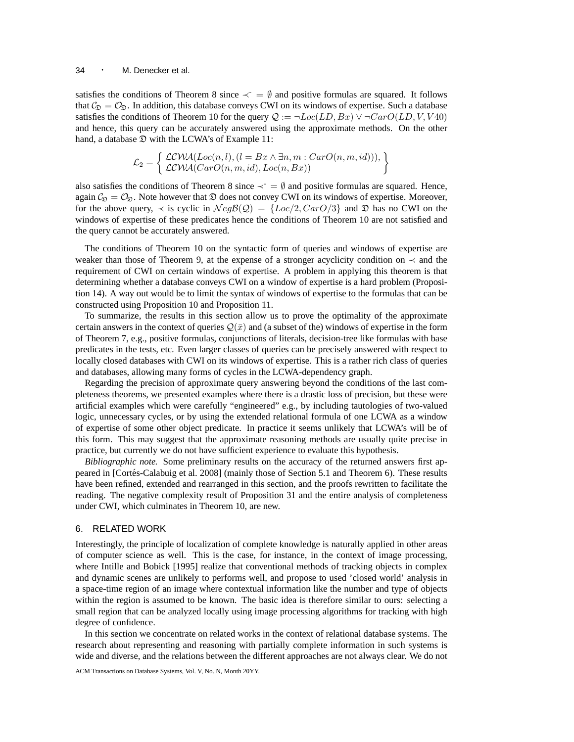satisfies the conditions of Theorem 8 since $\prec^{-} = \emptyset$ and positive formulas are squared. It follows that $\mathcal{C}_{\mathfrak{D}} = \mathcal{O}_{\mathfrak{D}}$. In addition, this database conveys CWI on its windows of expertise. Such a database satisfies the conditions of Theorem 10 for the query $\mathcal{Q} := \neg Loc(LD, Bx) \vee \neg CarO(LD, V, V40)$ and hence, this query can be accurately answered using the approximate methods. On the other hand, a database $\mathfrak{D}$ with the LCWA's of Example 11:

$$\mathcal{L}_2 = \left\{ \begin{array}{l} \mathcal{LCWA}(Loc(n,l), (l = Bx \wedge \exists n, m : CarO(n, m, id))), \\ \mathcal{LCWA}(CarO(n, m, id), Loc(n, Bx)) \end{array} \right\}$$

also satisfies the conditions of Theorem 8 since $\prec^{-} = \emptyset$ and positive formulas are squared. Hence, again $\mathcal{C}_{\mathfrak{D}} = \mathcal{O}_{\mathfrak{D}}$. Note however that $\mathfrak{D}$ does not convey CWI on its windows of expertise. Moreover, for the above query, $\prec$ is cyclic in $\mathcal{N}eg\mathcal{B}(\mathcal{Q}) = \{Loc/2, CarO/3\}$ and $\mathfrak{D}$ has no CWI on the windows of expertise of these predicates hence the conditions of Theorem 10 are not satisfied and the query cannot be accurately answered.

The conditions of Theorem 10 on the syntactic form of queries and windows of expertise are weaker than those of Theorem 9, at the expense of a stronger acyclicity condition on $\prec$ and the requirement of CWI on certain windows of expertise. A problem in applying this theorem is that determining whether a database conveys CWI on a window of expertise is a hard problem (Proposition 14). A way out would be to limit the syntax of windows of expertise to the formulas that can be constructed using Proposition 10 and Proposition 11.

To summarize, the results in this section allow us to prove the optimality of the approximate certain answers in the context of queries $\mathcal{Q}(\bar{x})$ and (a subset of the) windows of expertise in the form of Theorem 7, e.g., positive formulas, conjunctions of literals, decision-tree like formulas with base predicates in the tests, etc. Even larger classes of queries can be precisely answered with respect to locally closed databases with CWI on its windows of expertise. This is a rather rich class of queries and databases, allowing many forms of cycles in the LCWA-dependency graph.

Regarding the precision of approximate query answering beyond the conditions of the last completeness theorems, we presented examples where there is a drastic loss of precision, but these were artificial examples which were carefully "engineered" e.g., by including tautologies of two-valued logic, unnecessary cycles, or by using the extended relational formula of one LCWA as a window of expertise of some other object predicate. In practice it seems unlikely that LCWA's will be of this form. This may suggest that the approximate reasoning methods are usually quite precise in practice, but currently we do not have sufficient experience to evaluate this hypothesis.

*Bibliographic note.* Some preliminary results on the accuracy of the returned answers first appeared in [Cortés-Calabuig et al. 2008] (mainly those of Section 5.1 and Theorem 6). These results have been refined, extended and rearranged in this section, and the proofs rewritten to facilitate the reading. The negative complexity result of Proposition 31 and the entire analysis of completeness under CWI, which culminates in Theorem 10, are new.

## 6. RELATED WORK

Interestingly, the principle of localization of complete knowledge is naturally applied in other areas of computer science as well. This is the case, for instance, in the context of image processing, where Intille and Bobick [1995] realize that conventional methods of tracking objects in complex and dynamic scenes are unlikely to performs well, and propose to used 'closed world' analysis in a space-time region of an image where contextual information like the number and type of objects within the region is assumed to be known. The basic idea is therefore similar to ours: selecting a small region that can be analyzed locally using image processing algorithms for tracking with high degree of confidence.

In this section we concentrate on related works in the context of relational database systems. The research about representing and reasoning with partially complete information in such systems is wide and diverse, and the relations between the different approaches are not always clear. We do not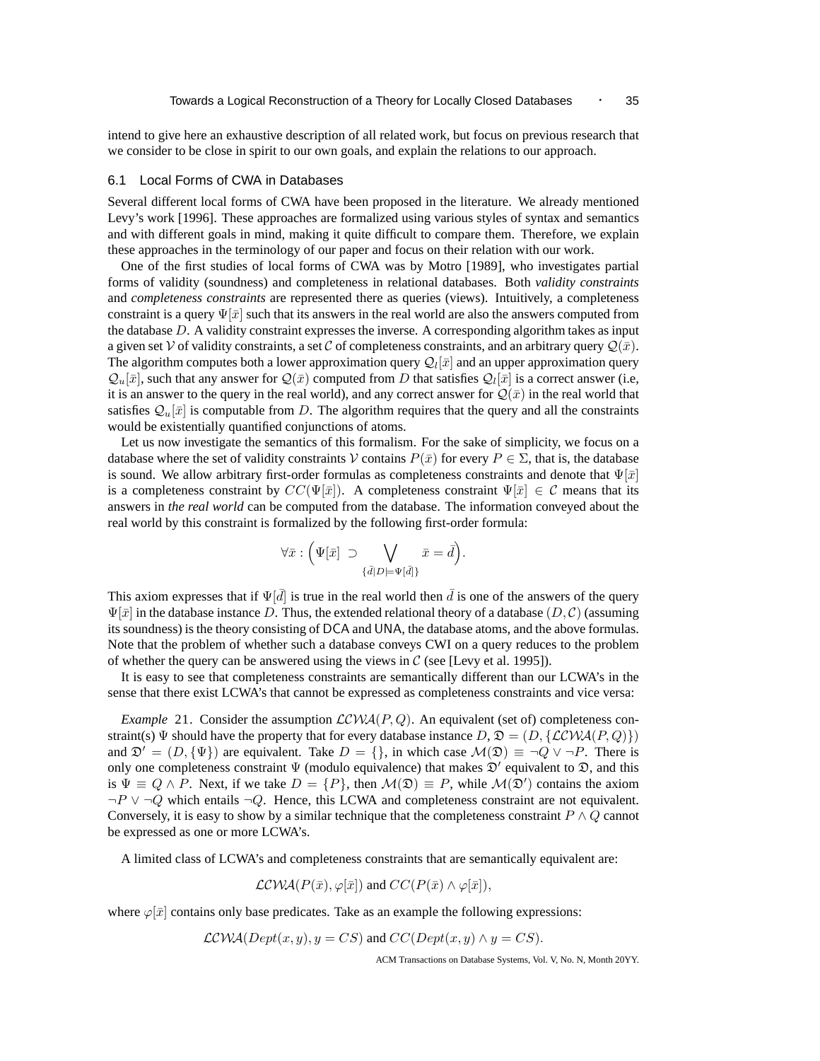intend to give here an exhaustive description of all related work, but focus on previous research that we consider to be close in spirit to our own goals, and explain the relations to our approach.

### 6.1 Local Forms of CWA in Databases

Several different local forms of CWA have been proposed in the literature. We already mentioned Levy's work [1996]. These approaches are formalized using various styles of syntax and semantics and with different goals in mind, making it quite difficult to compare them. Therefore, we explain these approaches in the terminology of our paper and focus on their relation with our work.

One of the first studies of local forms of CWA was by Motro [1989], who investigates partial forms of validity (soundness) and completeness in relational databases. Both *validity constraints* and *completeness constraints* are represented there as queries (views). Intuitively, a completeness constraint is a query $\Psi[\bar{x}]$ such that its answers in the real world are also the answers computed from the database $D$. A validity constraint expresses the inverse. A corresponding algorithm takes as input a given set $\mathcal{V}$ of validity constraints, a set $\mathcal{C}$ of completeness constraints, and an arbitrary query $\mathcal{Q}(\bar{x})$. The algorithm computes both a lower approximation query $\mathcal{Q}_l[\bar{x}]$ and an upper approximation query $\mathcal{Q}_u[\bar{x}]$, such that any answer for $\mathcal{Q}(\bar{x})$ computed from $D$ that satisfies $\mathcal{Q}_l[\bar{x}]$ is a correct answer (i.e, it is an answer to the query in the real world), and any correct answer for $\mathcal{Q}(\bar{x})$ in the real world that satisfies $\mathcal{Q}_u[\bar{x}]$ is computable from $D$. The algorithm requires that the query and all the constraints would be existentially quantified conjunctions of atoms.

Let us now investigate the semantics of this formalism. For the sake of simplicity, we focus on a database where the set of validity constraints $\mathcal{V}$ contains $P(\bar{x})$ for every $P \in \Sigma$, that is, the database is sound. We allow arbitrary first-order formulas as completeness constraints and denote that $\Psi[\bar{x}]$ is a completeness constraint by $CC(\Psi[\bar{x}])$. A completeness constraint $\Psi[\bar{x}] \in \mathcal{C}$ means that its answers in *the real world* can be computed from the database. The information conveyed about the real world by this constraint is formalized by the following first-order formula:

$$\forall \bar{x} : \Big( \Psi[\bar{x}] \supset \bigvee_{\{\bar{d} | D \models \Psi[\bar{d}]\}} \bar{x} = \bar{d} \Big).$$

This axiom expresses that if $\Psi[\bar{d}]$ is true in the real world then $\bar{d}$ is one of the answers of the query $\Psi[\bar{x}]$ in the database instance $D$. Thus, the extended relational theory of a database $(D, \mathcal{C})$ (assuming its soundness) is the theory consisting of DCA and UNA, the database atoms, and the above formulas. Note that the problem of whether such a database conveys CWI on a query reduces to the problem of whether the query can be answered using the views in $\mathcal{C}$ (see [Levy et al. 1995]).

It is easy to see that completeness constraints are semantically different than our LCWA's in the sense that there exist LCWA's that cannot be expressed as completeness constraints and vice versa:

*Example* 21. Consider the assumption $\mathcal{LCWA}(P, Q)$. An equivalent (set of) completeness constraint(s) $\Psi$ should have the property that for every database instance $D$, $\mathfrak{D} = (D, \{\mathcal{LCWA}(P, Q)\})$ and $\mathfrak{D}' = (D, \{\Psi\})$ are equivalent. Take $D = \{\}$, in which case $\mathcal{M}(\mathfrak{D}) \equiv \neg Q \vee \neg P$. There is only one completeness constraint $\Psi$ (modulo equivalence) that makes $\mathfrak{D}'$ equivalent to $\mathfrak{D}$, and this is $\Psi \equiv Q \wedge P$. Next, if we take $D = \{P\}$, then $\mathcal{M}(\mathfrak{D}) \equiv P$, while $\mathcal{M}(\mathfrak{D}')$ contains the axiom $\neg P \vee \neg Q$ which entails $\neg Q$. Hence, this LCWA and completeness constraint are not equivalent. Conversely, it is easy to show by a similar technique that the completeness constraint $P \wedge Q$ cannot be expressed as one or more LCWA's.

A limited class of LCWA's and completeness constraints that are semantically equivalent are:

$$\mathcal{LCWA}(P(\bar{x}), \varphi[\bar{x}]) \text{ and } CC(P(\bar{x}) \wedge \varphi[\bar{x}]),$$

where $\varphi[\bar{x}]$ contains only base predicates. Take as an example the following expressions:

$$\mathcal{LCWA}(Dept(x, y), y = CS) \text{ and } CC(Dept(x, y) \wedge y = CS).$$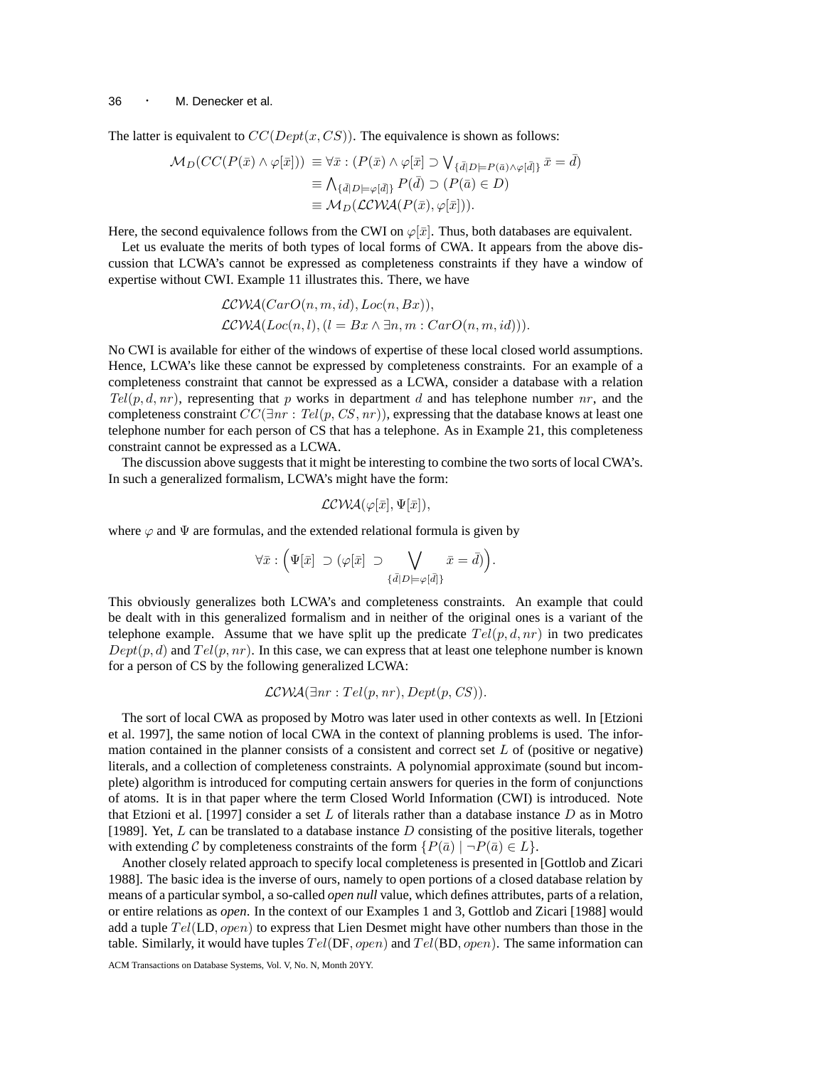The latter is equivalent to $CC(Dept(x, CS))$. The equivalence is shown as follows:

$$
\begin{aligned}
\mathcal{M}_D(CC(P(\bar{x}) \wedge \varphi[\bar{x}])) &\equiv \forall \bar{x} : (P(\bar{x}) \wedge \varphi[\bar{x}] \supset \bigvee_{\{\bar{d} | D \models P(\bar{a}) \wedge \varphi[\bar{d}]\}} \bar{x} = \bar{d}) \\
&\equiv \bigwedge_{\{\bar{d} | D \models \varphi[\bar{d}]\}} P(\bar{d}) \supset (P(\bar{a}) \in D) \\
&\equiv \mathcal{M}_D(\mathcal{LCWA}(P(\bar{x}), \varphi[\bar{x}])).
\end{aligned}
$$

Here, the second equivalence follows from the CWI on $\varphi[\bar{x}]$. Thus, both databases are equivalent.

Let us evaluate the merits of both types of local forms of CWA. It appears from the above discussion that LCWA's cannot be expressed as completeness constraints if they have a window of expertise without CWI. Example 11 illustrates this. There, we have

$$
\begin{aligned}
&\mathcal{LCWA}(CarO(n, m, id), Loc(n, Bx)), \\
&\mathcal{LCWA}(Loc(n, l), (l = Bx \wedge \exists n, m : CarO(n, m, id))).
\end{aligned}
$$

No CWI is available for either of the windows of expertise of these local closed world assumptions. Hence, LCWA's like these cannot be expressed by completeness constraints. For an example of a completeness constraint that cannot be expressed as a LCWA, consider a database with a relation $Tel(p, d, nr)$, representing that $p$ works in department $d$ and has telephone number $nr$, and the completeness constraint $CC(\exists nr : Tel(p, CS, nr))$, expressing that the database knows at least one telephone number for each person of CS that has a telephone. As in Example 21, this completeness constraint cannot be expressed as a LCWA.

The discussion above suggests that it might be interesting to combine the two sorts of local CWA's. In such a generalized formalism, LCWA's might have the form:

$$
\mathcal{LCWA}(\varphi[\bar{x}], \Psi[\bar{x}]),
$$

where $\varphi$ and $\Psi$ are formulas, and the extended relational formula is given by

$$
\forall \bar{x} : \Big( \Psi[\bar{x}] \supset (\varphi[\bar{x}] \supset \bigvee_{\{\bar{d} | D \models \varphi[\bar{d}]\}} \bar{x} = \bar{d}) \Big).
$$

This obviously generalizes both LCWA's and completeness constraints. An example that could be dealt with in this generalized formalism and in neither of the original ones is a variant of the telephone example. Assume that we have split up the predicate $Tel(p, d, nr)$ in two predicates $Dept(p, d)$ and $Tel(p, nr)$. In this case, we can express that at least one telephone number is known for a person of CS by the following generalized LCWA:

$$
\mathcal{LCWA}(\exists nr : Tel(p, nr), Dept(p, CS)).
$$

The sort of local CWA as proposed by Motro was later used in other contexts as well. In [Etzioni et al. 1997], the same notion of local CWA in the context of planning problems is used. The information contained in the planner consists of a consistent and correct set $L$ of (positive or negative) literals, and a collection of completeness constraints. A polynomial approximate (sound but incomplete) algorithm is introduced for computing certain answers for queries in the form of conjunctions of atoms. It is in that paper where the term Closed World Information (CWI) is introduced. Note that Etzioni et al. [1997] consider a set $L$ of literals rather than a database instance $D$ as in Motro [1989]. Yet, $L$ can be translated to a database instance $D$ consisting of the positive literals, together with extending $\mathcal{C}$ by completeness constraints of the form $\{P(\bar{a}) \mid \neg P(\bar{a}) \in L\}$.

Another closely related approach to specify local completeness is presented in [Gottlob and Zicari 1988]. The basic idea is the inverse of ours, namely to open portions of a closed database relation by means of a particular symbol, a so-called *open null* value, which defines attributes, parts of a relation, or entire relations as *open*. In the context of our Examples 1 and 3, Gottlob and Zicari [1988] would add a tuple $Tel(\text{LD}, open)$ to express that Lien Desmet might have other numbers than those in the table. Similarly, it would have tuples $Tel(\text{DF}, open)$ and $Tel(\text{BD}, open)$. The same information can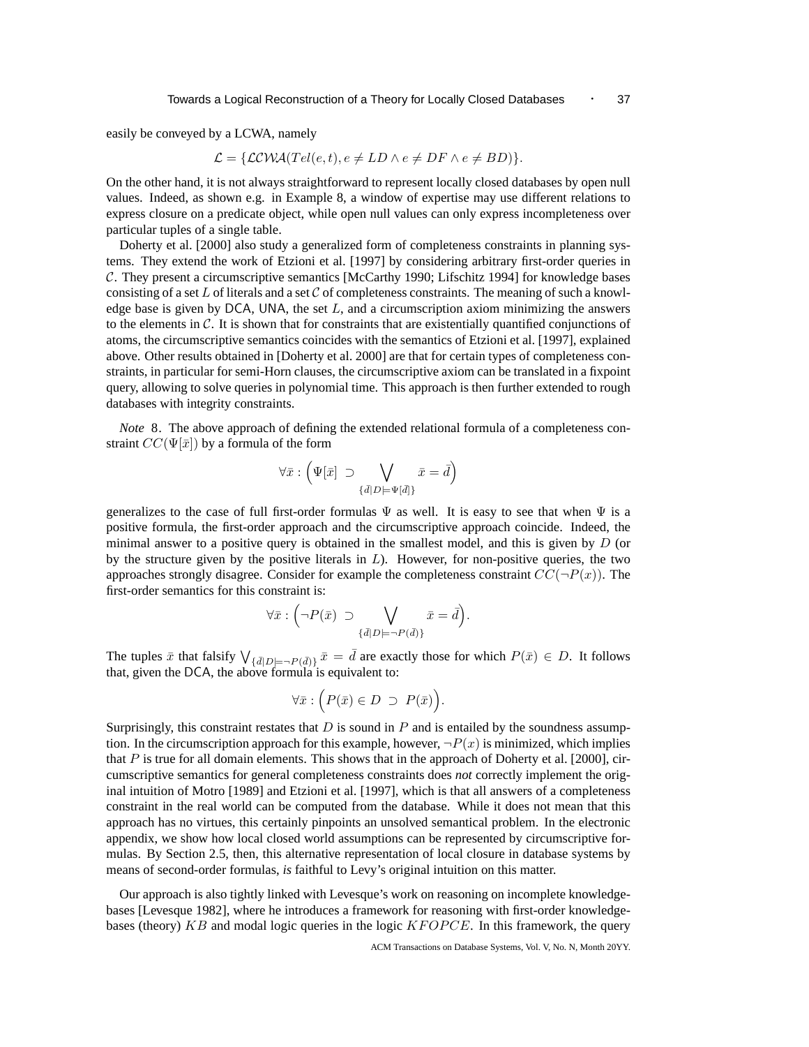easily be conveyed by a LCWA, namely

$$\mathcal{L} = \{\mathcal{LCWA}(Tel(e,t), e \neq LD \wedge e \neq DF \wedge e \neq BD)\}.$$

On the other hand, it is not always straightforward to represent locally closed databases by open null values. Indeed, as shown e.g. in Example 8, a window of expertise may use different relations to express closure on a predicate object, while open null values can only express incompleteness over particular tuples of a single table.

Doherty et al. [2000] also study a generalized form of completeness constraints in planning systems. They extend the work of Etzioni et al. [1997] by considering arbitrary first-order queries in $\mathcal{C}$. They present a circumscriptive semantics [McCarthy 1990; Lifschitz 1994] for knowledge bases consisting of a set $L$ of literals and a set $\mathcal{C}$ of completeness constraints. The meaning of such a knowledge base is given by DCA, UNA, the set $L$, and a circumscription axiom minimizing the answers to the elements in $\mathcal{C}$. It is shown that for constraints that are existentially quantified conjunctions of atoms, the circumscriptive semantics coincides with the semantics of Etzioni et al. [1997], explained above. Other results obtained in [Doherty et al. 2000] are that for certain types of completeness constraints, in particular for semi-Horn clauses, the circumscriptive axiom can be translated in a fixpoint query, allowing to solve queries in polynomial time. This approach is then further extended to rough databases with integrity constraints.

*Note* 8. The above approach of defining the extended relational formula of a completeness constraint $CC(\Psi[\bar{x}])$ by a formula of the form

$$\forall \bar{x} : \Big(\Psi[\bar{x}] \supset \bigvee_{\{\bar{d} \mid D \models \Psi[\bar{d}]\}} \bar{x} = \bar{d}\Big)$$

generalizes to the case of full first-order formulas $\Psi$ as well. It is easy to see that when $\Psi$ is a positive formula, the first-order approach and the circumscriptive approach coincide. Indeed, the minimal answer to a positive query is obtained in the smallest model, and this is given by $D$ (or by the structure given by the positive literals in $L$). However, for non-positive queries, the two approaches strongly disagree. Consider for example the completeness constraint $CC(\neg P(x))$. The first-order semantics for this constraint is:

$$\forall \bar{x} : \Big(\neg P(\bar{x}) \supset \bigvee_{\{\bar{d} \mid D \models \neg P(\bar{d})\}} \bar{x} = \bar{d}\Big).$$

The tuples $\bar{x}$ that falsify $\bigvee_{\{\bar{d} \mid D \models \neg P(\bar{d})\}} \bar{x} = \bar{d}$ are exactly those for which $P(\bar{x}) \in D$. It follows that, given the DCA, the above formula is equivalent to:

$$\forall \bar{x} : \Big(P(\bar{x}) \in D \supset P(\bar{x})\Big).$$

Surprisingly, this constraint restates that $D$ is sound in $P$ and is entailed by the soundness assumption. In the circumscription approach for this example, however, $\neg P(x)$ is minimized, which implies that $P$ is true for all domain elements. This shows that in the approach of Doherty et al. [2000], circumscriptive semantics for general completeness constraints does *not* correctly implement the original intuition of Motro [1989] and Etzioni et al. [1997], which is that all answers of a completeness constraint in the real world can be computed from the database. While it does not mean that this approach has no virtues, this certainly pinpoints an unsolved semantical problem. In the electronic appendix, we show how local closed world assumptions can be represented by circumscriptive formulas. By Section 2.5, then, this alternative representation of local closure in database systems by means of second-order formulas, *is* faithful to Levy's original intuition on this matter.

Our approach is also tightly linked with Levesque's work on reasoning on incomplete knowledge-bases [Levesque 1982], where he introduces a framework for reasoning with first-order knowledge-bases (theory) $KB$ and modal logic queries in the logic $KFOPCE$. In this framework, the query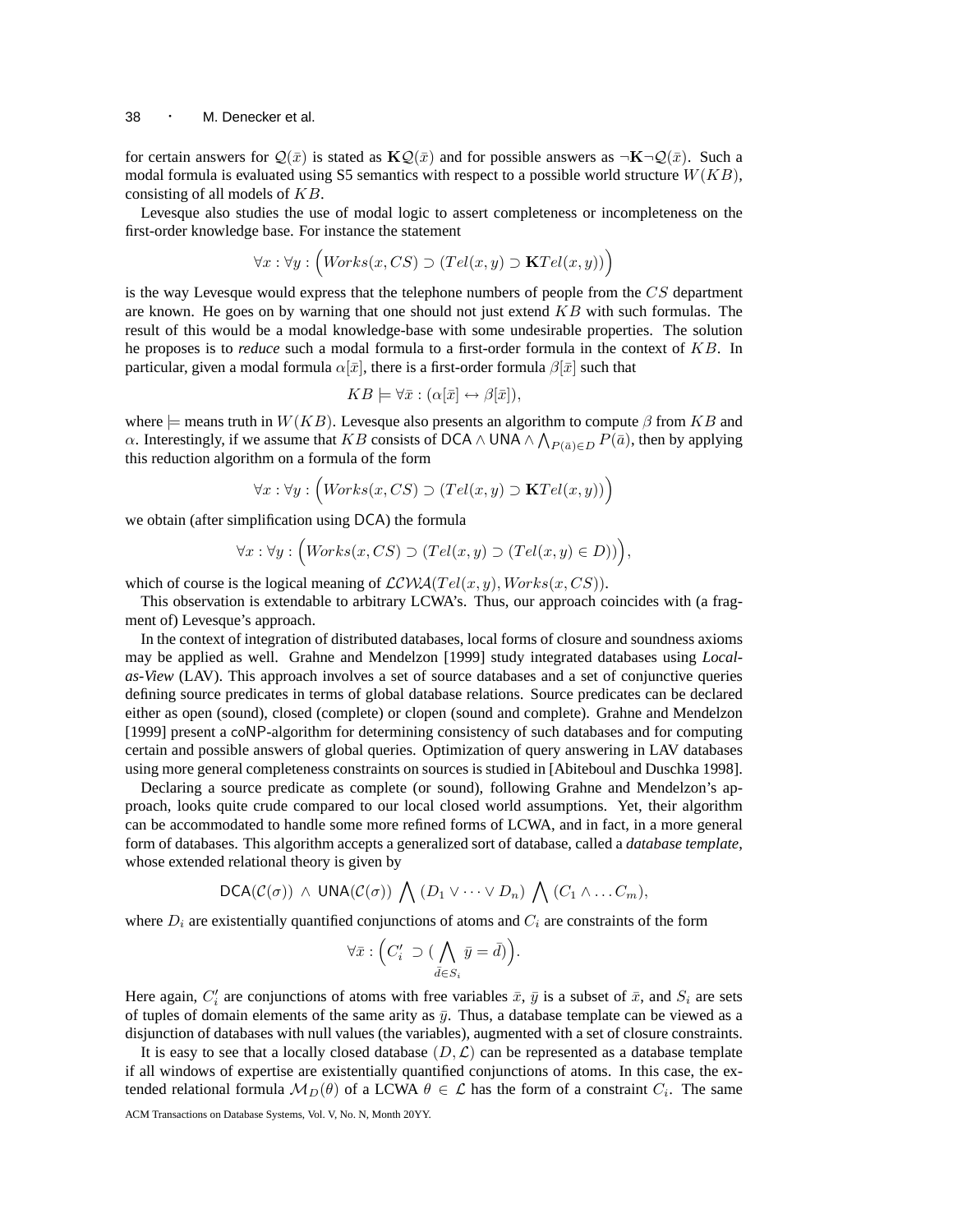for certain answers for $\mathcal{Q}(\bar{x})$ is stated as $\mathbf{K}\mathcal{Q}(\bar{x})$ and for possible answers as $\neg\mathbf{K}\neg\mathcal{Q}(\bar{x})$. Such a modal formula is evaluated using S5 semantics with respect to a possible world structure $W(KB)$, consisting of all models of $KB$.

Levesque also studies the use of modal logic to assert completeness or incompleteness on the first-order knowledge base. For instance the statement

$$\forall x : \forall y : \Big(Works(x, CS) \supset (Tel(x, y) \supset \mathbf{K}Tel(x, y))\Big)$$

is the way Levesque would express that the telephone numbers of people from the $CS$ department are known. He goes on by warning that one should not just extend $KB$ with such formulas. The result of this would be a modal knowledge-base with some undesirable properties. The solution he proposes is to *reduce* such a modal formula to a first-order formula in the context of $KB$. In particular, given a modal formula $\alpha[\bar{x}]$, there is a first-order formula $\beta[\bar{x}]$ such that

$$KB \models \forall \bar{x} : (\alpha[\bar{x}] \leftrightarrow \beta[\bar{x}]),$$

where $\models$ means truth in $W(KB)$. Levesque also presents an algorithm to compute $\beta$ from $KB$ and $\alpha$. Interestingly, if we assume that $KB$ consists of $\mathsf{DCA} \wedge \mathsf{UNA} \wedge \bigwedge_{P(\bar{a}) \in D} P(\bar{a})$, then by applying this reduction algorithm on a formula of the form

$$\forall x : \forall y : \Big(Works(x, CS) \supset (Tel(x, y) \supset \mathbf{K}Tel(x, y))\Big)$$

we obtain (after simplification using $\mathsf{DCA}$) the formula

$$\forall x : \forall y : \Big(Works(x, CS) \supset (Tel(x, y) \supset (Tel(x, y) \in D))\Big),$$

which of course is the logical meaning of $\mathcal{LCWA}(Tel(x, y), Works(x, CS))$.

This observation is extendable to arbitrary LCWA's. Thus, our approach coincides with (a fragment of) Levesque's approach.

In the context of integration of distributed databases, local forms of closure and soundness axioms may be applied as well. Grahne and Mendelzon [1999] study integrated databases using *Local-as-View* (LAV). This approach involves a set of source databases and a set of conjunctive queries defining source predicates in terms of global database relations. Source predicates can be declared either as open (sound), closed (complete) or clopen (sound and complete). Grahne and Mendelzon [1999] present a coNP-algorithm for determining consistency of such databases and for computing certain and possible answers of global queries. Optimization of query answering in LAV databases using more general completeness constraints on sources is studied in [Abiteboul and Duschka 1998].

Declaring a source predicate as complete (or sound), following Grahne and Mendelzon's approach, looks quite crude compared to our local closed world assumptions. Yet, their algorithm can be accommodated to handle some more refined forms of LCWA, and in fact, in a more general form of databases. This algorithm accepts a generalized sort of database, called a *database template*, whose extended relational theory is given by

$$\mathsf{DCA}(\mathcal{C}(\sigma)) \;\wedge\; \mathsf{UNA}(\mathcal{C}(\sigma)) \;\bigwedge\; (D_1 \vee \cdots \vee D_n) \;\bigwedge\; (C_1 \wedge \ldots C_m),$$

where $D_i$ are existentially quantified conjunctions of atoms and $C_i$ are constraints of the form

$$\forall \bar{x} : \Big(C'_i \;\supset (\bigwedge_{\bar{d} \in S_i} \bar{y} = \bar{d})\Big).$$

Here again, $C'_i$ are conjunctions of atoms with free variables $\bar{x}$, $\bar{y}$ is a subset of $\bar{x}$, and $S_i$ are sets of tuples of domain elements of the same arity as $\bar{y}$. Thus, a database template can be viewed as a disjunction of databases with null values (the variables), augmented with a set of closure constraints.

It is easy to see that a locally closed database $(D, \mathcal{L})$ can be represented as a database template if all windows of expertise are existentially quantified conjunctions of atoms. In this case, the extended relational formula $\mathcal{M}_D(\theta)$ of a LCWA $\theta \in \mathcal{L}$ has the form of a constraint $C_i$. The same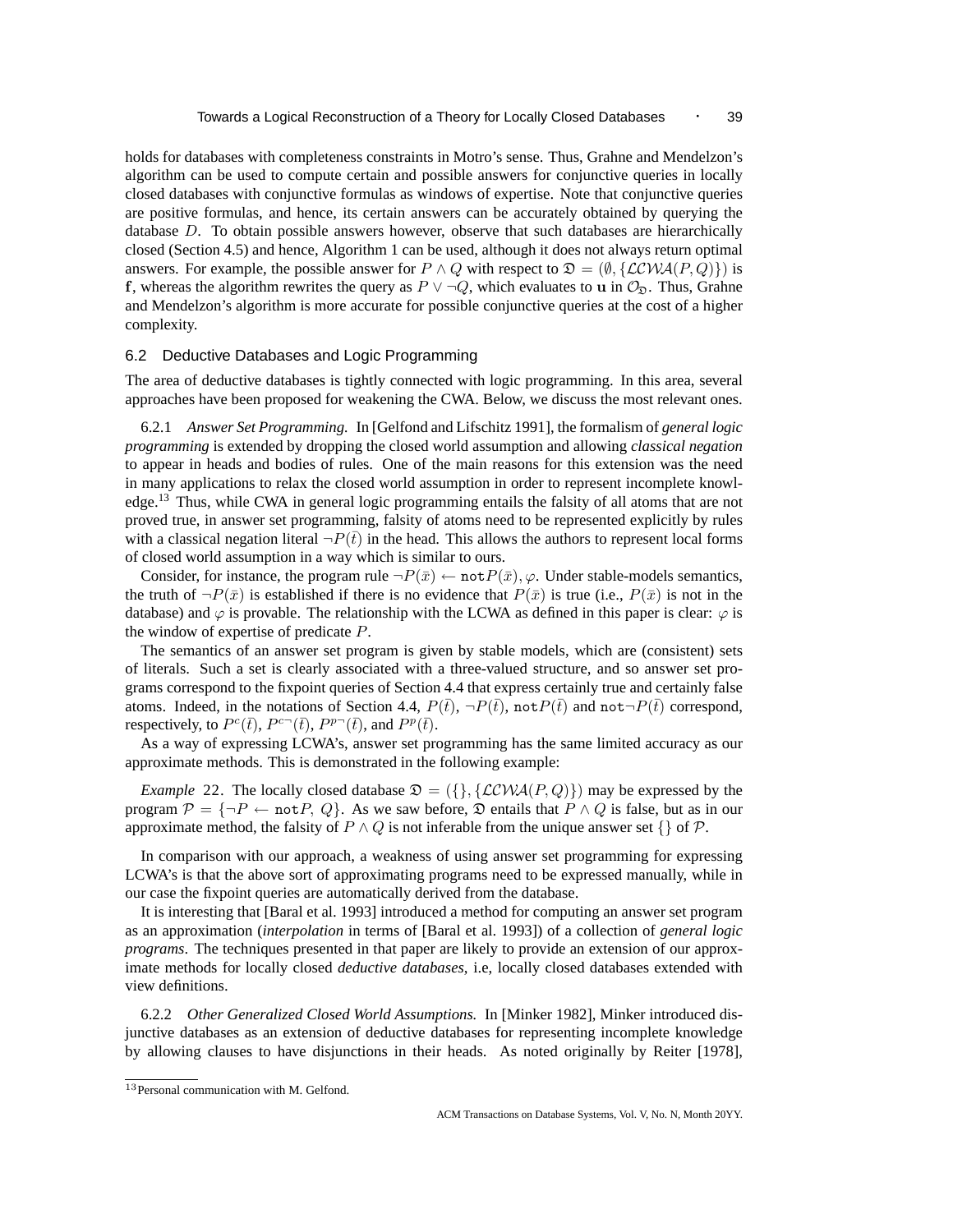holds for databases with completeness constraints in Motro's sense. Thus, Grahne and Mendelzon's algorithm can be used to compute certain and possible answers for conjunctive queries in locally closed databases with conjunctive formulas as windows of expertise. Note that conjunctive queries are positive formulas, and hence, its certain answers can be accurately obtained by querying the database $D$. To obtain possible answers however, observe that such databases are hierarchically closed (Section 4.5) and hence, Algorithm 1 can be used, although it does not always return optimal answers. For example, the possible answer for $P \wedge Q$ with respect to $\mathfrak{D} = (\emptyset, \{\mathcal{LCWA}(P, Q)\})$ is $\mathbf{f}$, whereas the algorithm rewrites the query as $P \vee \neg Q$, which evaluates to $\mathbf{u}$ in $\mathcal{O}_{\mathfrak{D}}$. Thus, Grahne and Mendelzon's algorithm is more accurate for possible conjunctive queries at the cost of a higher complexity.

## 6.2 Deductive Databases and Logic Programming

The area of deductive databases is tightly connected with logic programming. In this area, several approaches have been proposed for weakening the CWA. Below, we discuss the most relevant ones.

6.2.1 *Answer Set Programming.* In [Gelfond and Lifschitz 1991], the formalism of *general logic programming* is extended by dropping the closed world assumption and allowing *classical negation* to appear in heads and bodies of rules. One of the main reasons for this extension was the need in many applications to relax the closed world assumption in order to represent incomplete knowledge.[13] Thus, while CWA in general logic programming entails the falsity of all atoms that are not proved true, in answer set programming, falsity of atoms need to be represented explicitly by rules with a classical negation literal $\neg P(\bar{t})$ in the head. This allows the authors to represent local forms of closed world assumption in a way which is similar to ours.

Consider, for instance, the program rule $\neg P(\bar{x}) \leftarrow \mathtt{not} P(\bar{x}), \varphi$. Under stable-models semantics, the truth of $\neg P(\bar{x})$ is established if there is no evidence that $P(\bar{x})$ is true (i.e., $P(\bar{x})$ is not in the database) and $\varphi$ is provable. The relationship with the LCWA as defined in this paper is clear: $\varphi$ is the window of expertise of predicate $P$.

The semantics of an answer set program is given by stable models, which are (consistent) sets of literals. Such a set is clearly associated with a three-valued structure, and so answer set programs correspond to the fixpoint queries of Section 4.4 that express certainly true and certainly false atoms. Indeed, in the notations of Section 4.4, $P(\bar{t})$, $\neg P(\bar{t})$, $\mathtt{not} P(\bar{t})$ and $\mathtt{not} \neg P(\bar{t})$ correspond, respectively, to $P^c(\bar{t})$, $P^{c\neg}(\bar{t})$, $P^{p\neg}(\bar{t})$, and $P^p(\bar{t})$.

As a way of expressing LCWA's, answer set programming has the same limited accuracy as our approximate methods. This is demonstrated in the following example:

*Example* 22. The locally closed database $\mathfrak{D} = (\{\}, \{\mathcal{LCWA}(P, Q)\})$ may be expressed by the program $\mathcal{P} = \{\neg P \leftarrow \mathtt{not} P,\ Q\}$. As we saw before, $\mathfrak{D}$ entails that $P \wedge Q$ is false, but as in our approximate method, the falsity of $P \wedge Q$ is not inferable from the unique answer set $\{\}$ of $\mathcal{P}$.

In comparison with our approach, a weakness of using answer set programming for expressing LCWA's is that the above sort of approximating programs need to be expressed manually, while in our case the fixpoint queries are automatically derived from the database.

It is interesting that [Baral et al. 1993] introduced a method for computing an answer set program as an approximation (*interpolation* in terms of [Baral et al. 1993]) of a collection of *general logic programs*. The techniques presented in that paper are likely to provide an extension of our approximate methods for locally closed *deductive databases*, i.e, locally closed databases extended with view definitions.

6.2.2 *Other Generalized Closed World Assumptions.* In [Minker 1982], Minker introduced disjunctive databases as an extension of deductive databases for representing incomplete knowledge by allowing clauses to have disjunctions in their heads. As noted originally by Reiter [1978],

[13] Personal communication with M. Gelfond.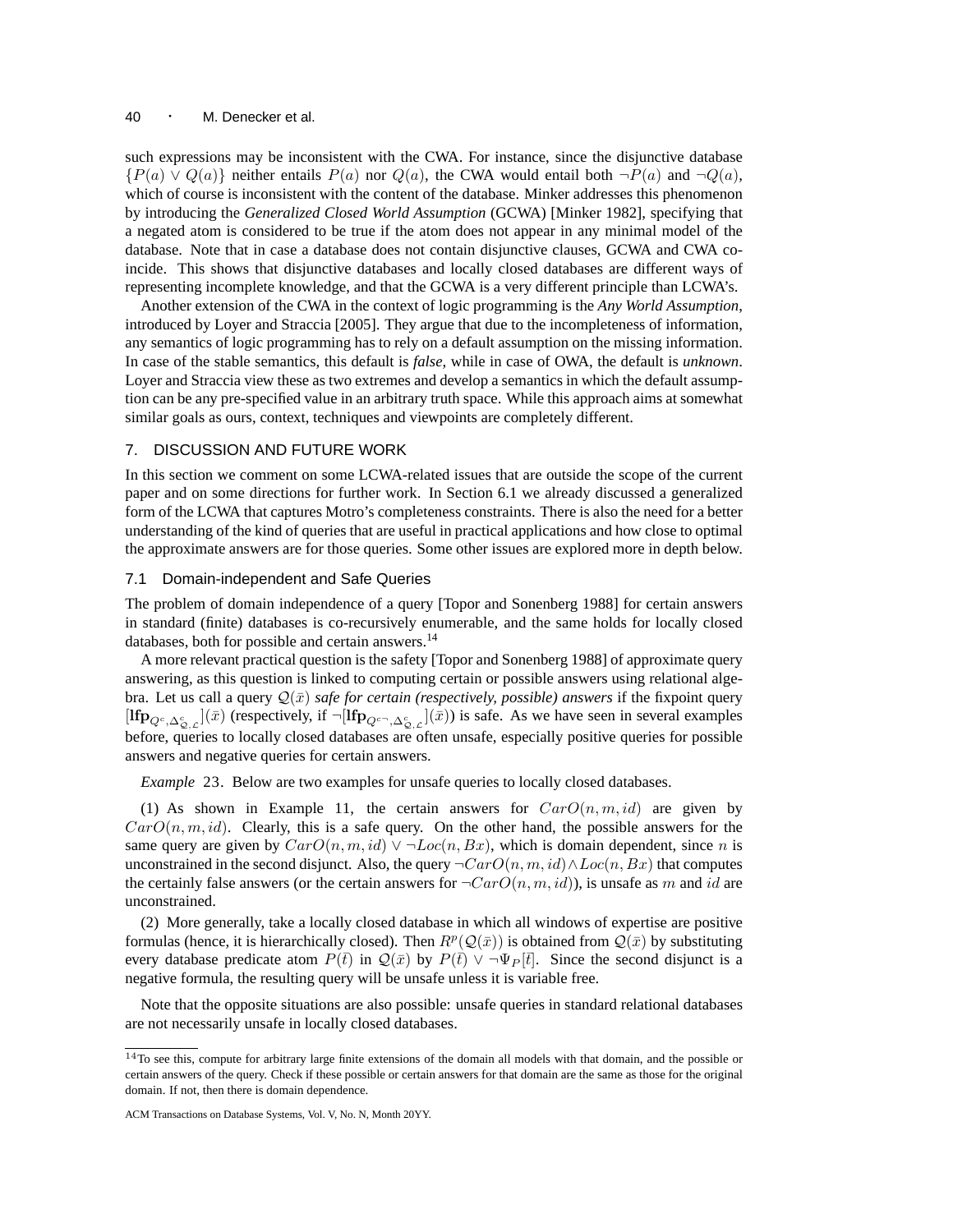such expressions may be inconsistent with the CWA. For instance, since the disjunctive database $\{P(a) \vee Q(a)\}$ neither entails $P(a)$ nor $Q(a)$, the CWA would entail both $\neg P(a)$ and $\neg Q(a)$, which of course is inconsistent with the content of the database. Minker addresses this phenomenon by introducing the *Generalized Closed World Assumption* (GCWA) [Minker 1982], specifying that a negated atom is considered to be true if the atom does not appear in any minimal model of the database. Note that in case a database does not contain disjunctive clauses, GCWA and CWA coincide. This shows that disjunctive databases and locally closed databases are different ways of representing incomplete knowledge, and that the GCWA is a very different principle than LCWA's.

Another extension of the CWA in the context of logic programming is the *Any World Assumption*, introduced by Loyer and Straccia [2005]. They argue that due to the incompleteness of information, any semantics of logic programming has to rely on a default assumption on the missing information. In case of the stable semantics, this default is *false*, while in case of OWA, the default is *unknown*. Loyer and Straccia view these as two extremes and develop a semantics in which the default assumption can be any pre-specified value in an arbitrary truth space. While this approach aims at somewhat similar goals as ours, context, techniques and viewpoints are completely different.

## 7. DISCUSSION AND FUTURE WORK

In this section we comment on some LCWA-related issues that are outside the scope of the current paper and on some directions for further work. In Section 6.1 we already discussed a generalized form of the LCWA that captures Motro's completeness constraints. There is also the need for a better understanding of the kind of queries that are useful in practical applications and how close to optimal the approximate answers are for those queries. Some other issues are explored more in depth below.

### 7.1 Domain-independent and Safe Queries

The problem of domain independence of a query [Topor and Sonenberg 1988] for certain answers in standard (finite) databases is co-recursively enumerable, and the same holds for locally closed databases, both for possible and certain answers.[14]

A more relevant practical question is the safety [Topor and Sonenberg 1988] of approximate query answering, as this question is linked to computing certain or possible answers using relational algebra. Let us call a query $\mathcal{Q}(\bar{x})$ *safe for certain (respectively, possible) answers* if the fixpoint query $[\mathbf{lfp}_{Q^c,\Delta^c_{\mathcal{Q},\mathcal{L}}}](\bar{x})$ (respectively, if $\neg[\mathbf{lfp}_{Q^{c\neg},\Delta^c_{\mathcal{Q},\mathcal{L}}}](\bar{x})$) is safe. As we have seen in several examples before, queries to locally closed databases are often unsafe, especially positive queries for possible answers and negative queries for certain answers.

*Example* 23. Below are two examples for unsafe queries to locally closed databases.

(1) As shown in Example 11, the certain answers for $CarO(n, m, id)$ are given by $CarO(n, m, id)$. Clearly, this is a safe query. On the other hand, the possible answers for the same query are given by $CarO(n, m, id) \vee \neg Loc(n, Bx)$, which is domain dependent, since $n$ is unconstrained in the second disjunct. Also, the query $\neg CarO(n, m, id) \wedge Loc(n, Bx)$ that computes the certainly false answers (or the certain answers for $\neg CarO(n, m, id)$), is unsafe as $m$ and $id$ are unconstrained.

(2) More generally, take a locally closed database in which all windows of expertise are positive formulas (hence, it is hierarchically closed). Then $R^p(\mathcal{Q}(\bar{x}))$ is obtained from $\mathcal{Q}(\bar{x})$ by substituting every database predicate atom $P(\bar{t})$ in $\mathcal{Q}(\bar{x})$ by $P(\bar{t}) \vee \neg\Psi_P[\bar{t}]$. Since the second disjunct is a negative formula, the resulting query will be unsafe unless it is variable free.

Note that the opposite situations are also possible: unsafe queries in standard relational databases are not necessarily unsafe in locally closed databases.

[14] To see this, compute for arbitrary large finite extensions of the domain all models with that domain, and the possible or certain answers of the query. Check if these possible or certain answers for that domain are the same as those for the original domain. If not, then there is domain dependence.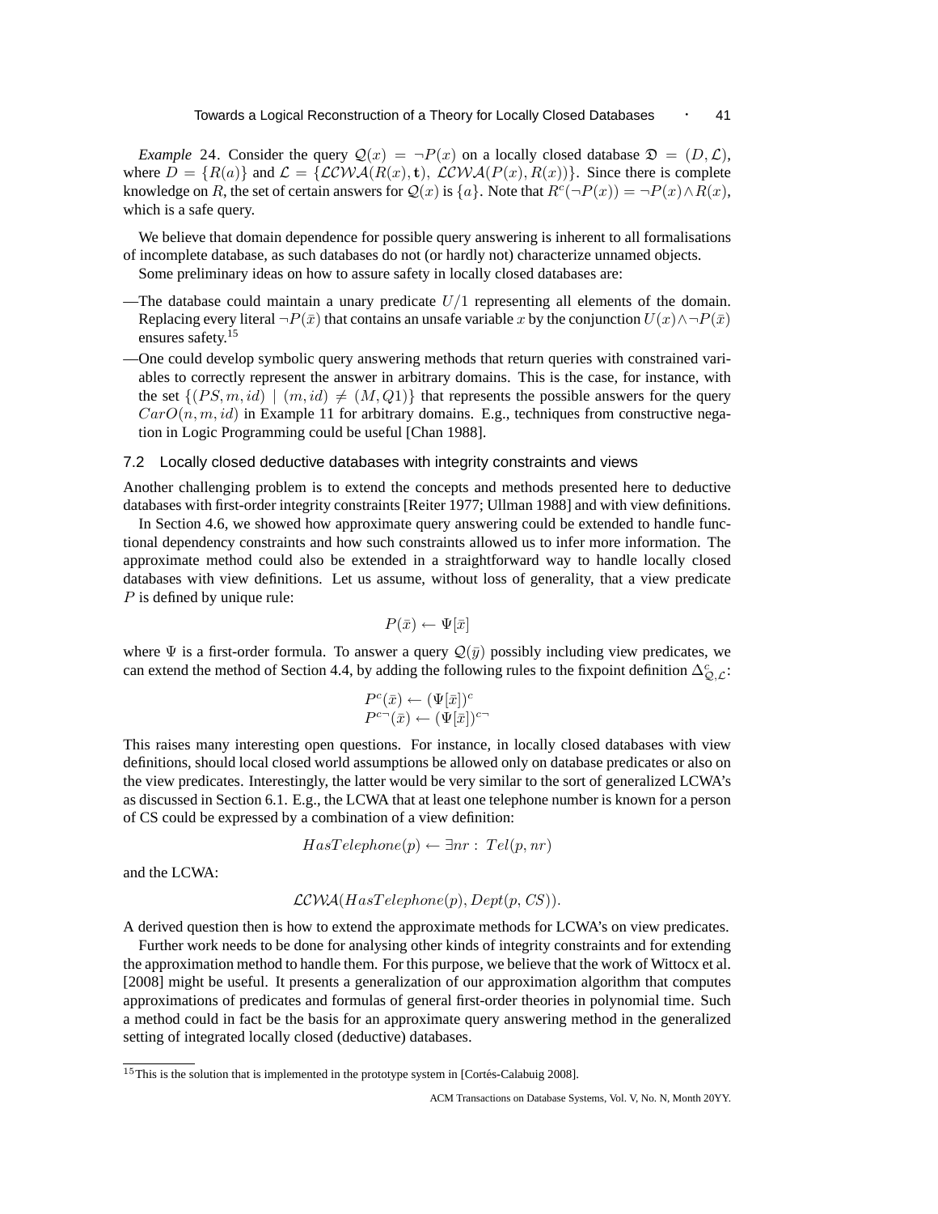*Example* 24. Consider the query $\mathcal{Q}(x) = \neg P(x)$ on a locally closed database $\mathfrak{D} = (D, \mathcal{L})$, where $D = \{R(a)\}$ and $\mathcal{L} = \{\mathcal{LCWA}(R(x), \mathbf{t}),\ \mathcal{LCWA}(P(x), R(x))\}$. Since there is complete knowledge on $R$, the set of certain answers for $\mathcal{Q}(x)$ is $\{a\}$. Note that $R^c(\neg P(x)) = \neg P(x) \wedge R(x)$, which is a safe query.

We believe that domain dependence for possible query answering is inherent to all formalisations of incomplete database, as such databases do not (or hardly not) characterize unnamed objects.

Some preliminary ideas on how to assure safety in locally closed databases are:

—The database could maintain a unary predicate $U/1$ representing all elements of the domain. Replacing every literal $\neg P(\bar{x})$ that contains an unsafe variable $x$ by the conjunction $U(x) \wedge \neg P(\bar{x})$ ensures safety.[15]

—One could develop symbolic query answering methods that return queries with constrained variables to correctly represent the answer in arbitrary domains. This is the case, for instance, with the set $\{(PS, m, id) \mid (m, id) \neq (M, Q1)\}$ that represents the possible answers for the query $CarO(n, m, id)$ in Example 11 for arbitrary domains. E.g., techniques from constructive negation in Logic Programming could be useful [Chan 1988].

## 7.2 Locally closed deductive databases with integrity constraints and views

Another challenging problem is to extend the concepts and methods presented here to deductive databases with first-order integrity constraints [Reiter 1977; Ullman 1988] and with view definitions.

In Section 4.6, we showed how approximate query answering could be extended to handle functional dependency constraints and how such constraints allowed us to infer more information. The approximate method could also be extended in a straightforward way to handle locally closed databases with view definitions. Let us assume, without loss of generality, that a view predicate $P$ is defined by unique rule:

$$P(\bar{x}) \leftarrow \Psi[\bar{x}]$$

where $\Psi$ is a first-order formula. To answer a query $\mathcal{Q}(\bar{y})$ possibly including view predicates, we can extend the method of Section 4.4, by adding the following rules to the fixpoint definition $\Delta^c_{\mathcal{Q},\mathcal{L}}$:

$$\begin{array}{l} P^c(\bar{x}) \leftarrow (\Psi[\bar{x}])^c \\ P^{c\neg}(\bar{x}) \leftarrow (\Psi[\bar{x}])^{c\neg} \end{array}$$

This raises many interesting open questions. For instance, in locally closed databases with view definitions, should local closed world assumptions be allowed only on database predicates or also on the view predicates. Interestingly, the latter would be very similar to the sort of generalized LCWA's as discussed in Section 6.1. E.g., the LCWA that at least one telephone number is known for a person of CS could be expressed by a combination of a view definition:

$$HasTelephone(p) \leftarrow \exists nr :\ Tel(p, nr)$$

and the LCWA:

$$\mathcal{LCWA}(HasTelephone(p), Dept(p, CS)).$$

A derived question then is how to extend the approximate methods for LCWA's on view predicates.

Further work needs to be done for analysing other kinds of integrity constraints and for extending the approximation method to handle them. For this purpose, we believe that the work of Wittocx et al. [2008] might be useful. It presents a generalization of our approximation algorithm that computes approximations of predicates and formulas of general first-order theories in polynomial time. Such a method could in fact be the basis for an approximate query answering method in the generalized setting of integrated locally closed (deductive) databases.

---

[15] This is the solution that is implemented in the prototype system in [Cortés-Calabuig 2008].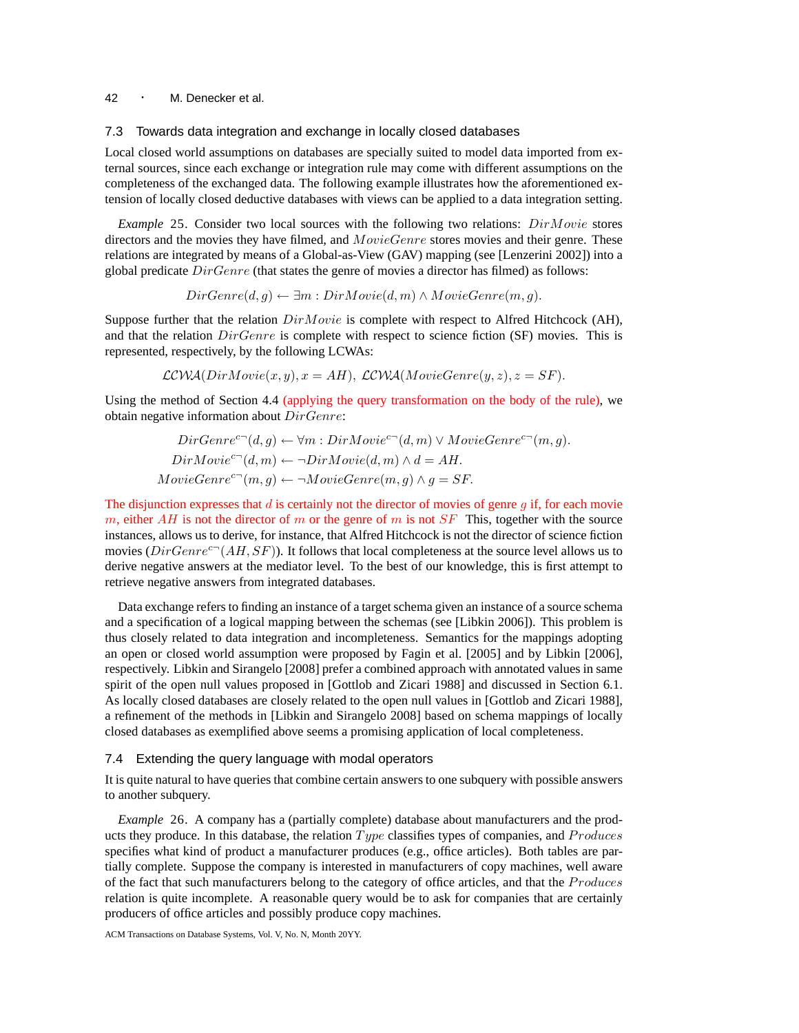### 7.3 Towards data integration and exchange in locally closed databases

Local closed world assumptions on databases are specially suited to model data imported from external sources, since each exchange or integration rule may come with different assumptions on the completeness of the exchanged data. The following example illustrates how the aforementioned extension of locally closed deductive databases with views can be applied to a data integration setting.

*Example* 25. Consider two local sources with the following two relations: $DirMovie$ stores directors and the movies they have filmed, and $MovieGenre$ stores movies and their genre. These relations are integrated by means of a Global-as-View (GAV) mapping (see [Lenzerini 2002]) into a global predicate $DirGenre$ (that states the genre of movies a director has filmed) as follows:

$$DirGenre(d, g) \leftarrow \exists m : DirMovie(d, m) \wedge MovieGenre(m, g).$$

Suppose further that the relation $DirMovie$ is complete with respect to Alfred Hitchcock (AH), and that the relation $DirGenre$ is complete with respect to science fiction (SF) movies. This is represented, respectively, by the following LCWAs:

$$\mathcal{LCWA}(DirMovie(x, y), x = AH),\ \mathcal{LCWA}(MovieGenre(y, z), z = SF).$$

Using the method of Section 4.4 (applying the query transformation on the body of the rule), we obtain negative information about $DirGenre$:

$$DirGenre^{c\neg}(d, g) \leftarrow \forall m : DirMovie^{c\neg}(d, m) \vee MovieGenre^{c\neg}(m, g).$$
$$DirMovie^{c\neg}(d, m) \leftarrow \neg DirMovie(d, m) \wedge d = AH.$$
$$MovieGenre^{c\neg}(m, g) \leftarrow \neg MovieGenre(m, g) \wedge g = SF.$$

The disjunction expresses that $d$ is certainly not the director of movies of genre $g$ if, for each movie $m$, either $AH$ is not the director of $m$ or the genre of $m$ is not $SF$ This, together with the source instances, allows us to derive, for instance, that Alfred Hitchcock is not the director of science fiction movies ($DirGenre^{c\neg}(AH, SF)$). It follows that local completeness at the source level allows us to derive negative answers at the mediator level. To the best of our knowledge, this is first attempt to retrieve negative answers from integrated databases.

Data exchange refers to finding an instance of a target schema given an instance of a source schema and a specification of a logical mapping between the schemas (see [Libkin 2006]). This problem is thus closely related to data integration and incompleteness. Semantics for the mappings adopting an open or closed world assumption were proposed by Fagin et al. [2005] and by Libkin [2006], respectively. Libkin and Sirangelo [2008] prefer a combined approach with annotated values in same spirit of the open null values proposed in [Gottlob and Zicari 1988] and discussed in Section 6.1. As locally closed databases are closely related to the open null values in [Gottlob and Zicari 1988], a refinement of the methods in [Libkin and Sirangelo 2008] based on schema mappings of locally closed databases as exemplified above seems a promising application of local completeness.

### 7.4 Extending the query language with modal operators

It is quite natural to have queries that combine certain answers to one subquery with possible answers to another subquery.

*Example* 26. A company has a (partially complete) database about manufacturers and the products they produce. In this database, the relation $Type$ classifies types of companies, and $Produces$ specifies what kind of product a manufacturer produces (e.g., office articles). Both tables are partially complete. Suppose the company is interested in manufacturers of copy machines, well aware of the fact that such manufacturers belong to the category of office articles, and that the $Produces$ relation is quite incomplete. A reasonable query would be to ask for companies that are certainly producers of office articles and possibly produce copy machines.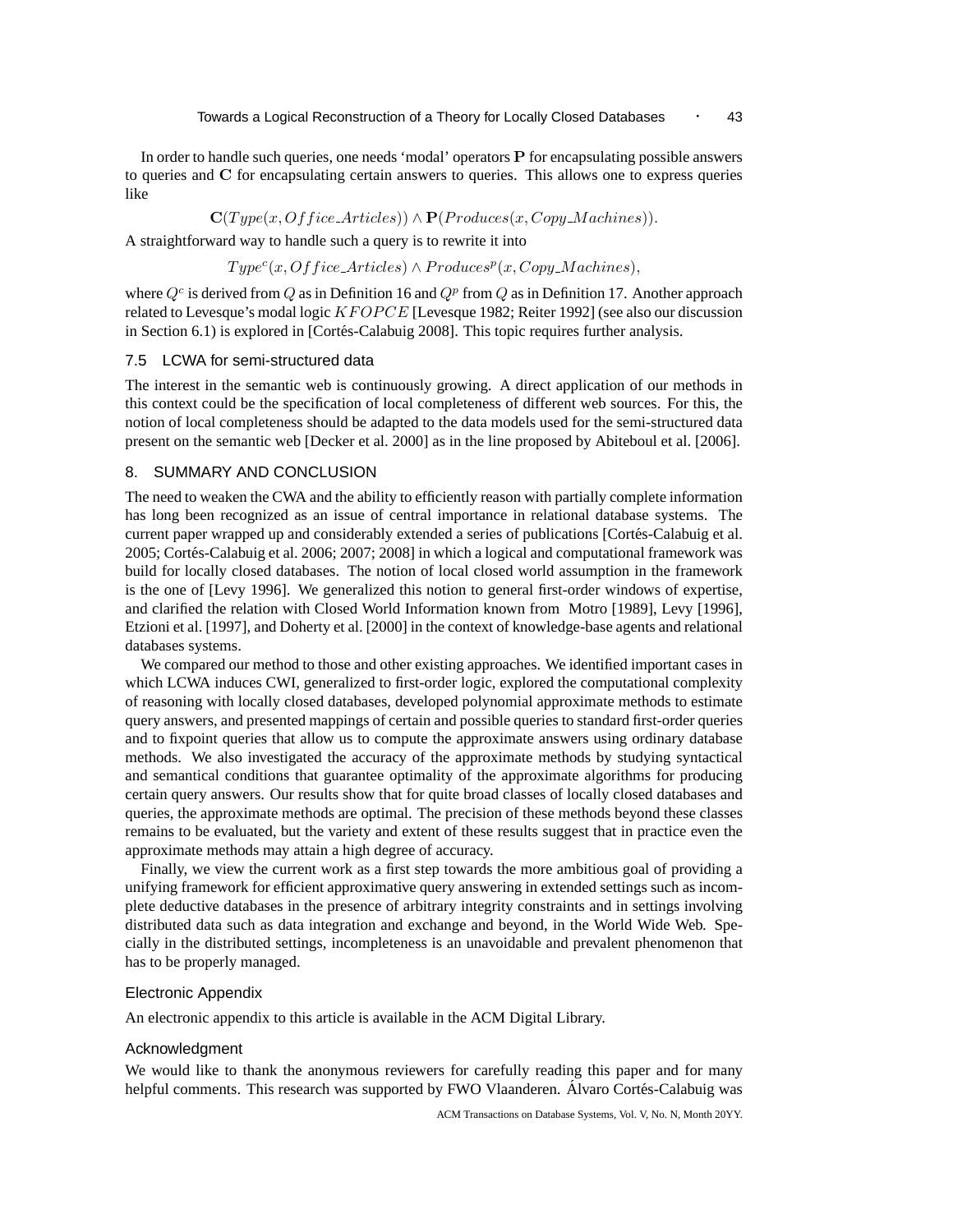In order to handle such queries, one needs 'modal' operators $\mathbf{P}$ for encapsulating possible answers to queries and $\mathbf{C}$ for encapsulating certain answers to queries. This allows one to express queries like

$$\mathbf{C}(Type(x, Office\_Articles)) \wedge \mathbf{P}(Produces(x, Copy\_Machines)).$$

A straightforward way to handle such a query is to rewrite it into

$$Type^c(x, Office\_Articles) \wedge Produces^p(x, Copy\_Machines),$$

where $Q^c$ is derived from $Q$ as in Definition 16 and $Q^p$ from $Q$ as in Definition 17. Another approach related to Levesque's modal logic $KFOPCE$ [Levesque 1982; Reiter 1992] (see also our discussion in Section 6.1) is explored in [Cortés-Calabuig 2008]. This topic requires further analysis.

### 7.5 LCWA for semi-structured data

The interest in the semantic web is continuously growing. A direct application of our methods in this context could be the specification of local completeness of different web sources. For this, the notion of local completeness should be adapted to the data models used for the semi-structured data present on the semantic web [Decker et al. 2000] as in the line proposed by Abiteboul et al. [2006].

## 8. SUMMARY AND CONCLUSION

The need to weaken the CWA and the ability to efficiently reason with partially complete information has long been recognized as an issue of central importance in relational database systems. The current paper wrapped up and considerably extended a series of publications [Cortés-Calabuig et al. 2005; Cortés-Calabuig et al. 2006; 2007; 2008] in which a logical and computational framework was build for locally closed databases. The notion of local closed world assumption in the framework is the one of [Levy 1996]. We generalized this notion to general first-order windows of expertise, and clarified the relation with Closed World Information known from Motro [1989], Levy [1996], Etzioni et al. [1997], and Doherty et al. [2000] in the context of knowledge-base agents and relational databases systems.

We compared our method to those and other existing approaches. We identified important cases in which LCWA induces CWI, generalized to first-order logic, explored the computational complexity of reasoning with locally closed databases, developed polynomial approximate methods to estimate query answers, and presented mappings of certain and possible queries to standard first-order queries and to fixpoint queries that allow us to compute the approximate answers using ordinary database methods. We also investigated the accuracy of the approximate methods by studying syntactical and semantical conditions that guarantee optimality of the approximate algorithms for producing certain query answers. Our results show that for quite broad classes of locally closed databases and queries, the approximate methods are optimal. The precision of these methods beyond these classes remains to be evaluated, but the variety and extent of these results suggest that in practice even the approximate methods may attain a high degree of accuracy.

Finally, we view the current work as a first step towards the more ambitious goal of providing a unifying framework for efficient approximative query answering in extended settings such as incomplete deductive databases in the presence of arbitrary integrity constraints and in settings involving distributed data such as data integration and exchange and beyond, in the World Wide Web. Specially in the distributed settings, incompleteness is an unavoidable and prevalent phenomenon that has to be properly managed.

### Electronic Appendix

An electronic appendix to this article is available in the ACM Digital Library.

### Acknowledgment

We would like to thank the anonymous reviewers for carefully reading this paper and for many helpful comments. This research was supported by FWO Vlaanderen. Álvaro Cortés-Calabuig was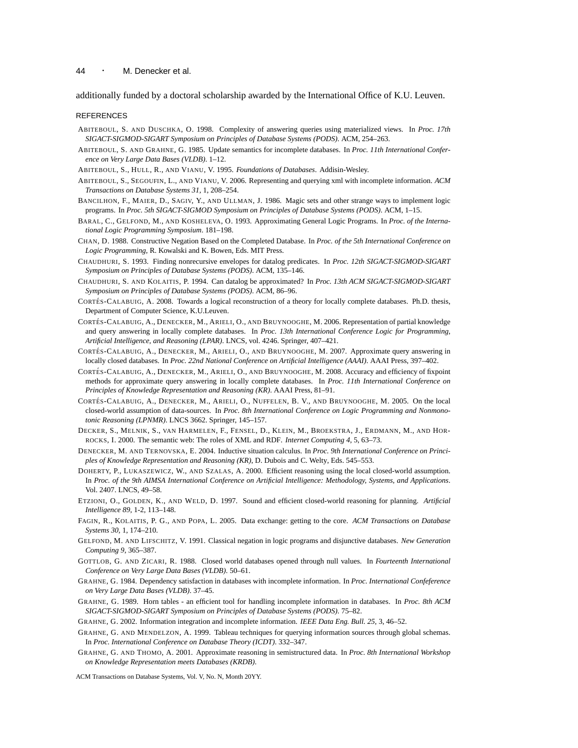additionally funded by a doctoral scholarship awarded by the International Office of K.U. Leuven.

## REFERENCES

Abiteboul, S. and Duschka, O. 1998. Complexity of answering queries using materialized views. In *Proc. 17th SIGACT-SIGMOD-SIGART Symposium on Principles of Database Systems (PODS)*. ACM, 254–263.

Abiteboul, S. and Grahne, G. 1985. Update semantics for incomplete databases. In *Proc. 11th International Conference on Very Large Data Bases (VLDB)*. 1–12.

Abiteboul, S., Hull, R., and Vianu, V. 1995. *Foundations of Databases*. Addisin-Wesley.

Abiteboul, S., Segoufin, L., and Vianu, V. 2006. Representing and querying xml with incomplete information. *ACM Transactions on Database Systems 31,* 1, 208–254.

Bancilhon, F., Maier, D., Sagiv, Y., and Ullman, J. 1986. Magic sets and other strange ways to implement logic programs. In *Proc. 5th SIGACT-SIGMOD Symposium on Principles of Database Systems (PODS)*. ACM, 1–15.

Baral, C., Gelfond, M., and Kosheleva, O. 1993. Approximating General Logic Programs. In *Proc. of the International Logic Programming Symposium*. 181–198.

Chan, D. 1988. Constructive Negation Based on the Completed Database. In *Proc. of the 5th International Conference on Logic Programming*, R. Kowalski and K. Bowen, Eds. MIT Press.

Chaudhuri, S. 1993. Finding nonrecursive envelopes for datalog predicates. In *Proc. 12th SIGACT-SIGMOD-SIGART Symposium on Principles of Database Systems (PODS)*. ACM, 135–146.

Chaudhuri, S. and Kolaitis, P. 1994. Can datalog be approximated? In *Proc. 13th ACM SIGACT-SIGMOD-SIGART Symposium on Principles of Database Systems (PODS)*. ACM, 86–96.

Cortés-Calabuig, A. 2008. Towards a logical reconstruction of a theory for locally complete databases. Ph.D. thesis, Department of Computer Science, K.U.Leuven.

Cortés-Calabuig, A., Denecker, M., Arieli, O., and Bruynooghe, M. 2006. Representation of partial knowledge and query answering in locally complete databases. In *Proc. 13th International Conference Logic for Programming, Artificial Intelligence, and Reasoning (LPAR)*. LNCS, vol. 4246. Springer, 407–421.

Cortés-Calabuig, A., Denecker, M., Arieli, O., and Bruynooghe, M. 2007. Approximate query answering in locally closed databases. In *Proc. 22nd National Conference on Artificial Intelligence (AAAI)*. AAAI Press, 397–402.

Cortés-Calabuig, A., Denecker, M., Arieli, O., and Bruynooghe, M. 2008. Accuracy and efficiency of fixpoint methods for approximate query answering in locally complete databases. In *Proc. 11th International Conference on Principles of Knowledge Representation and Reasoning (KR)*. AAAI Press, 81–91.

Cortés-Calabuig, A., Denecker, M., Arieli, O., Nuffelen, B. V., and Bruynooghe, M. 2005. On the local closed-world assumption of data-sources. In *Proc. 8th International Conference on Logic Programming and Nonmonotonic Reasoning (LPNMR)*. LNCS 3662. Springer, 145–157.

Decker, S., Melnik, S., van Harmelen, F., Fensel, D., Klein, M., Broekstra, J., Erdmann, M., and Horrocks, I. 2000. The semantic web: The roles of XML and RDF. *Internet Computing 4,* 5, 63–73.

Denecker, M. and Ternovska, E. 2004. Inductive situation calculus. In *Proc. 9th International Conference on Principles of Knowledge Representation and Reasoning (KR)*, D. Dubois and C. Welty, Eds. 545–553.

Doherty, P., Lukaszewicz, W., and Szalas, A. 2000. Efficient reasoning using the local closed-world assumption. In *Proc. of the 9th AIMSA International Conference on Artificial Intelligence: Methodology, Systems, and Applications*. Vol. 2407. LNCS, 49–58.

Etzioni, O., Golden, K., and Weld, D. 1997. Sound and efficient closed-world reasoning for planning. *Artificial Intelligence 89,* 1-2, 113–148.

Fagin, R., Kolaitis, P. G., and Popa, L. 2005. Data exchange: getting to the core. *ACM Transactions on Database Systems 30,* 1, 174–210.

Gelfond, M. and Lifschitz, V. 1991. Classical negation in logic programs and disjunctive databases. *New Generation Computing 9,* 365–387.

Gottlob, G. and Zicari, R. 1988. Closed world databases opened through null values. In *Fourteenth International Conference on Very Large Data Bases (VLDB)*. 50–61.

Grahne, G. 1984. Dependency satisfaction in databases with incomplete information. In *Proc. International Confeference on Very Large Data Bases (VLDB)*. 37–45.

Grahne, G. 1989. Horn tables - an efficient tool for handling incomplete information in databases. In *Proc. 8th ACM SIGACT-SIGMOD-SIGART Symposium on Principles of Database Systems (PODS)*. 75–82.

Grahne, G. 2002. Information integration and incomplete information. *IEEE Data Eng. Bull. 25,* 3, 46–52.

Grahne, G. and Mendelzon, A. 1999. Tableau techniques for querying information sources through global schemas. In *Proc. International Conference on Database Theory (ICDT)*. 332–347.

Grahne, G. and Thomo, A. 2001. Approximate reasoning in semistructured data. In *Proc. 8th International Workshop on Knowledge Representation meets Databases (KRDB)*.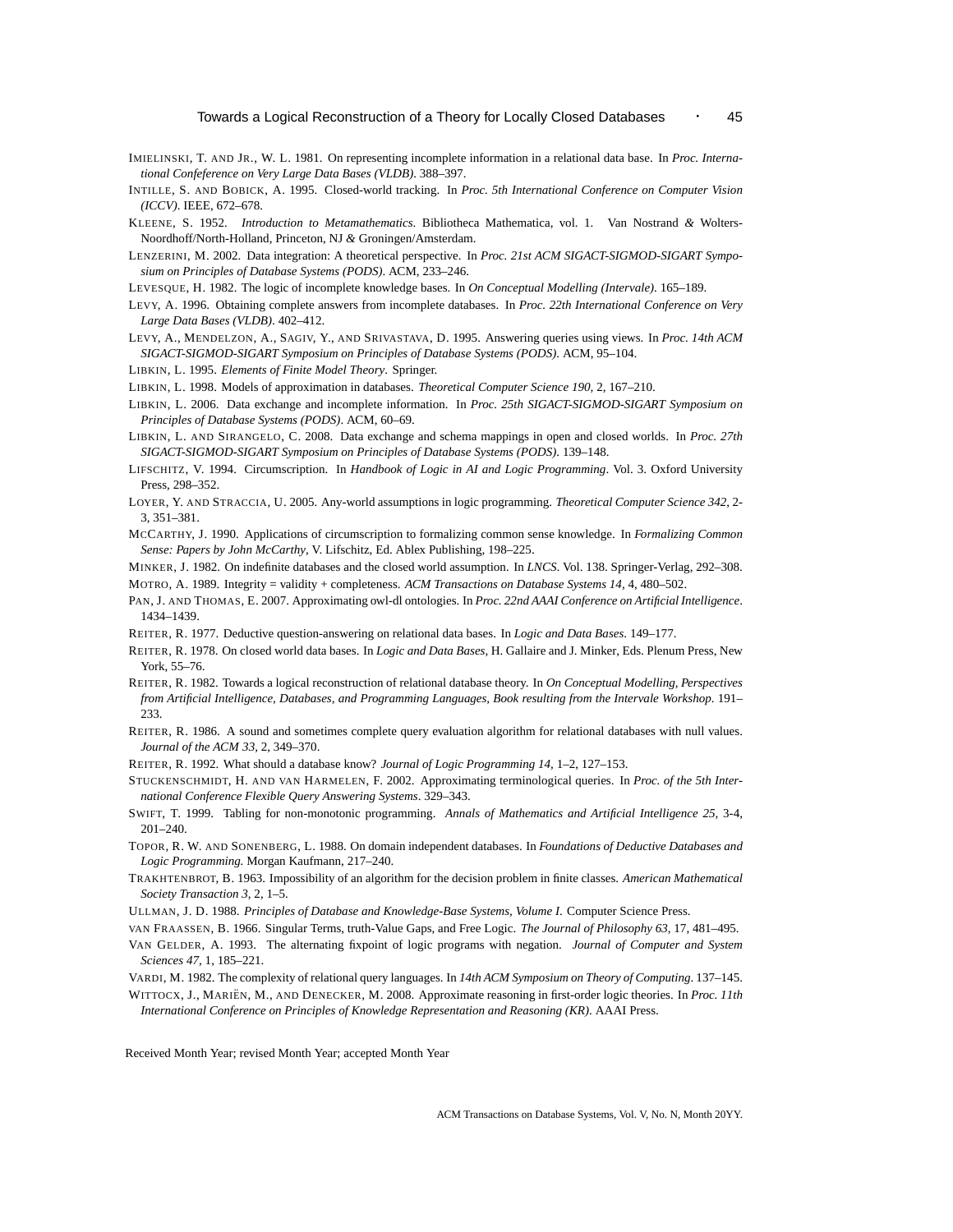IMIELINSKI, T. AND JR., W. L. 1981. On representing incomplete information in a relational data base. In *Proc. International Confeference on Very Large Data Bases (VLDB)*. 388–397.

INTILLE, S. AND BOBICK, A. 1995. Closed-world tracking. In *Proc. 5th International Conference on Computer Vision (ICCV)*. IEEE, 672–678.

KLEENE, S. 1952. *Introduction to Metamathematics*. Bibliotheca Mathematica, vol. 1. Van Nostrand & Wolters-Noordhoff/North-Holland, Princeton, NJ & Groningen/Amsterdam.

LENZERINI, M. 2002. Data integration: A theoretical perspective. In *Proc. 21st ACM SIGACT-SIGMOD-SIGART Symposium on Principles of Database Systems (PODS)*. ACM, 233–246.

LEVESQUE, H. 1982. The logic of incomplete knowledge bases. In *On Conceptual Modelling (Intervale)*. 165–189.

LEVY, A. 1996. Obtaining complete answers from incomplete databases. In *Proc. 22th International Conference on Very Large Data Bases (VLDB)*. 402–412.

LEVY, A., MENDELZON, A., SAGIV, Y., AND SRIVASTAVA, D. 1995. Answering queries using views. In *Proc. 14th ACM SIGACT-SIGMOD-SIGART Symposium on Principles of Database Systems (PODS)*. ACM, 95–104.

LIBKIN, L. 1995. *Elements of Finite Model Theory*. Springer.

LIBKIN, L. 1998. Models of approximation in databases. *Theoretical Computer Science 190*, 2, 167–210.

LIBKIN, L. 2006. Data exchange and incomplete information. In *Proc. 25th SIGACT-SIGMOD-SIGART Symposium on Principles of Database Systems (PODS)*. ACM, 60–69.

LIBKIN, L. AND SIRANGELO, C. 2008. Data exchange and schema mappings in open and closed worlds. In *Proc. 27th SIGACT-SIGMOD-SIGART Symposium on Principles of Database Systems (PODS)*. 139–148.

LIFSCHITZ, V. 1994. Circumscription. In *Handbook of Logic in AI and Logic Programming*. Vol. 3. Oxford University Press, 298–352.

LOYER, Y. AND STRACCIA, U. 2005. Any-world assumptions in logic programming. *Theoretical Computer Science 342*, 2-3, 351–381.

MCCARTHY, J. 1990. Applications of circumscription to formalizing common sense knowledge. In *Formalizing Common Sense: Papers by John McCarthy*, V. Lifschitz, Ed. Ablex Publishing, 198–225.

MINKER, J. 1982. On indefinite databases and the closed world assumption. In *LNCS*. Vol. 138. Springer-Verlag, 292–308.

MOTRO, A. 1989. Integrity = validity + completeness. *ACM Transactions on Database Systems 14*, 4, 480–502.

PAN, J. AND THOMAS, E. 2007. Approximating owl-dl ontologies. In *Proc. 22nd AAAI Conference on Artificial Intelligence*. 1434–1439.

REITER, R. 1977. Deductive question-answering on relational data bases. In *Logic and Data Bases*. 149–177.

REITER, R. 1978. On closed world data bases. In *Logic and Data Bases*, H. Gallaire and J. Minker, Eds. Plenum Press, New York, 55–76.

REITER, R. 1982. Towards a logical reconstruction of relational database theory. In *On Conceptual Modelling, Perspectives from Artificial Intelligence, Databases, and Programming Languages, Book resulting from the Intervale Workshop*. 191–233.

REITER, R. 1986. A sound and sometimes complete query evaluation algorithm for relational databases with null values. *Journal of the ACM 33*, 2, 349–370.

REITER, R. 1992. What should a database know? *Journal of Logic Programming 14*, 1–2, 127–153.

STUCKENSCHMIDT, H. AND VAN HARMELEN, F. 2002. Approximating terminological queries. In *Proc. of the 5th International Conference Flexible Query Answering Systems*. 329–343.

SWIFT, T. 1999. Tabling for non-monotonic programming. *Annals of Mathematics and Artificial Intelligence 25*, 3-4, 201–240.

TOPOR, R. W. AND SONENBERG, L. 1988. On domain independent databases. In *Foundations of Deductive Databases and Logic Programming.* Morgan Kaufmann, 217–240.

TRAKHTENBROT, B. 1963. Impossibility of an algorithm for the decision problem in finite classes. *American Mathematical Society Transaction 3*, 2, 1–5.

ULLMAN, J. D. 1988. *Principles of Database and Knowledge-Base Systems, Volume I.* Computer Science Press.

VAN FRAASSEN, B. 1966. Singular Terms, truth-Value Gaps, and Free Logic. *The Journal of Philosophy 63*, 17, 481–495.

VAN GELDER, A. 1993. The alternating fixpoint of logic programs with negation. *Journal of Computer and System Sciences 47*, 1, 185–221.

VARDI, M. 1982. The complexity of relational query languages. In *14th ACM Symposium on Theory of Computing*. 137–145.

WITTOCX, J., MARIËN, M., AND DENECKER, M. 2008. Approximate reasoning in first-order logic theories. In *Proc. 11th International Conference on Principles of Knowledge Representation and Reasoning (KR)*. AAAI Press.

Received Month Year; revised Month Year; accepted Month Year